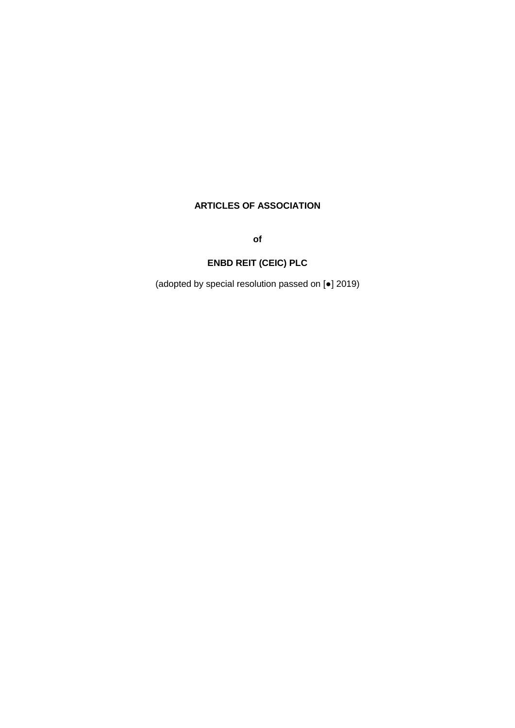**ARTICLES OF ASSOCIATION**

**of**

**ENBD REIT (CEIC) PLC**

(adopted by special resolution passed on [●] 2019)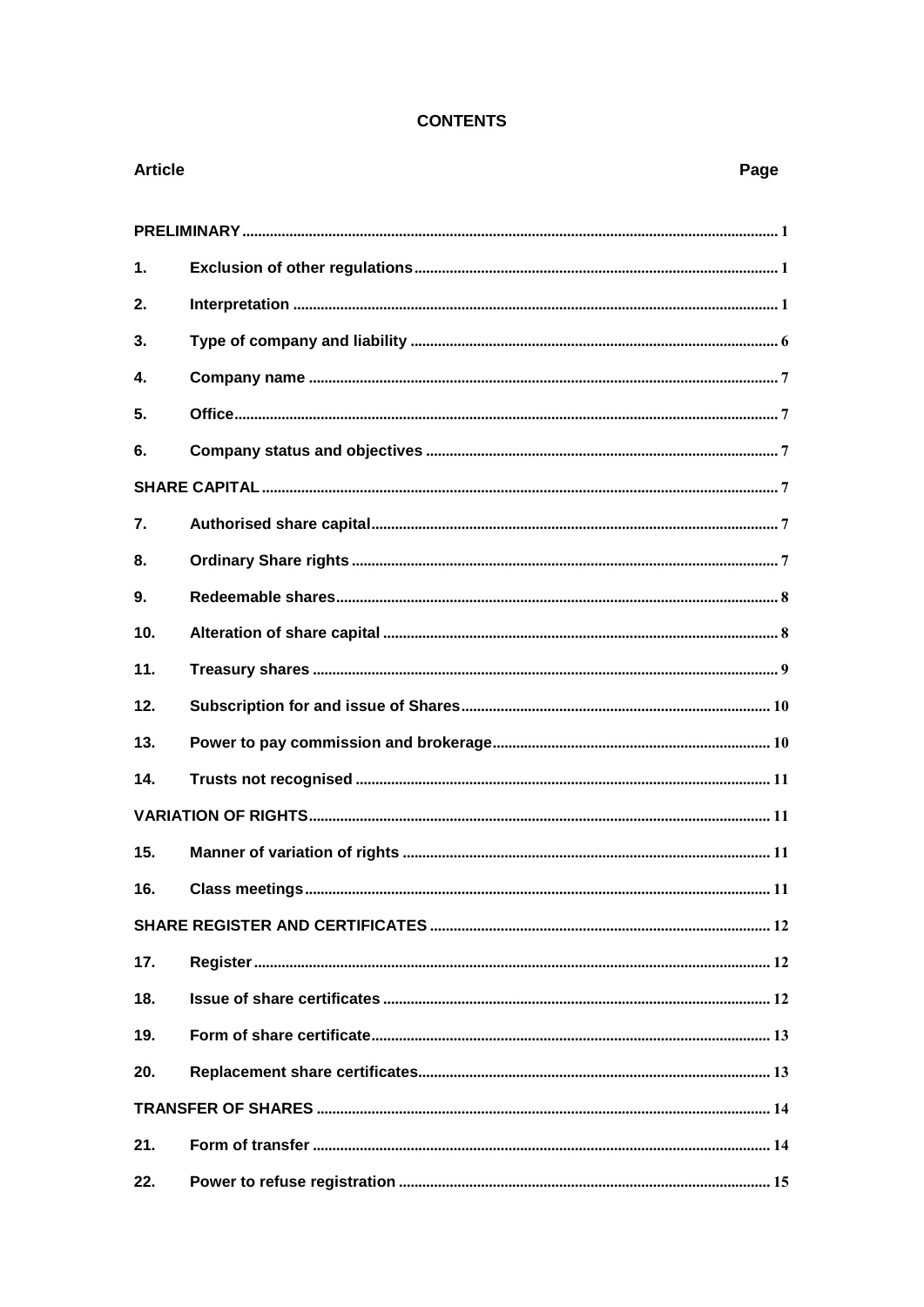# CONTENTS

| Article | | Page |
|---|---|---|
| **PRELIMINARY** | | 1 |
| 1. | **Exclusion of other regulations** | 1 |
| 2. | **Interpretation** | 1 |
| 3. | **Type of company and liability** | 6 |
| 4. | **Company name** | 7 |
| 5. | **Office** | 7 |
| 6. | **Company status and objectives** | 7 |
| **SHARE CAPITAL** | | 7 |
| 7. | **Authorised share capital** | 7 |
| 8. | **Ordinary Share rights** | 7 |
| 9. | **Redeemable shares** | 8 |
| 10. | **Alteration of share capital** | 8 |
| 11. | **Treasury shares** | 9 |
| 12. | **Subscription for and issue of Shares** | 10 |
| 13. | **Power to pay commission and brokerage** | 10 |
| 14. | **Trusts not recognised** | 11 |
| **VARIATION OF RIGHTS** | | 11 |
| 15. | **Manner of variation of rights** | 11 |
| 16. | **Class meetings** | 11 |
| **SHARE REGISTER AND CERTIFICATES** | | 12 |
| 17. | **Register** | 12 |
| 18. | **Issue of share certificates** | 12 |
| 19. | **Form of share certificate** | 13 |
| 20. | **Replacement share certificates** | 13 |
| **TRANSFER OF SHARES** | | 14 |
| 21. | **Form of transfer** | 14 |
| 22. | **Power to refuse registration** | 15 |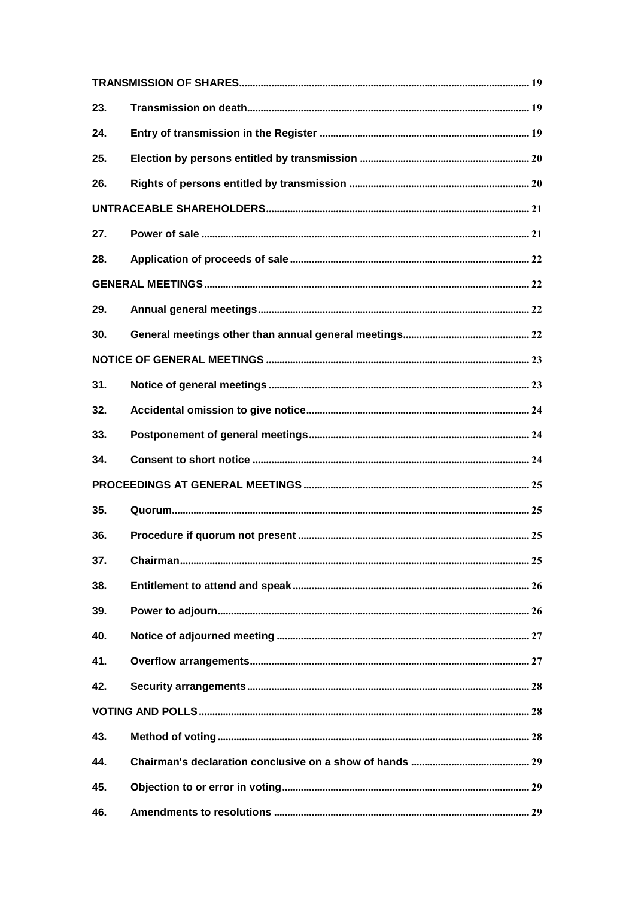| | | |
|---|---|---|
| **TRANSMISSION OF SHARES** | | **19** |
| **23.** | **Transmission on death** | **19** |
| **24.** | **Entry of transmission in the Register** | **19** |
| **25.** | **Election by persons entitled by transmission** | **20** |
| **26.** | **Rights of persons entitled by transmission** | **20** |
| **UNTRACEABLE SHAREHOLDERS** | | **21** |
| **27.** | **Power of sale** | **21** |
| **28.** | **Application of proceeds of sale** | **22** |
| **GENERAL MEETINGS** | | **22** |
| **29.** | **Annual general meetings** | **22** |
| **30.** | **General meetings other than annual general meetings** | **22** |
| **NOTICE OF GENERAL MEETINGS** | | **23** |
| **31.** | **Notice of general meetings** | **23** |
| **32.** | **Accidental omission to give notice** | **24** |
| **33.** | **Postponement of general meetings** | **24** |
| **34.** | **Consent to short notice** | **24** |
| **PROCEEDINGS AT GENERAL MEETINGS** | | **25** |
| **35.** | **Quorum** | **25** |
| **36.** | **Procedure if quorum not present** | **25** |
| **37.** | **Chairman** | **25** |
| **38.** | **Entitlement to attend and speak** | **26** |
| **39.** | **Power to adjourn** | **26** |
| **40.** | **Notice of adjourned meeting** | **27** |
| **41.** | **Overflow arrangements** | **27** |
| **42.** | **Security arrangements** | **28** |
| **VOTING AND POLLS** | | **28** |
| **43.** | **Method of voting** | **28** |
| **44.** | **Chairman's declaration conclusive on a show of hands** | **29** |
| **45.** | **Objection to or error in voting** | **29** |
| **46.** | **Amendments to resolutions** | **29** |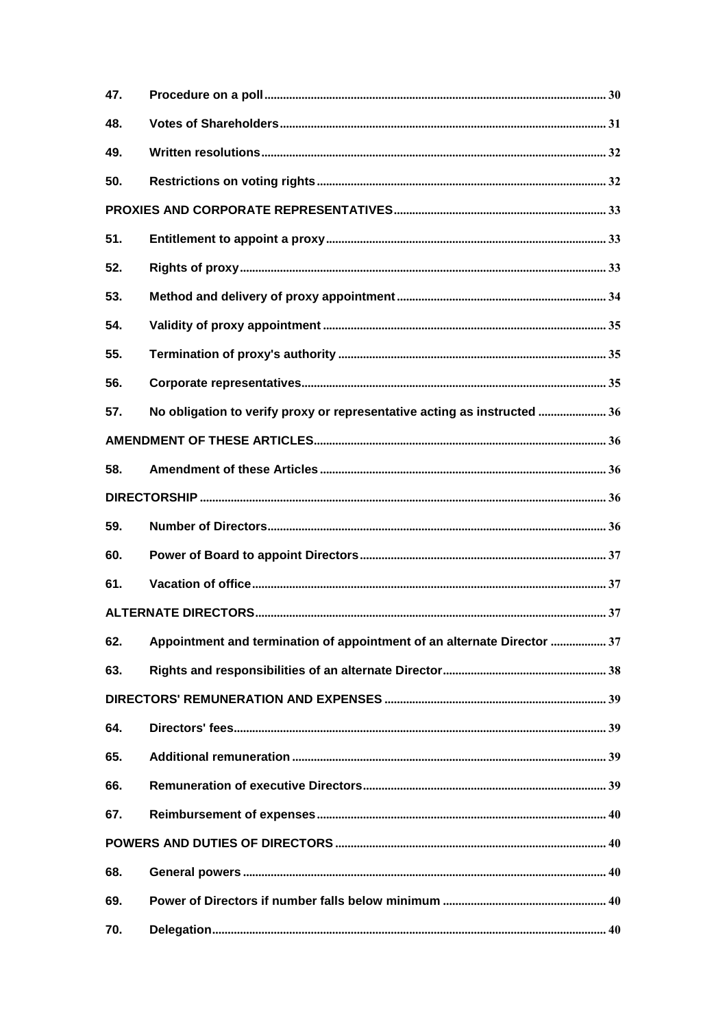| | | |
|---|---|---|
| 47. | **Procedure on a poll** | 30 |
| 48. | **Votes of Shareholders** | 31 |
| 49. | **Written resolutions** | 32 |
| 50. | **Restrictions on voting rights** | 32 |
| **PROXIES AND CORPORATE REPRESENTATIVES** | | 33 |
| 51. | **Entitlement to appoint a proxy** | 33 |
| 52. | **Rights of proxy** | 33 |
| 53. | **Method and delivery of proxy appointment** | 34 |
| 54. | **Validity of proxy appointment** | 35 |
| 55. | **Termination of proxy's authority** | 35 |
| 56. | **Corporate representatives** | 35 |
| 57. | **No obligation to verify proxy or representative acting as instructed** | 36 |
| **AMENDMENT OF THESE ARTICLES** | | 36 |
| 58. | **Amendment of these Articles** | 36 |
| **DIRECTORSHIP** | | 36 |
| 59. | **Number of Directors** | 36 |
| 60. | **Power of Board to appoint Directors** | 37 |
| 61. | **Vacation of office** | 37 |
| **ALTERNATE DIRECTORS** | | 37 |
| 62. | **Appointment and termination of appointment of an alternate Director** | 37 |
| 63. | **Rights and responsibilities of an alternate Director** | 38 |
| **DIRECTORS' REMUNERATION AND EXPENSES** | | 39 |
| 64. | **Directors' fees** | 39 |
| 65. | **Additional remuneration** | 39 |
| 66. | **Remuneration of executive Directors** | 39 |
| 67. | **Reimbursement of expenses** | 40 |
| **POWERS AND DUTIES OF DIRECTORS** | | 40 |
| 68. | **General powers** | 40 |
| 69. | **Power of Directors if number falls below minimum** | 40 |
| 70. | **Delegation** | 40 |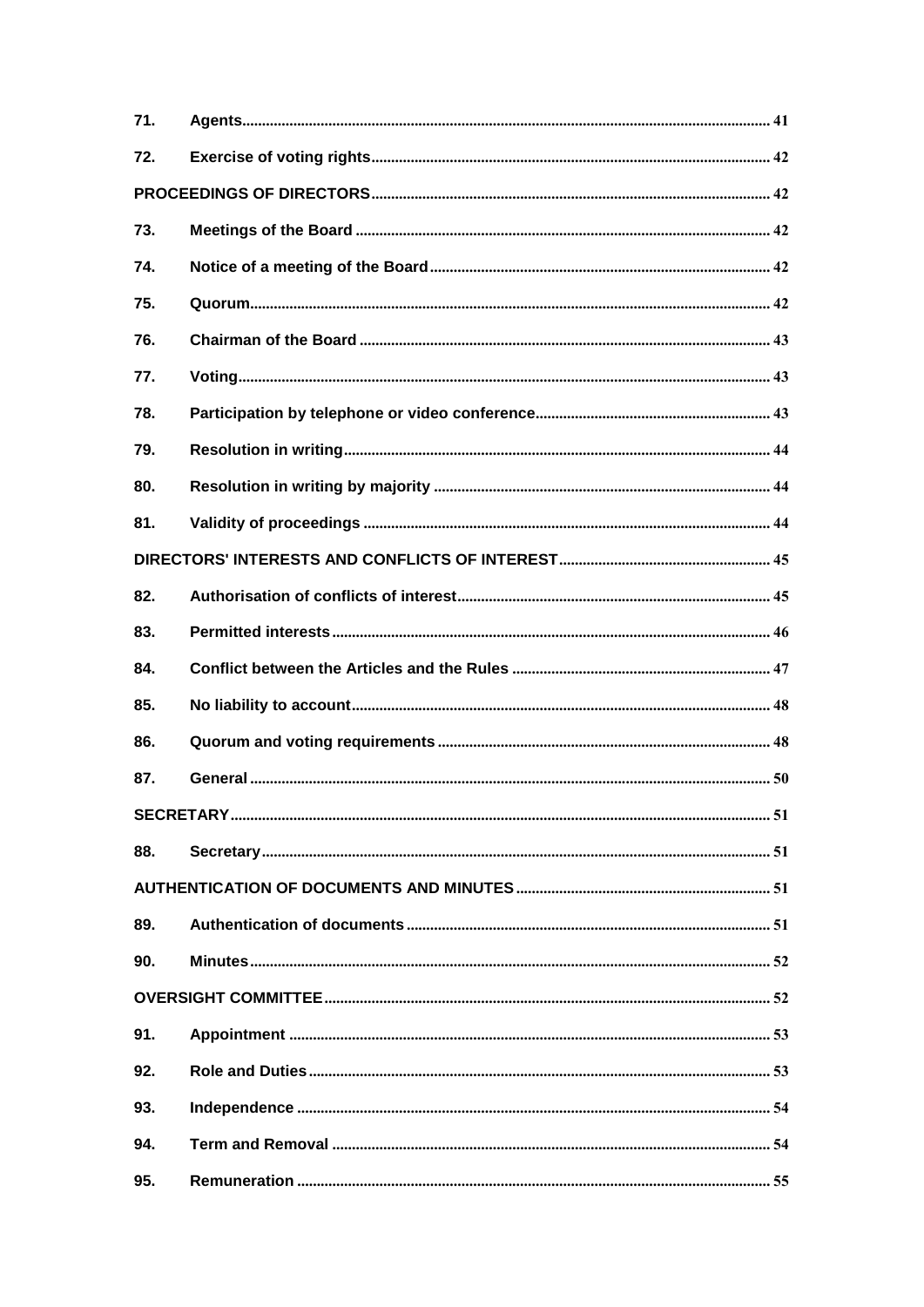| | | |
|---|---|---|
| 71. | Agents | 41 |
| 72. | Exercise of voting rights | 42 |
| | PROCEEDINGS OF DIRECTORS | 42 |
| 73. | Meetings of the Board | 42 |
| 74. | Notice of a meeting of the Board | 42 |
| 75. | Quorum | 42 |
| 76. | Chairman of the Board | 43 |
| 77. | Voting | 43 |
| 78. | Participation by telephone or video conference | 43 |
| 79. | Resolution in writing | 44 |
| 80. | Resolution in writing by majority | 44 |
| 81. | Validity of proceedings | 44 |
| | DIRECTORS' INTERESTS AND CONFLICTS OF INTEREST | 45 |
| 82. | Authorisation of conflicts of interest | 45 |
| 83. | Permitted interests | 46 |
| 84. | Conflict between the Articles and the Rules | 47 |
| 85. | No liability to account | 48 |
| 86. | Quorum and voting requirements | 48 |
| 87. | General | 50 |
| | SECRETARY | 51 |
| 88. | Secretary | 51 |
| | AUTHENTICATION OF DOCUMENTS AND MINUTES | 51 |
| 89. | Authentication of documents | 51 |
| 90. | Minutes | 52 |
| | OVERSIGHT COMMITTEE | 52 |
| 91. | Appointment | 53 |
| 92. | Role and Duties | 53 |
| 93. | Independence | 54 |
| 94. | Term and Removal | 54 |
| 95. | Remuneration | 55 |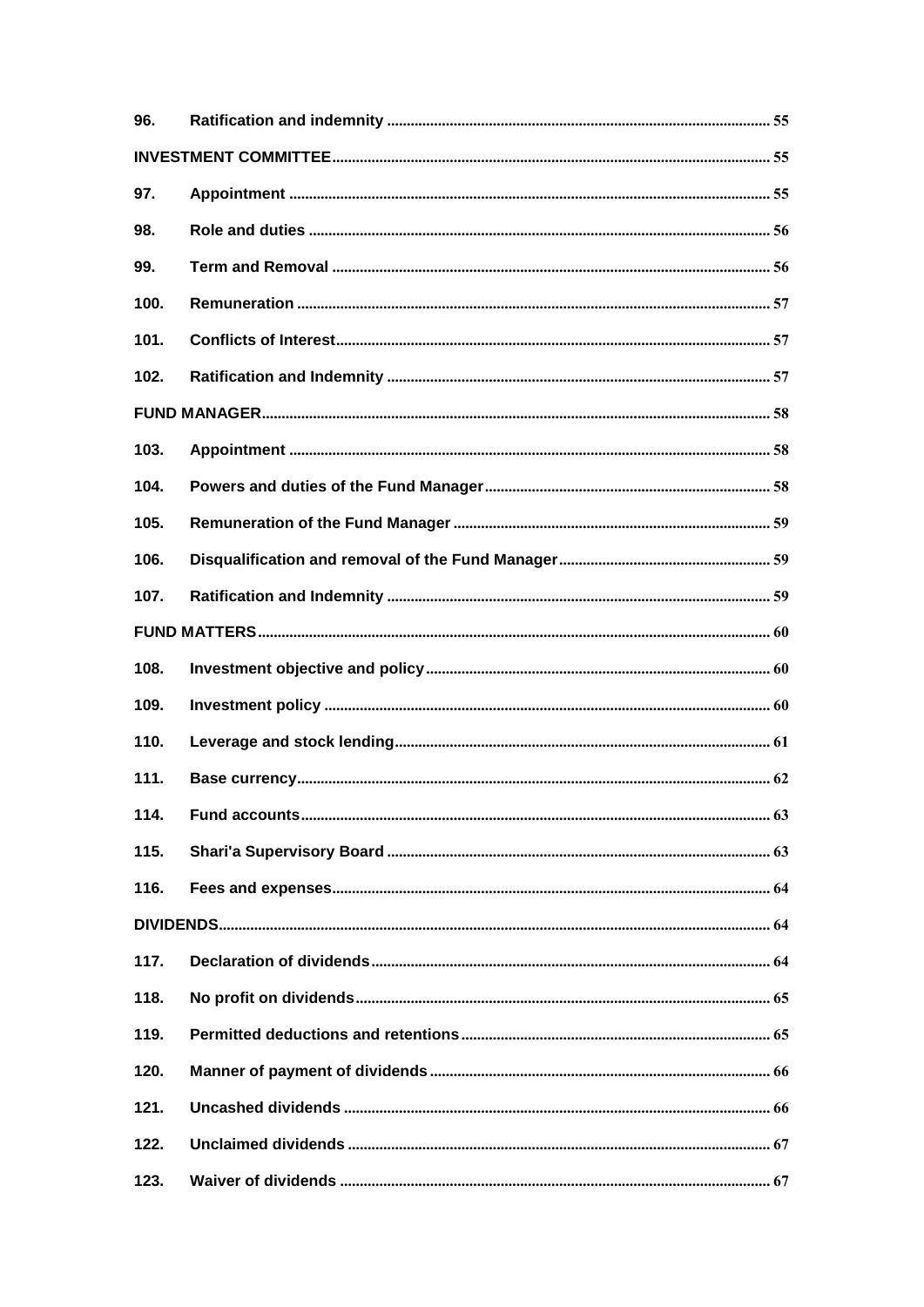| | | |
|---|---|---|
| 96. | Ratification and indemnity | 55 |
| INVESTMENT COMMITTEE | | 55 |
| 97. | Appointment | 55 |
| 98. | Role and duties | 56 |
| 99. | Term and Removal | 56 |
| 100. | Remuneration | 57 |
| 101. | Conflicts of Interest | 57 |
| 102. | Ratification and Indemnity | 57 |
| FUND MANAGER | | 58 |
| 103. | Appointment | 58 |
| 104. | Powers and duties of the Fund Manager | 58 |
| 105. | Remuneration of the Fund Manager | 59 |
| 106. | Disqualification and removal of the Fund Manager | 59 |
| 107. | Ratification and Indemnity | 59 |
| FUND MATTERS | | 60 |
| 108. | Investment objective and policy | 60 |
| 109. | Investment policy | 60 |
| 110. | Leverage and stock lending | 61 |
| 111. | Base currency | 62 |
| 114. | Fund accounts | 63 |
| 115. | Shari'a Supervisory Board | 63 |
| 116. | Fees and expenses | 64 |
| DIVIDENDS | | 64 |
| 117. | Declaration of dividends | 64 |
| 118. | No profit on dividends | 65 |
| 119. | Permitted deductions and retentions | 65 |
| 120. | Manner of payment of dividends | 66 |
| 121. | Uncashed dividends | 66 |
| 122. | Unclaimed dividends | 67 |
| 123. | Waiver of dividends | 67 |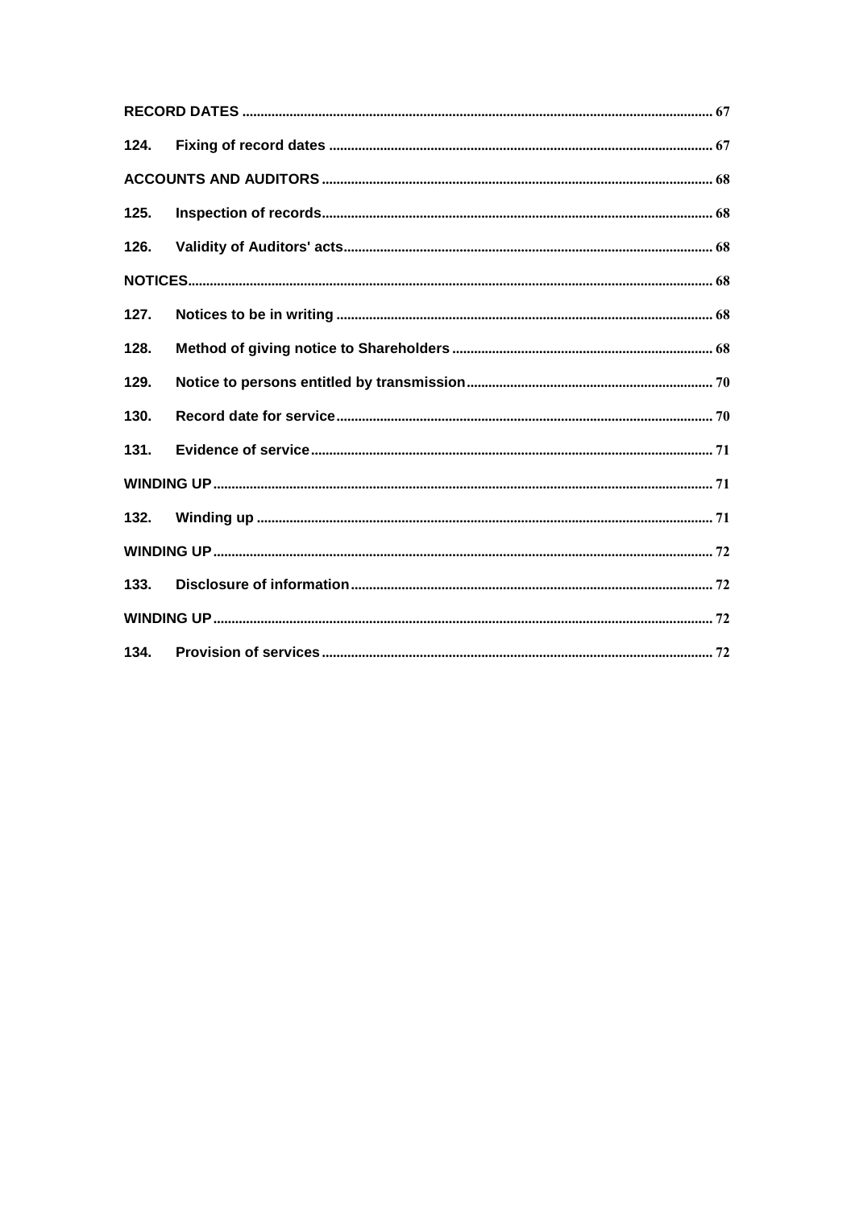| | | |
|---|---|---|
| **RECORD DATES** | | 67 |
| **124.** | **Fixing of record dates** | 67 |
| **ACCOUNTS AND AUDITORS** | | 68 |
| **125.** | **Inspection of records** | 68 |
| **126.** | **Validity of Auditors' acts** | 68 |
| **NOTICES** | | 68 |
| **127.** | **Notices to be in writing** | 68 |
| **128.** | **Method of giving notice to Shareholders** | 68 |
| **129.** | **Notice to persons entitled by transmission** | 70 |
| **130.** | **Record date for service** | 70 |
| **131.** | **Evidence of service** | 71 |
| **WINDING UP** | | 71 |
| **132.** | **Winding up** | 71 |
| **WINDING UP** | | 72 |
| **133.** | **Disclosure of information** | 72 |
| **WINDING UP** | | 72 |
| **134.** | **Provision of services** | 72 |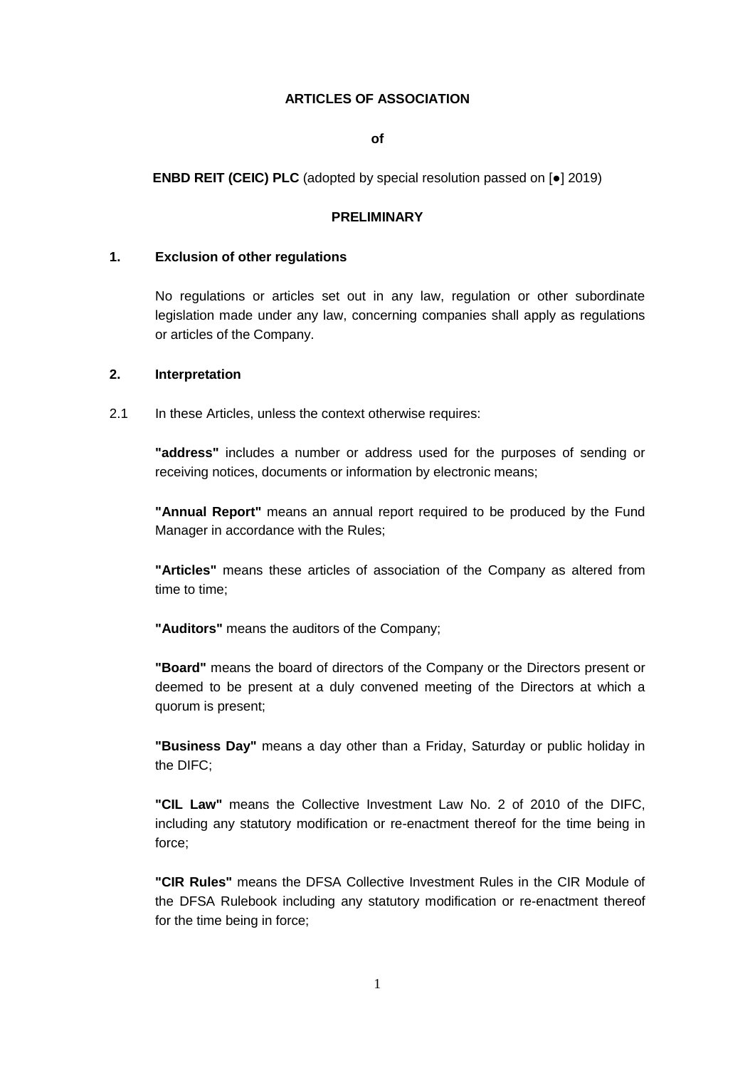**ARTICLES OF ASSOCIATION**

**of**

**ENBD REIT (CEIC) PLC** (adopted by special resolution passed on [●] 2019)

**PRELIMINARY**

**1. Exclusion of other regulations**

No regulations or articles set out in any law, regulation or other subordinate legislation made under any law, concerning companies shall apply as regulations or articles of the Company.

**2. Interpretation**

2.1 In these Articles, unless the context otherwise requires:

**"address"** includes a number or address used for the purposes of sending or receiving notices, documents or information by electronic means;

**"Annual Report"** means an annual report required to be produced by the Fund Manager in accordance with the Rules;

**"Articles"** means these articles of association of the Company as altered from time to time;

**"Auditors"** means the auditors of the Company;

**"Board"** means the board of directors of the Company or the Directors present or deemed to be present at a duly convened meeting of the Directors at which a quorum is present;

**"Business Day"** means a day other than a Friday, Saturday or public holiday in the DIFC;

**"CIL Law"** means the Collective Investment Law No. 2 of 2010 of the DIFC, including any statutory modification or re-enactment thereof for the time being in force;

**"CIR Rules"** means the DFSA Collective Investment Rules in the CIR Module of the DFSA Rulebook including any statutory modification or re-enactment thereof for the time being in force;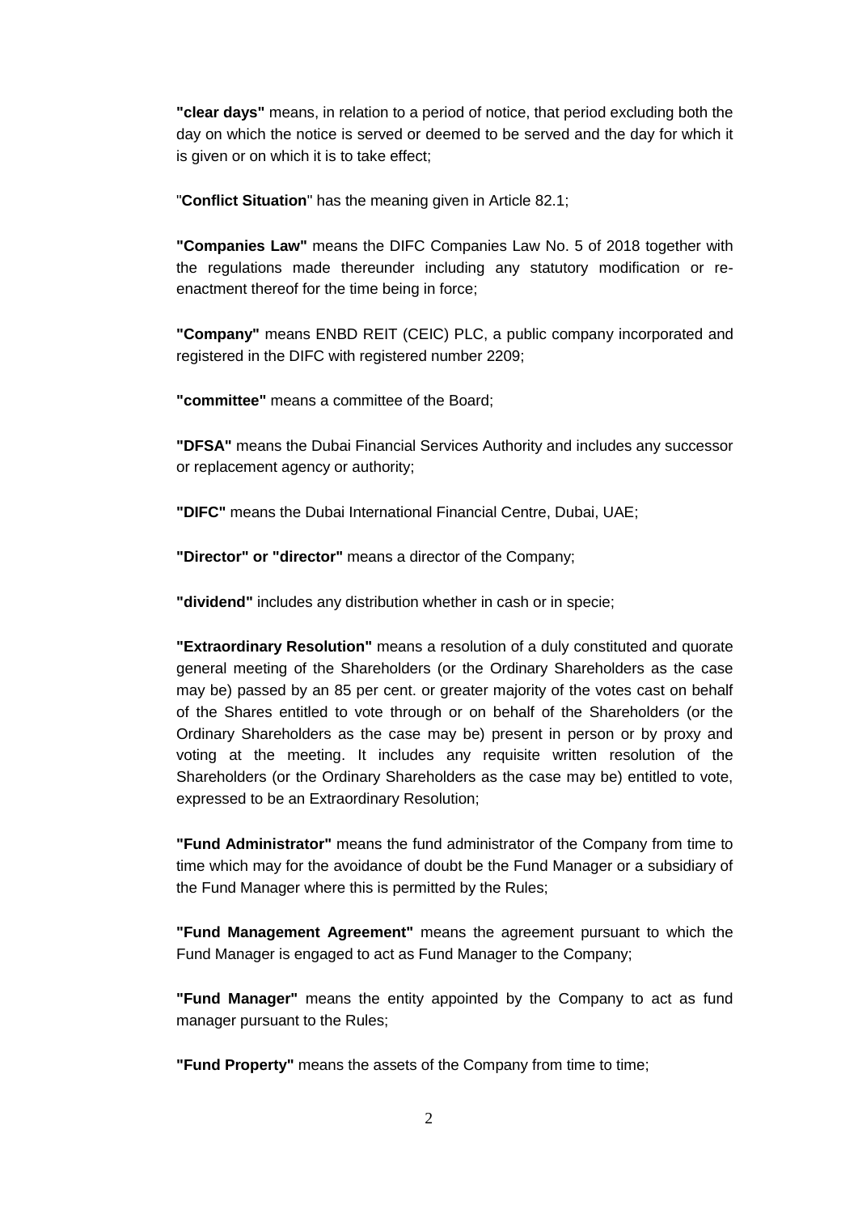**"clear days"** means, in relation to a period of notice, that period excluding both the day on which the notice is served or deemed to be served and the day for which it is given or on which it is to take effect;

"**Conflict Situation**" has the meaning given in Article 82.1;

**"Companies Law"** means the DIFC Companies Law No. 5 of 2018 together with the regulations made thereunder including any statutory modification or re-enactment thereof for the time being in force;

**"Company"** means ENBD REIT (CEIC) PLC, a public company incorporated and registered in the DIFC with registered number 2209;

**"committee"** means a committee of the Board;

**"DFSA"** means the Dubai Financial Services Authority and includes any successor or replacement agency or authority;

**"DIFC"** means the Dubai International Financial Centre, Dubai, UAE;

**"Director" or "director"** means a director of the Company;

**"dividend"** includes any distribution whether in cash or in specie;

**"Extraordinary Resolution"** means a resolution of a duly constituted and quorate general meeting of the Shareholders (or the Ordinary Shareholders as the case may be) passed by an 85 per cent. or greater majority of the votes cast on behalf of the Shares entitled to vote through or on behalf of the Shareholders (or the Ordinary Shareholders as the case may be) present in person or by proxy and voting at the meeting. It includes any requisite written resolution of the Shareholders (or the Ordinary Shareholders as the case may be) entitled to vote, expressed to be an Extraordinary Resolution;

**"Fund Administrator"** means the fund administrator of the Company from time to time which may for the avoidance of doubt be the Fund Manager or a subsidiary of the Fund Manager where this is permitted by the Rules;

**"Fund Management Agreement"** means the agreement pursuant to which the Fund Manager is engaged to act as Fund Manager to the Company;

**"Fund Manager"** means the entity appointed by the Company to act as fund manager pursuant to the Rules;

**"Fund Property"** means the assets of the Company from time to time;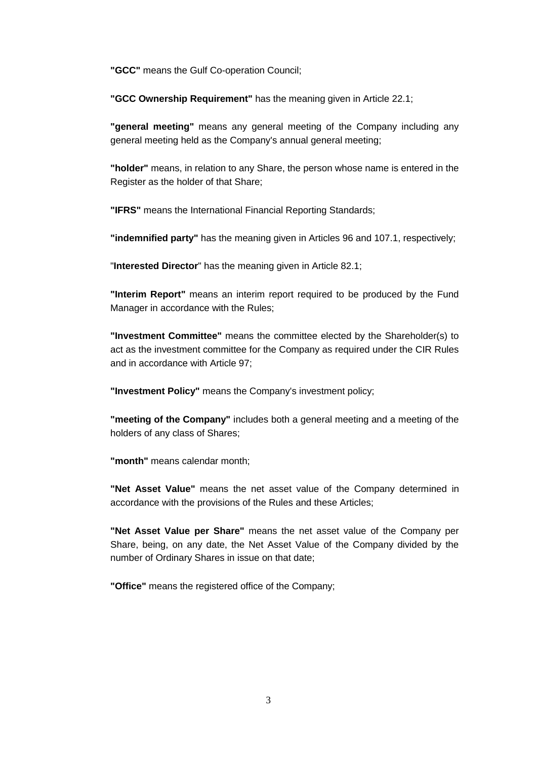**"GCC"** means the Gulf Co-operation Council;

**"GCC Ownership Requirement"** has the meaning given in Article 22.1;

**"general meeting"** means any general meeting of the Company including any general meeting held as the Company's annual general meeting;

**"holder"** means, in relation to any Share, the person whose name is entered in the Register as the holder of that Share;

**"IFRS"** means the International Financial Reporting Standards;

**"indemnified party"** has the meaning given in Articles 96 and 107.1, respectively;

"**Interested Director**" has the meaning given in Article 82.1;

**"Interim Report"** means an interim report required to be produced by the Fund Manager in accordance with the Rules;

**"Investment Committee"** means the committee elected by the Shareholder(s) to act as the investment committee for the Company as required under the CIR Rules and in accordance with Article 97;

**"Investment Policy"** means the Company's investment policy;

**"meeting of the Company"** includes both a general meeting and a meeting of the holders of any class of Shares;

**"month"** means calendar month;

**"Net Asset Value"** means the net asset value of the Company determined in accordance with the provisions of the Rules and these Articles;

**"Net Asset Value per Share"** means the net asset value of the Company per Share, being, on any date, the Net Asset Value of the Company divided by the number of Ordinary Shares in issue on that date;

**"Office"** means the registered office of the Company;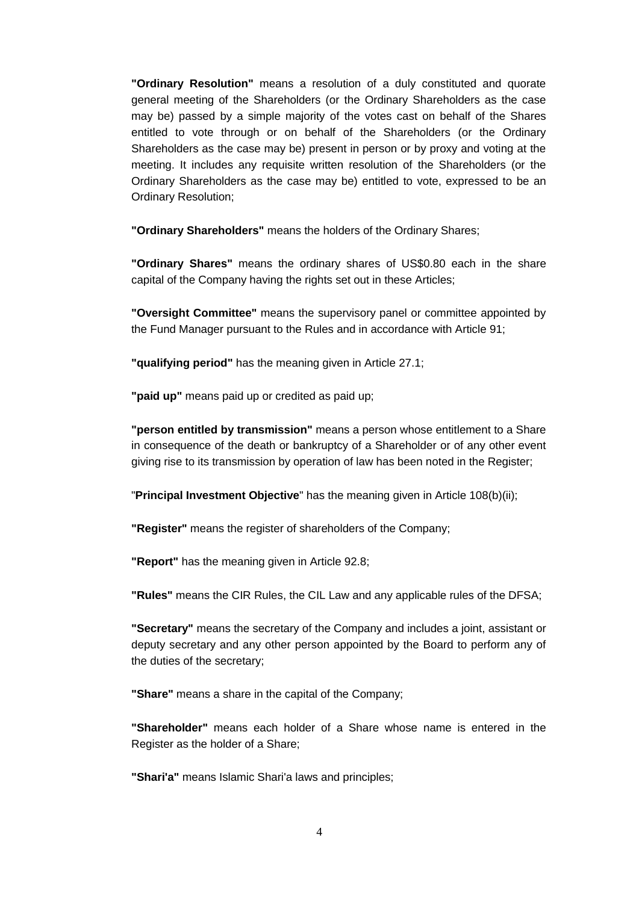**"Ordinary Resolution"** means a resolution of a duly constituted and quorate general meeting of the Shareholders (or the Ordinary Shareholders as the case may be) passed by a simple majority of the votes cast on behalf of the Shares entitled to vote through or on behalf of the Shareholders (or the Ordinary Shareholders as the case may be) present in person or by proxy and voting at the meeting. It includes any requisite written resolution of the Shareholders (or the Ordinary Shareholders as the case may be) entitled to vote, expressed to be an Ordinary Resolution;

**"Ordinary Shareholders"** means the holders of the Ordinary Shares;

**"Ordinary Shares"** means the ordinary shares of US$0.80 each in the share capital of the Company having the rights set out in these Articles;

**"Oversight Committee"** means the supervisory panel or committee appointed by the Fund Manager pursuant to the Rules and in accordance with Article 91;

**"qualifying period"** has the meaning given in Article 27.1;

**"paid up"** means paid up or credited as paid up;

**"person entitled by transmission"** means a person whose entitlement to a Share in consequence of the death or bankruptcy of a Shareholder or of any other event giving rise to its transmission by operation of law has been noted in the Register;

"**Principal Investment Objective**" has the meaning given in Article 108(b)(ii);

**"Register"** means the register of shareholders of the Company;

**"Report"** has the meaning given in Article 92.8;

**"Rules"** means the CIR Rules, the CIL Law and any applicable rules of the DFSA;

**"Secretary"** means the secretary of the Company and includes a joint, assistant or deputy secretary and any other person appointed by the Board to perform any of the duties of the secretary;

**"Share"** means a share in the capital of the Company;

**"Shareholder"** means each holder of a Share whose name is entered in the Register as the holder of a Share;

**"Shari'a"** means Islamic Shari'a laws and principles;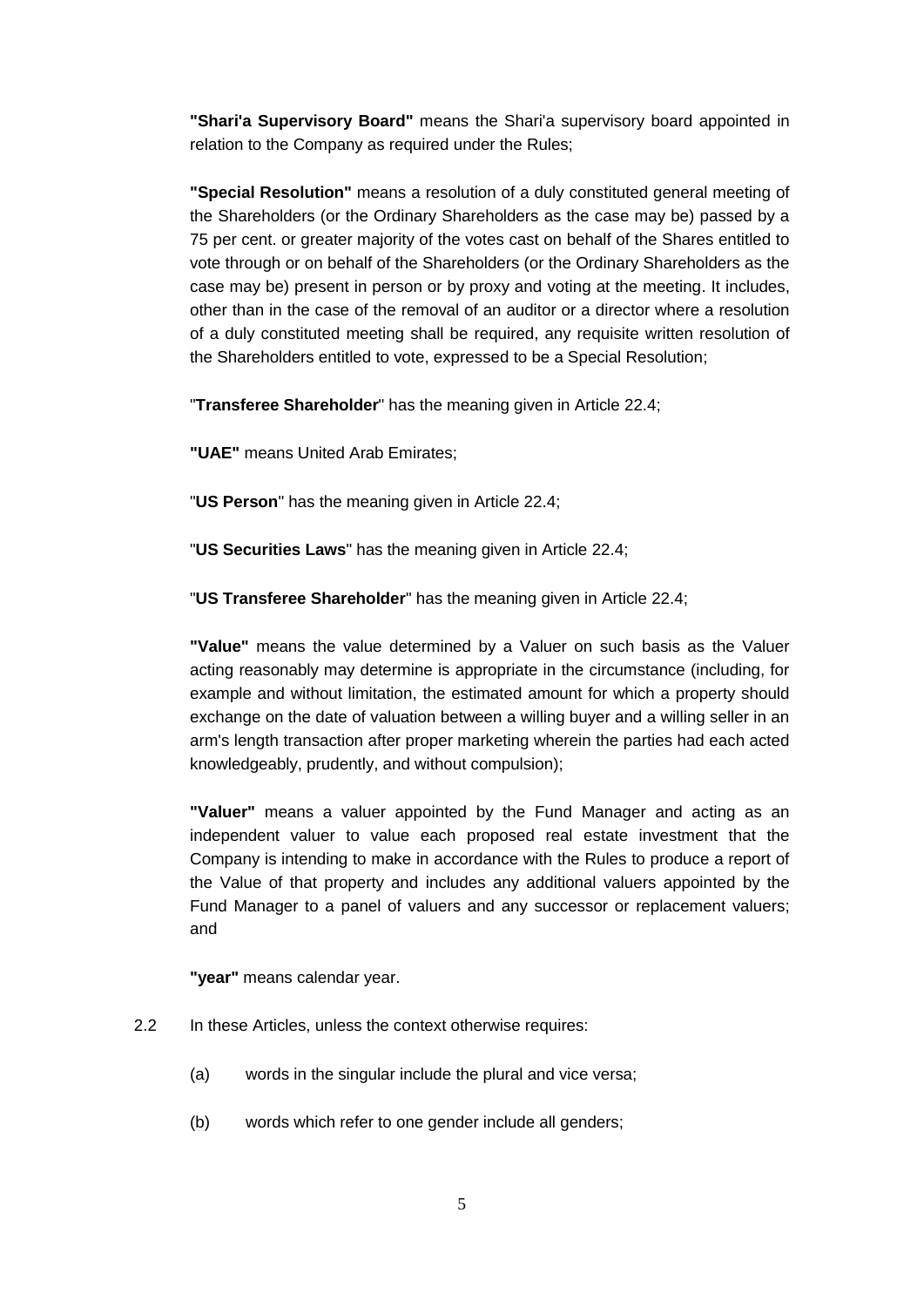**"Shari'a Supervisory Board"** means the Shari'a supervisory board appointed in relation to the Company as required under the Rules;

**"Special Resolution"** means a resolution of a duly constituted general meeting of the Shareholders (or the Ordinary Shareholders as the case may be) passed by a 75 per cent. or greater majority of the votes cast on behalf of the Shares entitled to vote through or on behalf of the Shareholders (or the Ordinary Shareholders as the case may be) present in person or by proxy and voting at the meeting. It includes, other than in the case of the removal of an auditor or a director where a resolution of a duly constituted meeting shall be required, any requisite written resolution of the Shareholders entitled to vote, expressed to be a Special Resolution;

"**Transferee Shareholder**" has the meaning given in Article 22.4;

**"UAE"** means United Arab Emirates;

"**US Person**" has the meaning given in Article 22.4;

"**US Securities Laws**" has the meaning given in Article 22.4;

"**US Transferee Shareholder**" has the meaning given in Article 22.4;

**"Value"** means the value determined by a Valuer on such basis as the Valuer acting reasonably may determine is appropriate in the circumstance (including, for example and without limitation, the estimated amount for which a property should exchange on the date of valuation between a willing buyer and a willing seller in an arm's length transaction after proper marketing wherein the parties had each acted knowledgeably, prudently, and without compulsion);

**"Valuer"** means a valuer appointed by the Fund Manager and acting as an independent valuer to value each proposed real estate investment that the Company is intending to make in accordance with the Rules to produce a report of the Value of that property and includes any additional valuers appointed by the Fund Manager to a panel of valuers and any successor or replacement valuers; and

**"year"** means calendar year.

2.2 In these Articles, unless the context otherwise requires:

(a) words in the singular include the plural and vice versa;

(b) words which refer to one gender include all genders;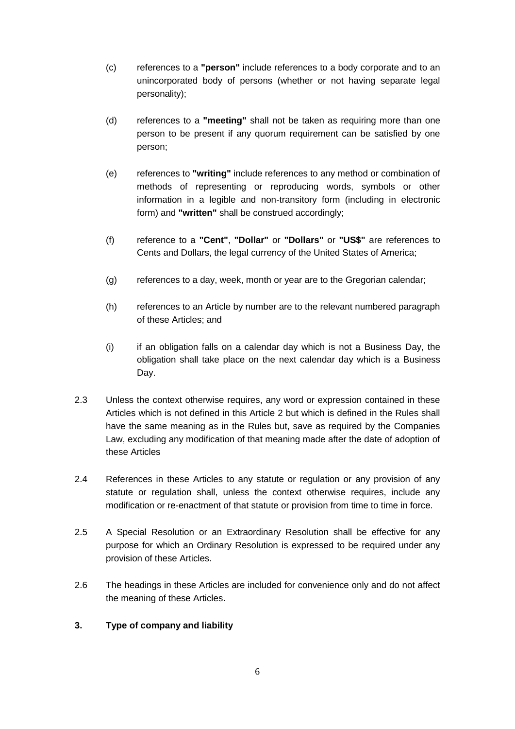(c) references to a **"person"** include references to a body corporate and to an unincorporated body of persons (whether or not having separate legal personality);

(d) references to a **"meeting"** shall not be taken as requiring more than one person to be present if any quorum requirement can be satisfied by one person;

(e) references to **"writing"** include references to any method or combination of methods of representing or reproducing words, symbols or other information in a legible and non-transitory form (including in electronic form) and **"written"** shall be construed accordingly;

(f) reference to a **"Cent"**, **"Dollar"** or **"Dollars"** or **"US$"** are references to Cents and Dollars, the legal currency of the United States of America;

(g) references to a day, week, month or year are to the Gregorian calendar;

(h) references to an Article by number are to the relevant numbered paragraph of these Articles; and

(i) if an obligation falls on a calendar day which is not a Business Day, the obligation shall take place on the next calendar day which is a Business Day.

2.3 Unless the context otherwise requires, any word or expression contained in these Articles which is not defined in this Article 2 but which is defined in the Rules shall have the same meaning as in the Rules but, save as required by the Companies Law, excluding any modification of that meaning made after the date of adoption of these Articles

2.4 References in these Articles to any statute or regulation or any provision of any statute or regulation shall, unless the context otherwise requires, include any modification or re-enactment of that statute or provision from time to time in force.

2.5 A Special Resolution or an Extraordinary Resolution shall be effective for any purpose for which an Ordinary Resolution is expressed to be required under any provision of these Articles.

2.6 The headings in these Articles are included for convenience only and do not affect the meaning of these Articles.

### 3. Type of company and liability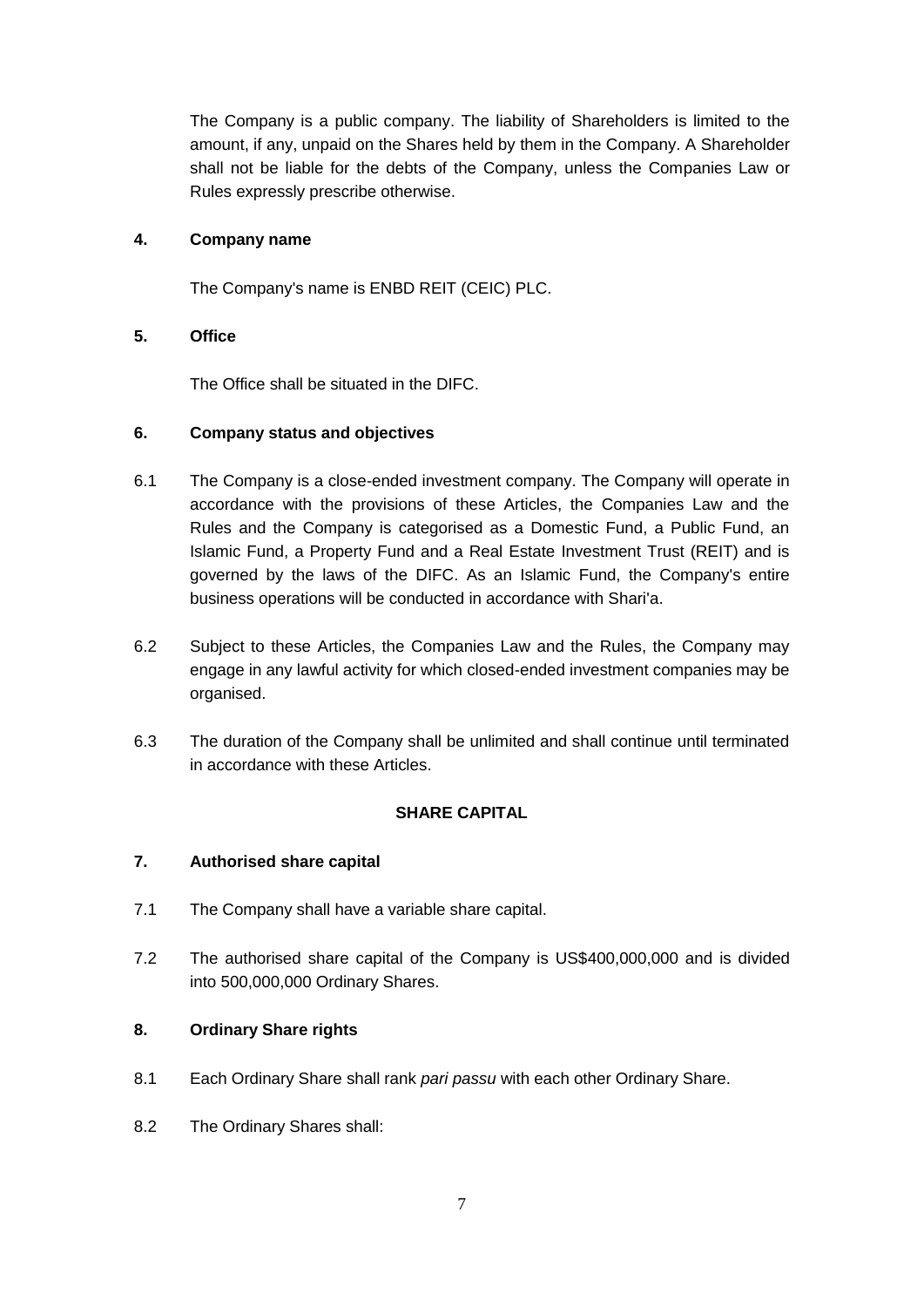The Company is a public company. The liability of Shareholders is limited to the amount, if any, unpaid on the Shares held by them in the Company. A Shareholder shall not be liable for the debts of the Company, unless the Companies Law or Rules expressly prescribe otherwise.

**4. Company name**

The Company's name is ENBD REIT (CEIC) PLC.

**5. Office**

The Office shall be situated in the DIFC.

**6. Company status and objectives**

6.1 The Company is a close-ended investment company. The Company will operate in accordance with the provisions of these Articles, the Companies Law and the Rules and the Company is categorised as a Domestic Fund, a Public Fund, an Islamic Fund, a Property Fund and a Real Estate Investment Trust (REIT) and is governed by the laws of the DIFC. As an Islamic Fund, the Company's entire business operations will be conducted in accordance with Shari'a.

6.2 Subject to these Articles, the Companies Law and the Rules, the Company may engage in any lawful activity for which closed-ended investment companies may be organised.

6.3 The duration of the Company shall be unlimited and shall continue until terminated in accordance with these Articles.

**SHARE CAPITAL**

**7. Authorised share capital**

7.1 The Company shall have a variable share capital.

7.2 The authorised share capital of the Company is US$400,000,000 and is divided into 500,000,000 Ordinary Shares.

**8. Ordinary Share rights**

8.1 Each Ordinary Share shall rank *pari passu* with each other Ordinary Share.

8.2 The Ordinary Shares shall: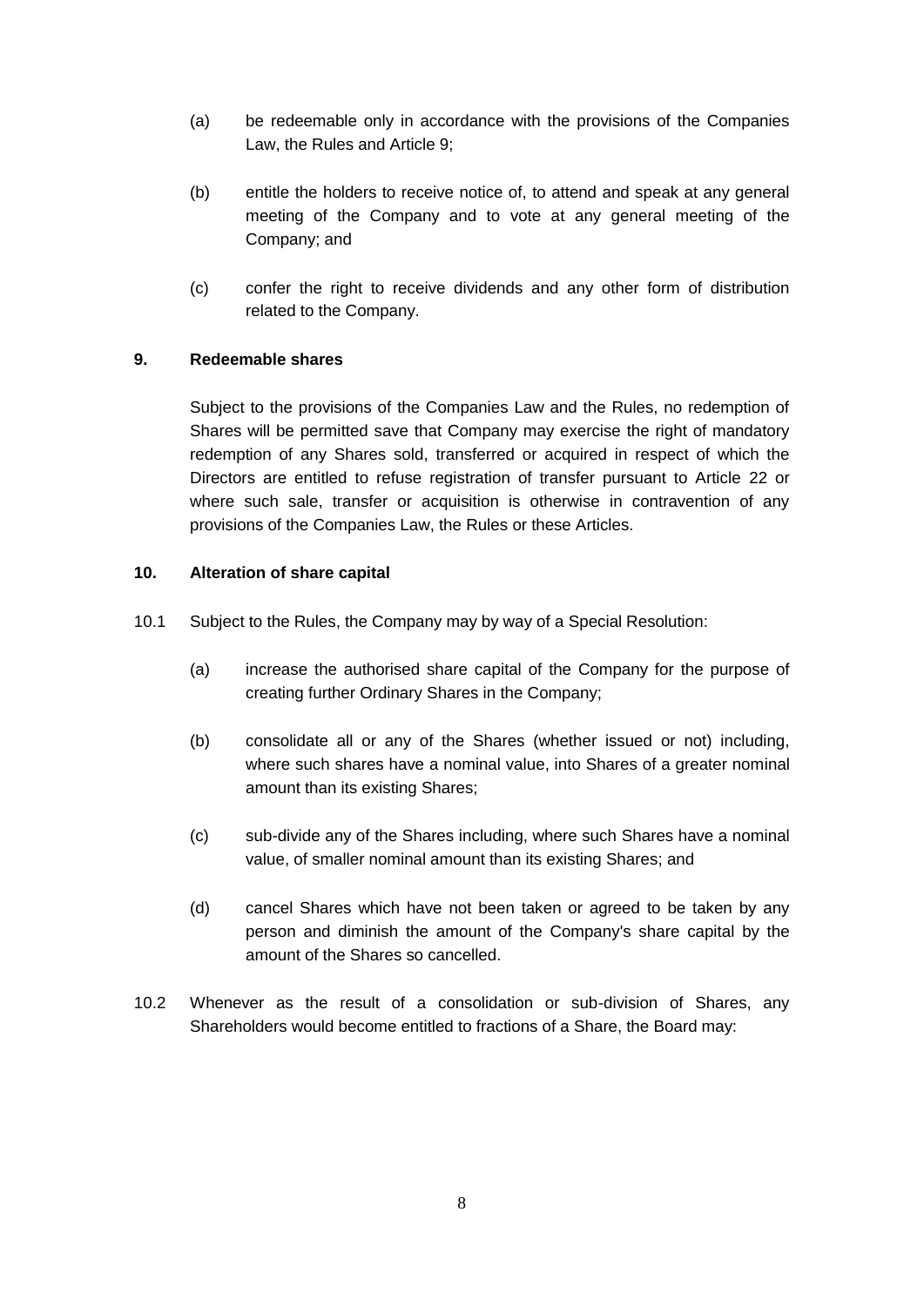(a) be redeemable only in accordance with the provisions of the Companies Law, the Rules and Article 9;

(b) entitle the holders to receive notice of, to attend and speak at any general meeting of the Company and to vote at any general meeting of the Company; and

(c) confer the right to receive dividends and any other form of distribution related to the Company.

**9. Redeemable shares**

Subject to the provisions of the Companies Law and the Rules, no redemption of Shares will be permitted save that Company may exercise the right of mandatory redemption of any Shares sold, transferred or acquired in respect of which the Directors are entitled to refuse registration of transfer pursuant to Article 22 or where such sale, transfer or acquisition is otherwise in contravention of any provisions of the Companies Law, the Rules or these Articles.

**10. Alteration of share capital**

10.1 Subject to the Rules, the Company may by way of a Special Resolution:

(a) increase the authorised share capital of the Company for the purpose of creating further Ordinary Shares in the Company;

(b) consolidate all or any of the Shares (whether issued or not) including, where such shares have a nominal value, into Shares of a greater nominal amount than its existing Shares;

(c) sub-divide any of the Shares including, where such Shares have a nominal value, of smaller nominal amount than its existing Shares; and

(d) cancel Shares which have not been taken or agreed to be taken by any person and diminish the amount of the Company's share capital by the amount of the Shares so cancelled.

10.2 Whenever as the result of a consolidation or sub-division of Shares, any Shareholders would become entitled to fractions of a Share, the Board may: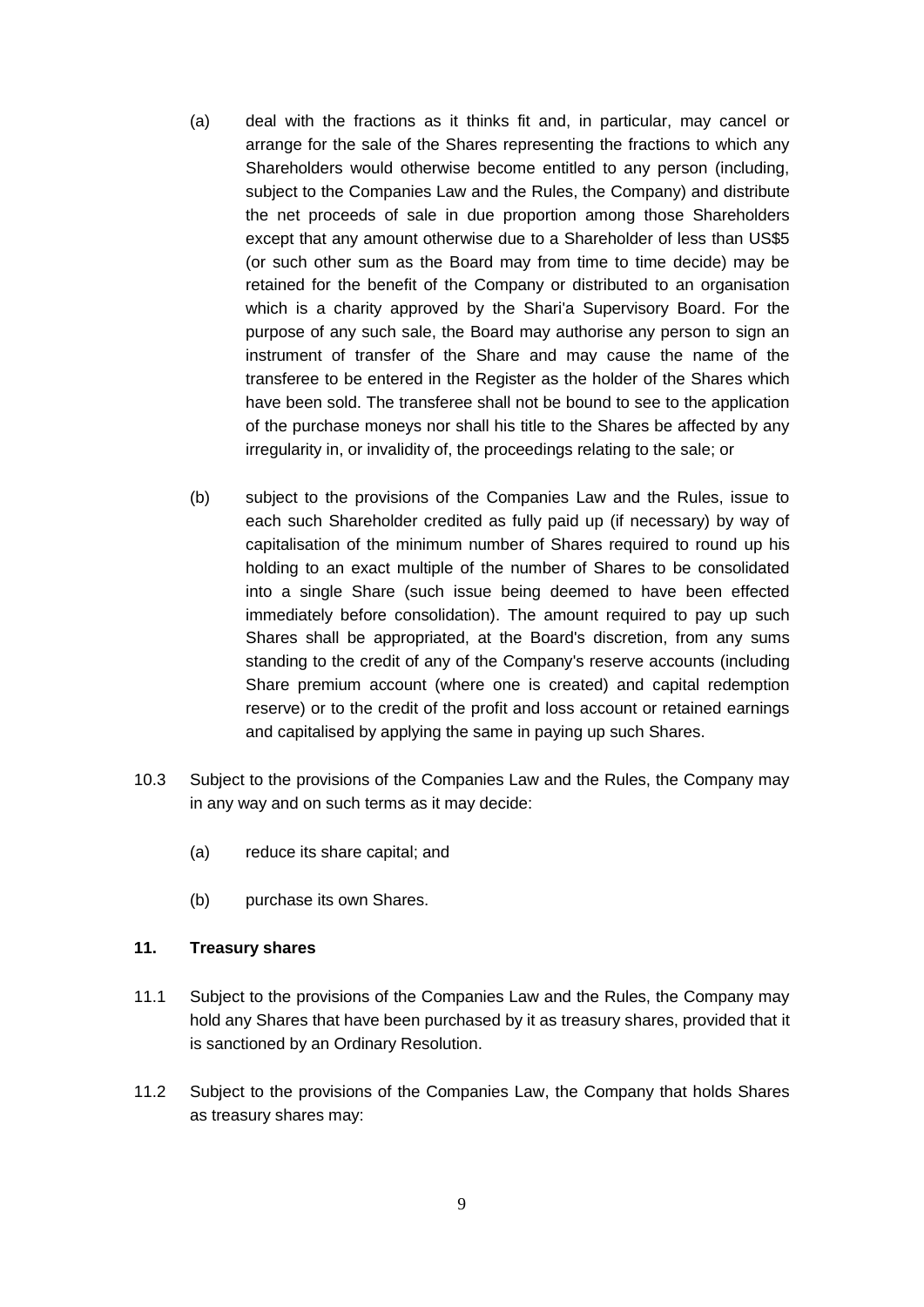(a) deal with the fractions as it thinks fit and, in particular, may cancel or arrange for the sale of the Shares representing the fractions to which any Shareholders would otherwise become entitled to any person (including, subject to the Companies Law and the Rules, the Company) and distribute the net proceeds of sale in due proportion among those Shareholders except that any amount otherwise due to a Shareholder of less than US$5 (or such other sum as the Board may from time to time decide) may be retained for the benefit of the Company or distributed to an organisation which is a charity approved by the Shari'a Supervisory Board. For the purpose of any such sale, the Board may authorise any person to sign an instrument of transfer of the Share and may cause the name of the transferee to be entered in the Register as the holder of the Shares which have been sold. The transferee shall not be bound to see to the application of the purchase moneys nor shall his title to the Shares be affected by any irregularity in, or invalidity of, the proceedings relating to the sale; or

(b) subject to the provisions of the Companies Law and the Rules, issue to each such Shareholder credited as fully paid up (if necessary) by way of capitalisation of the minimum number of Shares required to round up his holding to an exact multiple of the number of Shares to be consolidated into a single Share (such issue being deemed to have been effected immediately before consolidation). The amount required to pay up such Shares shall be appropriated, at the Board's discretion, from any sums standing to the credit of any of the Company's reserve accounts (including Share premium account (where one is created) and capital redemption reserve) or to the credit of the profit and loss account or retained earnings and capitalised by applying the same in paying up such Shares.

10.3 Subject to the provisions of the Companies Law and the Rules, the Company may in any way and on such terms as it may decide:

(a) reduce its share capital; and

(b) purchase its own Shares.

**11. Treasury shares**

11.1 Subject to the provisions of the Companies Law and the Rules, the Company may hold any Shares that have been purchased by it as treasury shares, provided that it is sanctioned by an Ordinary Resolution.

11.2 Subject to the provisions of the Companies Law, the Company that holds Shares as treasury shares may: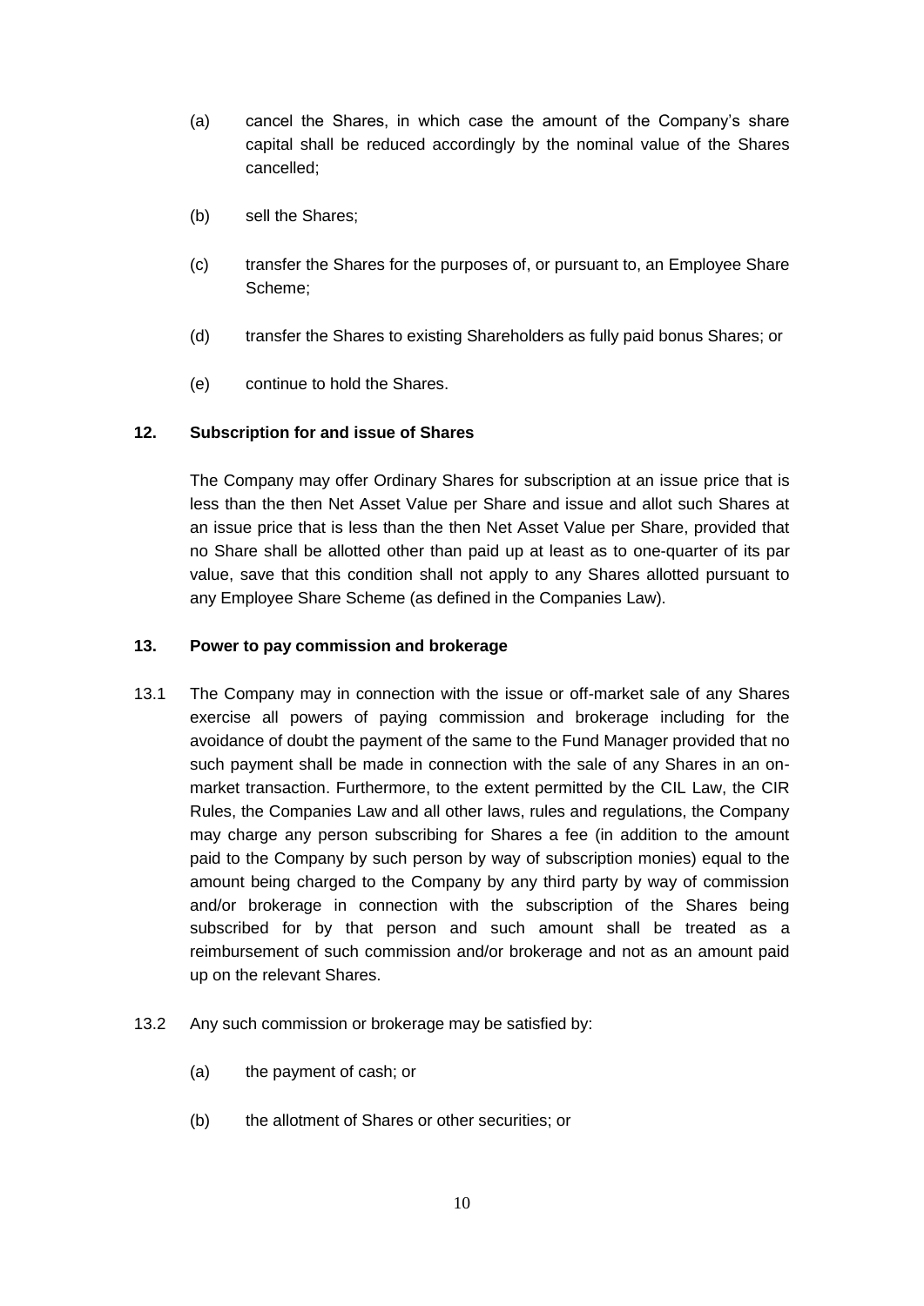(a) cancel the Shares, in which case the amount of the Company's share capital shall be reduced accordingly by the nominal value of the Shares cancelled;

(b) sell the Shares;

(c) transfer the Shares for the purposes of, or pursuant to, an Employee Share Scheme;

(d) transfer the Shares to existing Shareholders as fully paid bonus Shares; or

(e) continue to hold the Shares.

**12. Subscription for and issue of Shares**

The Company may offer Ordinary Shares for subscription at an issue price that is less than the then Net Asset Value per Share and issue and allot such Shares at an issue price that is less than the then Net Asset Value per Share, provided that no Share shall be allotted other than paid up at least as to one-quarter of its par value, save that this condition shall not apply to any Shares allotted pursuant to any Employee Share Scheme (as defined in the Companies Law).

**13. Power to pay commission and brokerage**

13.1 The Company may in connection with the issue or off-market sale of any Shares exercise all powers of paying commission and brokerage including for the avoidance of doubt the payment of the same to the Fund Manager provided that no such payment shall be made in connection with the sale of any Shares in an on-market transaction. Furthermore, to the extent permitted by the CIL Law, the CIR Rules, the Companies Law and all other laws, rules and regulations, the Company may charge any person subscribing for Shares a fee (in addition to the amount paid to the Company by such person by way of subscription monies) equal to the amount being charged to the Company by any third party by way of commission and/or brokerage in connection with the subscription of the Shares being subscribed for by that person and such amount shall be treated as a reimbursement of such commission and/or brokerage and not as an amount paid up on the relevant Shares.

13.2 Any such commission or brokerage may be satisfied by:

(a) the payment of cash; or

(b) the allotment of Shares or other securities; or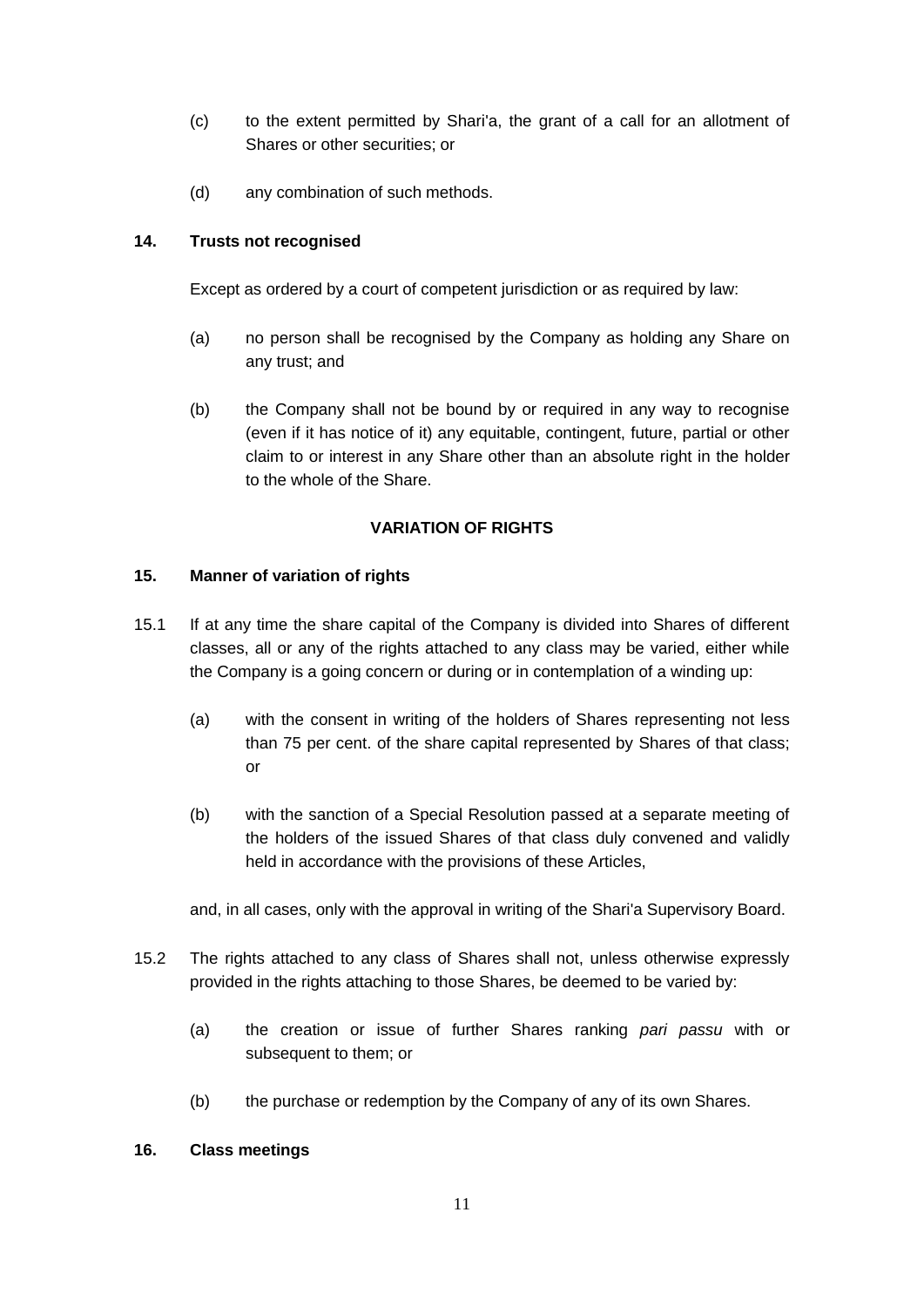(c) to the extent permitted by Shari'a, the grant of a call for an allotment of Shares or other securities; or

(d) any combination of such methods.

**14. Trusts not recognised**

Except as ordered by a court of competent jurisdiction or as required by law:

(a) no person shall be recognised by the Company as holding any Share on any trust; and

(b) the Company shall not be bound by or required in any way to recognise (even if it has notice of it) any equitable, contingent, future, partial or other claim to or interest in any Share other than an absolute right in the holder to the whole of the Share.

## VARIATION OF RIGHTS

**15. Manner of variation of rights**

15.1 If at any time the share capital of the Company is divided into Shares of different classes, all or any of the rights attached to any class may be varied, either while the Company is a going concern or during or in contemplation of a winding up:

(a) with the consent in writing of the holders of Shares representing not less than 75 per cent. of the share capital represented by Shares of that class; or

(b) with the sanction of a Special Resolution passed at a separate meeting of the holders of the issued Shares of that class duly convened and validly held in accordance with the provisions of these Articles,

and, in all cases, only with the approval in writing of the Shari'a Supervisory Board.

15.2 The rights attached to any class of Shares shall not, unless otherwise expressly provided in the rights attaching to those Shares, be deemed to be varied by:

(a) the creation or issue of further Shares ranking *pari passu* with or subsequent to them; or

(b) the purchase or redemption by the Company of any of its own Shares.

**16. Class meetings**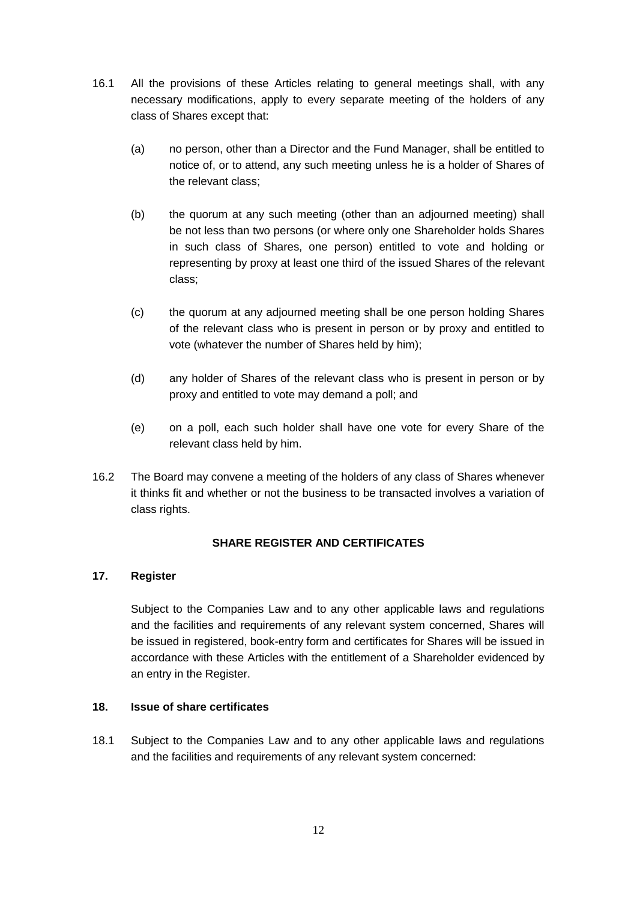16.1 All the provisions of these Articles relating to general meetings shall, with any necessary modifications, apply to every separate meeting of the holders of any class of Shares except that:

(a) no person, other than a Director and the Fund Manager, shall be entitled to notice of, or to attend, any such meeting unless he is a holder of Shares of the relevant class;

(b) the quorum at any such meeting (other than an adjourned meeting) shall be not less than two persons (or where only one Shareholder holds Shares in such class of Shares, one person) entitled to vote and holding or representing by proxy at least one third of the issued Shares of the relevant class;

(c) the quorum at any adjourned meeting shall be one person holding Shares of the relevant class who is present in person or by proxy and entitled to vote (whatever the number of Shares held by him);

(d) any holder of Shares of the relevant class who is present in person or by proxy and entitled to vote may demand a poll; and

(e) on a poll, each such holder shall have one vote for every Share of the relevant class held by him.

16.2 The Board may convene a meeting of the holders of any class of Shares whenever it thinks fit and whether or not the business to be transacted involves a variation of class rights.

## SHARE REGISTER AND CERTIFICATES

### 17. Register

Subject to the Companies Law and to any other applicable laws and regulations and the facilities and requirements of any relevant system concerned, Shares will be issued in registered, book-entry form and certificates for Shares will be issued in accordance with these Articles with the entitlement of a Shareholder evidenced by an entry in the Register.

### 18. Issue of share certificates

18.1 Subject to the Companies Law and to any other applicable laws and regulations and the facilities and requirements of any relevant system concerned: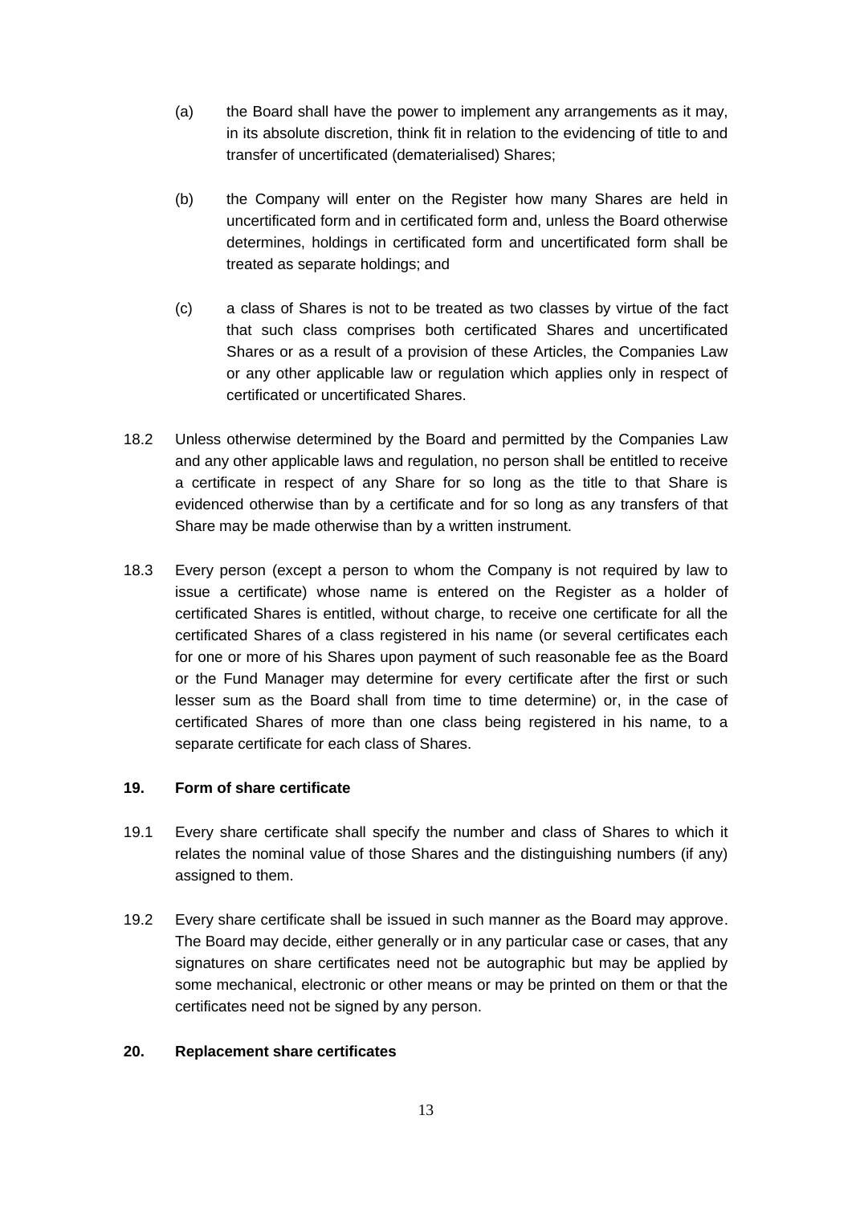(a) the Board shall have the power to implement any arrangements as it may, in its absolute discretion, think fit in relation to the evidencing of title to and transfer of uncertificated (dematerialised) Shares;

(b) the Company will enter on the Register how many Shares are held in uncertificated form and in certificated form and, unless the Board otherwise determines, holdings in certificated form and uncertificated form shall be treated as separate holdings; and

(c) a class of Shares is not to be treated as two classes by virtue of the fact that such class comprises both certificated Shares and uncertificated Shares or as a result of a provision of these Articles, the Companies Law or any other applicable law or regulation which applies only in respect of certificated or uncertificated Shares.

18.2 Unless otherwise determined by the Board and permitted by the Companies Law and any other applicable laws and regulation, no person shall be entitled to receive a certificate in respect of any Share for so long as the title to that Share is evidenced otherwise than by a certificate and for so long as any transfers of that Share may be made otherwise than by a written instrument.

18.3 Every person (except a person to whom the Company is not required by law to issue a certificate) whose name is entered on the Register as a holder of certificated Shares is entitled, without charge, to receive one certificate for all the certificated Shares of a class registered in his name (or several certificates each for one or more of his Shares upon payment of such reasonable fee as the Board or the Fund Manager may determine for every certificate after the first or such lesser sum as the Board shall from time to time determine) or, in the case of certificated Shares of more than one class being registered in his name, to a separate certificate for each class of Shares.

**19. Form of share certificate**

19.1 Every share certificate shall specify the number and class of Shares to which it relates the nominal value of those Shares and the distinguishing numbers (if any) assigned to them.

19.2 Every share certificate shall be issued in such manner as the Board may approve. The Board may decide, either generally or in any particular case or cases, that any signatures on share certificates need not be autographic but may be applied by some mechanical, electronic or other means or may be printed on them or that the certificates need not be signed by any person.

**20. Replacement share certificates**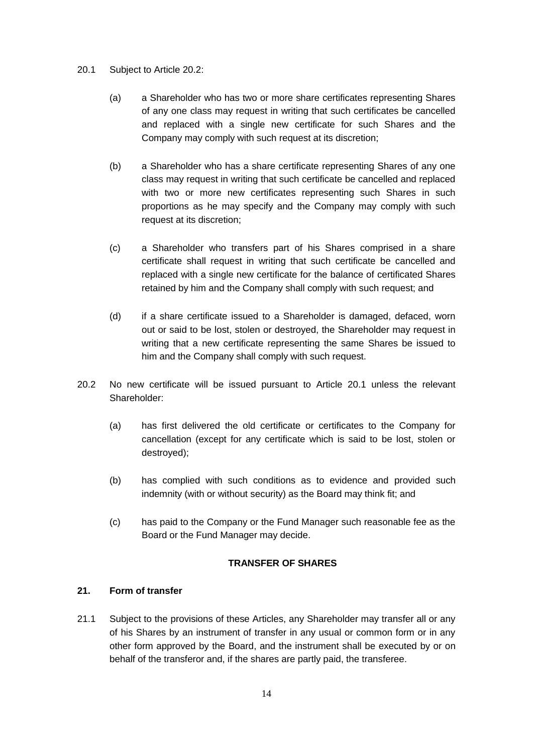20.1 Subject to Article 20.2:

(a) a Shareholder who has two or more share certificates representing Shares of any one class may request in writing that such certificates be cancelled and replaced with a single new certificate for such Shares and the Company may comply with such request at its discretion;

(b) a Shareholder who has a share certificate representing Shares of any one class may request in writing that such certificate be cancelled and replaced with two or more new certificates representing such Shares in such proportions as he may specify and the Company may comply with such request at its discretion;

(c) a Shareholder who transfers part of his Shares comprised in a share certificate shall request in writing that such certificate be cancelled and replaced with a single new certificate for the balance of certificated Shares retained by him and the Company shall comply with such request; and

(d) if a share certificate issued to a Shareholder is damaged, defaced, worn out or said to be lost, stolen or destroyed, the Shareholder may request in writing that a new certificate representing the same Shares be issued to him and the Company shall comply with such request.

20.2 No new certificate will be issued pursuant to Article 20.1 unless the relevant Shareholder:

(a) has first delivered the old certificate or certificates to the Company for cancellation (except for any certificate which is said to be lost, stolen or destroyed);

(b) has complied with such conditions as to evidence and provided such indemnity (with or without security) as the Board may think fit; and

(c) has paid to the Company or the Fund Manager such reasonable fee as the Board or the Fund Manager may decide.

## TRANSFER OF SHARES

### 21. Form of transfer

21.1 Subject to the provisions of these Articles, any Shareholder may transfer all or any of his Shares by an instrument of transfer in any usual or common form or in any other form approved by the Board, and the instrument shall be executed by or on behalf of the transferor and, if the shares are partly paid, the transferee.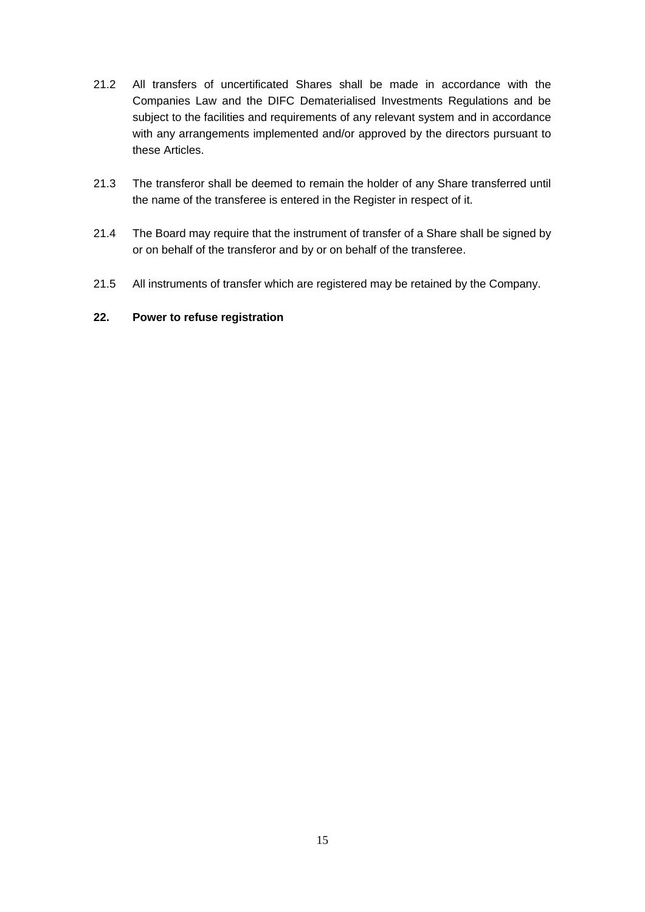21.2 All transfers of uncertificated Shares shall be made in accordance with the Companies Law and the DIFC Dematerialised Investments Regulations and be subject to the facilities and requirements of any relevant system and in accordance with any arrangements implemented and/or approved by the directors pursuant to these Articles.

21.3 The transferor shall be deemed to remain the holder of any Share transferred until the name of the transferee is entered in the Register in respect of it.

21.4 The Board may require that the instrument of transfer of a Share shall be signed by or on behalf of the transferor and by or on behalf of the transferee.

21.5 All instruments of transfer which are registered may be retained by the Company.

**22. Power to refuse registration**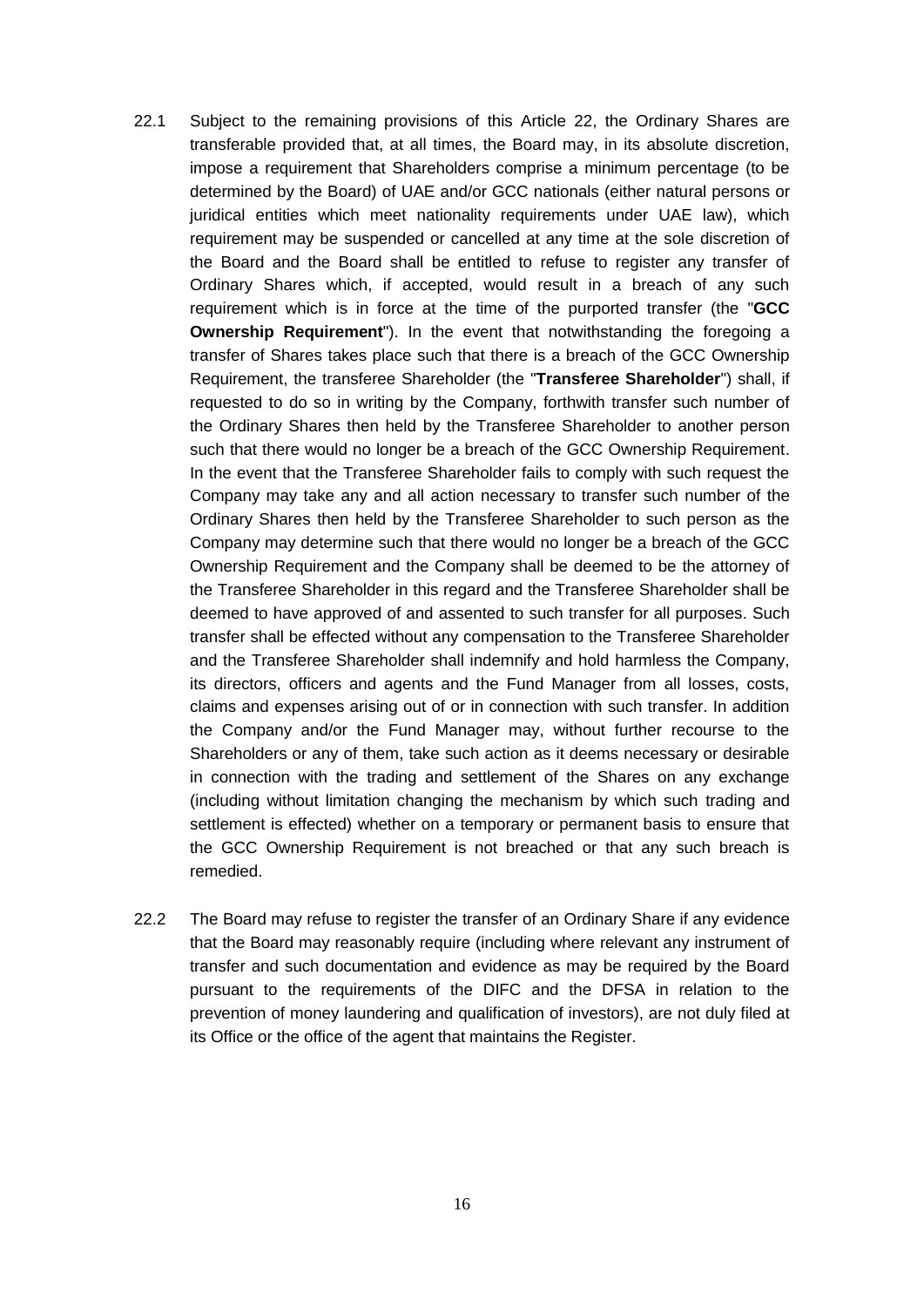22.1 Subject to the remaining provisions of this Article 22, the Ordinary Shares are transferable provided that, at all times, the Board may, in its absolute discretion, impose a requirement that Shareholders comprise a minimum percentage (to be determined by the Board) of UAE and/or GCC nationals (either natural persons or juridical entities which meet nationality requirements under UAE law), which requirement may be suspended or cancelled at any time at the sole discretion of the Board and the Board shall be entitled to refuse to register any transfer of Ordinary Shares which, if accepted, would result in a breach of any such requirement which is in force at the time of the purported transfer (the "**GCC Ownership Requirement**"). In the event that notwithstanding the foregoing a transfer of Shares takes place such that there is a breach of the GCC Ownership Requirement, the transferee Shareholder (the "**Transferee Shareholder**") shall, if requested to do so in writing by the Company, forthwith transfer such number of the Ordinary Shares then held by the Transferee Shareholder to another person such that there would no longer be a breach of the GCC Ownership Requirement. In the event that the Transferee Shareholder fails to comply with such request the Company may take any and all action necessary to transfer such number of the Ordinary Shares then held by the Transferee Shareholder to such person as the Company may determine such that there would no longer be a breach of the GCC Ownership Requirement and the Company shall be deemed to be the attorney of the Transferee Shareholder in this regard and the Transferee Shareholder shall be deemed to have approved of and assented to such transfer for all purposes. Such transfer shall be effected without any compensation to the Transferee Shareholder and the Transferee Shareholder shall indemnify and hold harmless the Company, its directors, officers and agents and the Fund Manager from all losses, costs, claims and expenses arising out of or in connection with such transfer. In addition the Company and/or the Fund Manager may, without further recourse to the Shareholders or any of them, take such action as it deems necessary or desirable in connection with the trading and settlement of the Shares on any exchange (including without limitation changing the mechanism by which such trading and settlement is effected) whether on a temporary or permanent basis to ensure that the GCC Ownership Requirement is not breached or that any such breach is remedied.

22.2 The Board may refuse to register the transfer of an Ordinary Share if any evidence that the Board may reasonably require (including where relevant any instrument of transfer and such documentation and evidence as may be required by the Board pursuant to the requirements of the DIFC and the DFSA in relation to the prevention of money laundering and qualification of investors), are not duly filed at its Office or the office of the agent that maintains the Register.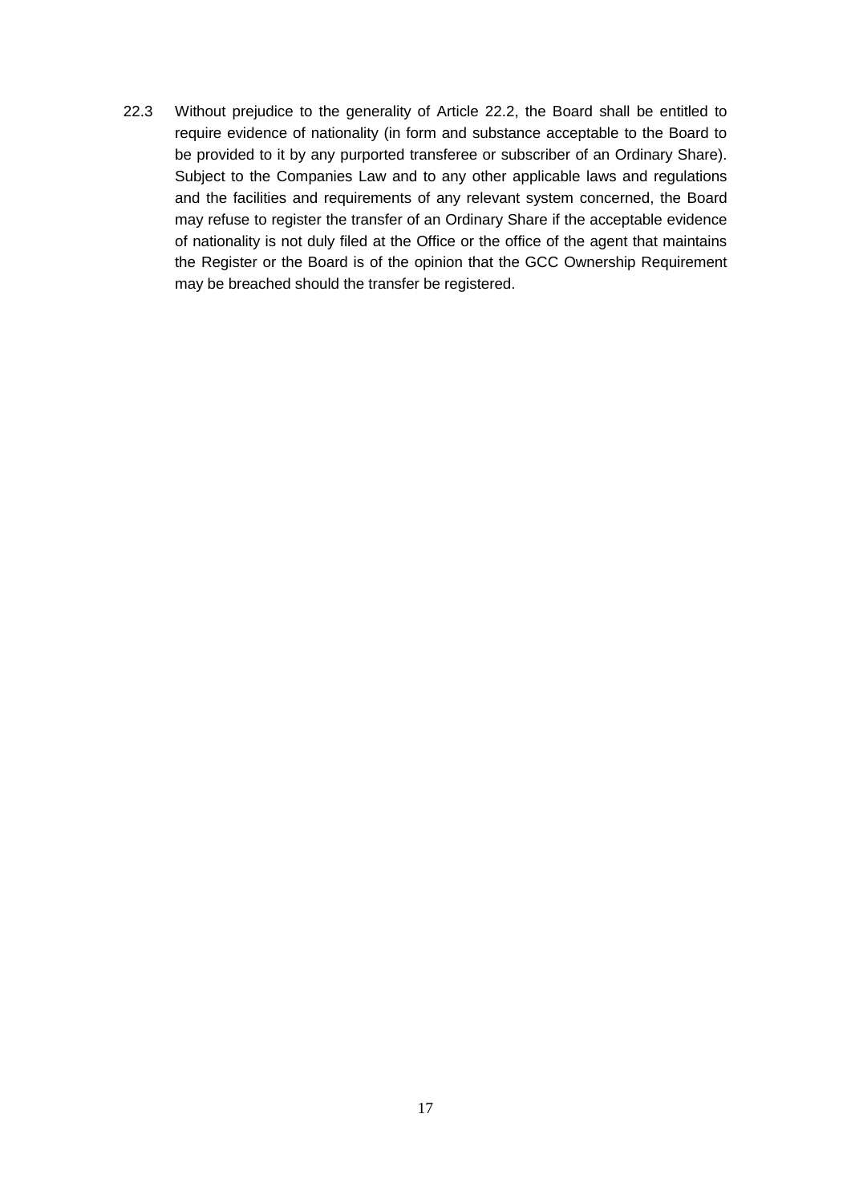22.3 Without prejudice to the generality of Article 22.2, the Board shall be entitled to require evidence of nationality (in form and substance acceptable to the Board to be provided to it by any purported transferee or subscriber of an Ordinary Share). Subject to the Companies Law and to any other applicable laws and regulations and the facilities and requirements of any relevant system concerned, the Board may refuse to register the transfer of an Ordinary Share if the acceptable evidence of nationality is not duly filed at the Office or the office of the agent that maintains the Register or the Board is of the opinion that the GCC Ownership Requirement may be breached should the transfer be registered.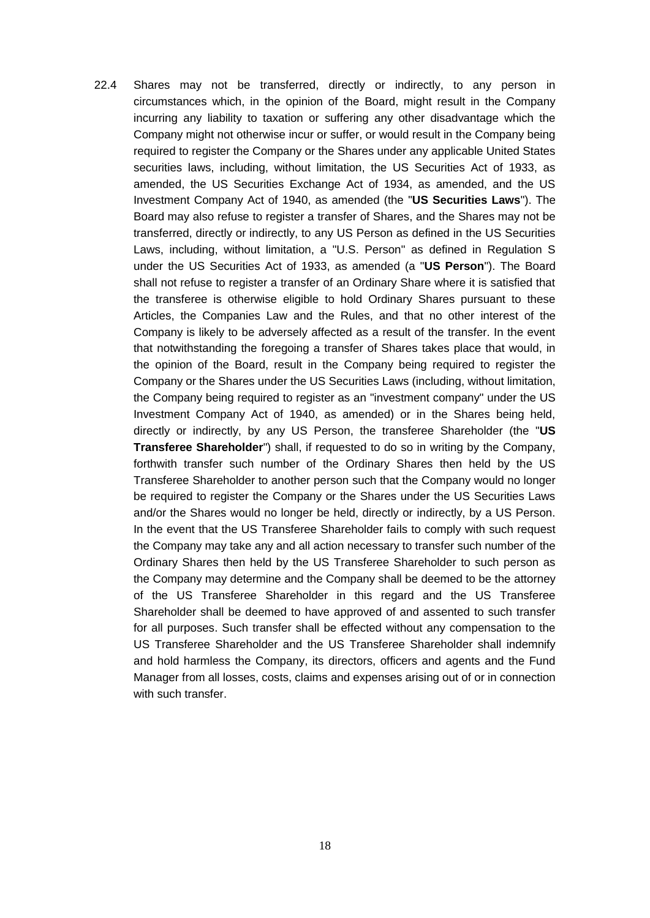22.4 Shares may not be transferred, directly or indirectly, to any person in circumstances which, in the opinion of the Board, might result in the Company incurring any liability to taxation or suffering any other disadvantage which the Company might not otherwise incur or suffer, or would result in the Company being required to register the Company or the Shares under any applicable United States securities laws, including, without limitation, the US Securities Act of 1933, as amended, the US Securities Exchange Act of 1934, as amended, and the US Investment Company Act of 1940, as amended (the "**US Securities Laws**"). The Board may also refuse to register a transfer of Shares, and the Shares may not be transferred, directly or indirectly, to any US Person as defined in the US Securities Laws, including, without limitation, a "U.S. Person" as defined in Regulation S under the US Securities Act of 1933, as amended (a "**US Person**"). The Board shall not refuse to register a transfer of an Ordinary Share where it is satisfied that the transferee is otherwise eligible to hold Ordinary Shares pursuant to these Articles, the Companies Law and the Rules, and that no other interest of the Company is likely to be adversely affected as a result of the transfer. In the event that notwithstanding the foregoing a transfer of Shares takes place that would, in the opinion of the Board, result in the Company being required to register the Company or the Shares under the US Securities Laws (including, without limitation, the Company being required to register as an "investment company" under the US Investment Company Act of 1940, as amended) or in the Shares being held, directly or indirectly, by any US Person, the transferee Shareholder (the "**US Transferee Shareholder**") shall, if requested to do so in writing by the Company, forthwith transfer such number of the Ordinary Shares then held by the US Transferee Shareholder to another person such that the Company would no longer be required to register the Company or the Shares under the US Securities Laws and/or the Shares would no longer be held, directly or indirectly, by a US Person. In the event that the US Transferee Shareholder fails to comply with such request the Company may take any and all action necessary to transfer such number of the Ordinary Shares then held by the US Transferee Shareholder to such person as the Company may determine and the Company shall be deemed to be the attorney of the US Transferee Shareholder in this regard and the US Transferee Shareholder shall be deemed to have approved of and assented to such transfer for all purposes. Such transfer shall be effected without any compensation to the US Transferee Shareholder and the US Transferee Shareholder shall indemnify and hold harmless the Company, its directors, officers and agents and the Fund Manager from all losses, costs, claims and expenses arising out of or in connection with such transfer.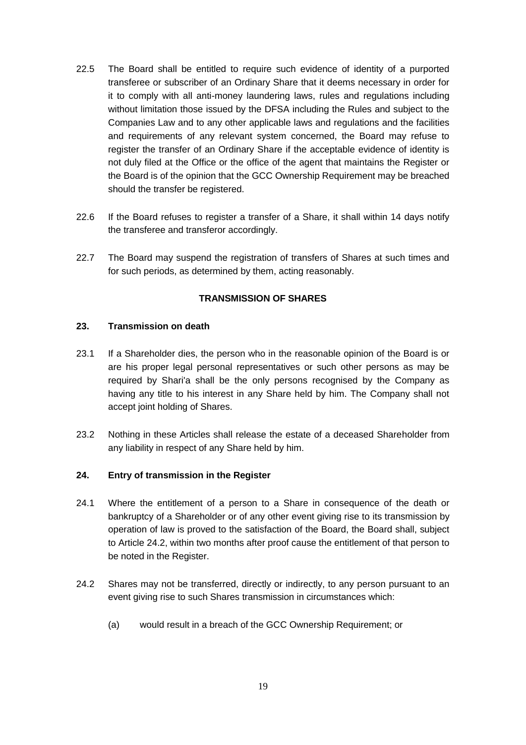22.5 The Board shall be entitled to require such evidence of identity of a purported transferee or subscriber of an Ordinary Share that it deems necessary in order for it to comply with all anti-money laundering laws, rules and regulations including without limitation those issued by the DFSA including the Rules and subject to the Companies Law and to any other applicable laws and regulations and the facilities and requirements of any relevant system concerned, the Board may refuse to register the transfer of an Ordinary Share if the acceptable evidence of identity is not duly filed at the Office or the office of the agent that maintains the Register or the Board is of the opinion that the GCC Ownership Requirement may be breached should the transfer be registered.

22.6 If the Board refuses to register a transfer of a Share, it shall within 14 days notify the transferee and transferor accordingly.

22.7 The Board may suspend the registration of transfers of Shares at such times and for such periods, as determined by them, acting reasonably.

## TRANSMISSION OF SHARES

### 23. Transmission on death

23.1 If a Shareholder dies, the person who in the reasonable opinion of the Board is or are his proper legal personal representatives or such other persons as may be required by Shari'a shall be the only persons recognised by the Company as having any title to his interest in any Share held by him. The Company shall not accept joint holding of Shares.

23.2 Nothing in these Articles shall release the estate of a deceased Shareholder from any liability in respect of any Share held by him.

### 24. Entry of transmission in the Register

24.1 Where the entitlement of a person to a Share in consequence of the death or bankruptcy of a Shareholder or of any other event giving rise to its transmission by operation of law is proved to the satisfaction of the Board, the Board shall, subject to Article 24.2, within two months after proof cause the entitlement of that person to be noted in the Register.

24.2 Shares may not be transferred, directly or indirectly, to any person pursuant to an event giving rise to such Shares transmission in circumstances which:

(a) would result in a breach of the GCC Ownership Requirement; or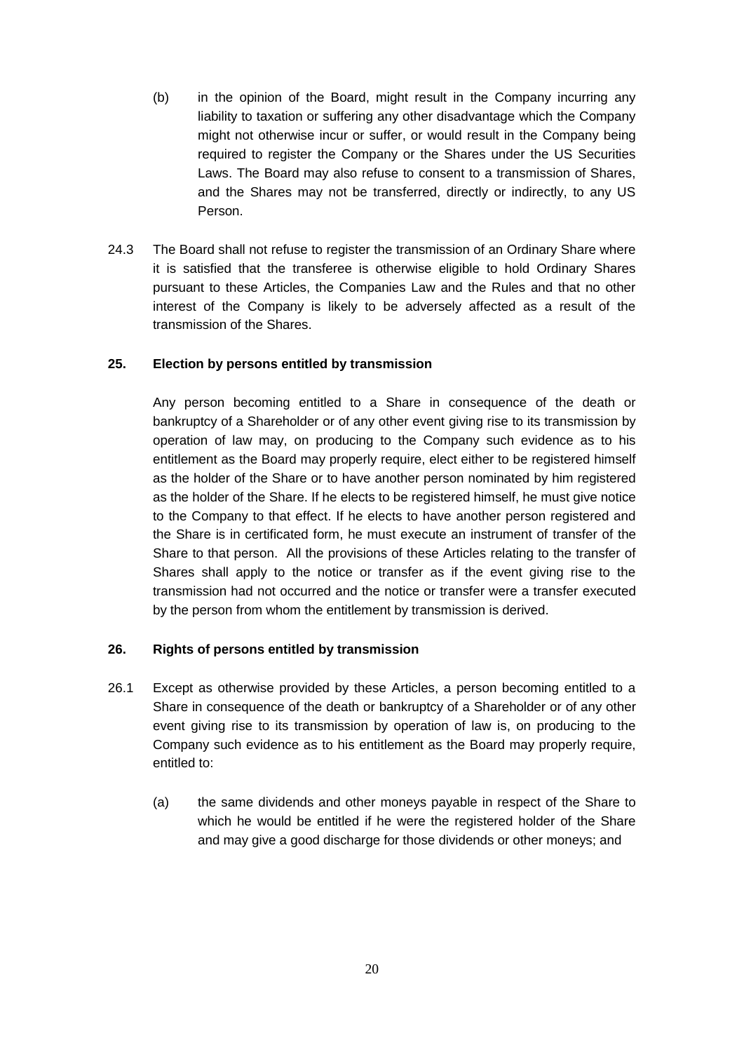(b) in the opinion of the Board, might result in the Company incurring any liability to taxation or suffering any other disadvantage which the Company might not otherwise incur or suffer, or would result in the Company being required to register the Company or the Shares under the US Securities Laws. The Board may also refuse to consent to a transmission of Shares, and the Shares may not be transferred, directly or indirectly, to any US Person.

24.3 The Board shall not refuse to register the transmission of an Ordinary Share where it is satisfied that the transferee is otherwise eligible to hold Ordinary Shares pursuant to these Articles, the Companies Law and the Rules and that no other interest of the Company is likely to be adversely affected as a result of the transmission of the Shares.

**25. Election by persons entitled by transmission**

Any person becoming entitled to a Share in consequence of the death or bankruptcy of a Shareholder or of any other event giving rise to its transmission by operation of law may, on producing to the Company such evidence as to his entitlement as the Board may properly require, elect either to be registered himself as the holder of the Share or to have another person nominated by him registered as the holder of the Share. If he elects to be registered himself, he must give notice to the Company to that effect. If he elects to have another person registered and the Share is in certificated form, he must execute an instrument of transfer of the Share to that person. All the provisions of these Articles relating to the transfer of Shares shall apply to the notice or transfer as if the event giving rise to the transmission had not occurred and the notice or transfer were a transfer executed by the person from whom the entitlement by transmission is derived.

**26. Rights of persons entitled by transmission**

26.1 Except as otherwise provided by these Articles, a person becoming entitled to a Share in consequence of the death or bankruptcy of a Shareholder or of any other event giving rise to its transmission by operation of law is, on producing to the Company such evidence as to his entitlement as the Board may properly require, entitled to:

(a) the same dividends and other moneys payable in respect of the Share to which he would be entitled if he were the registered holder of the Share and may give a good discharge for those dividends or other moneys; and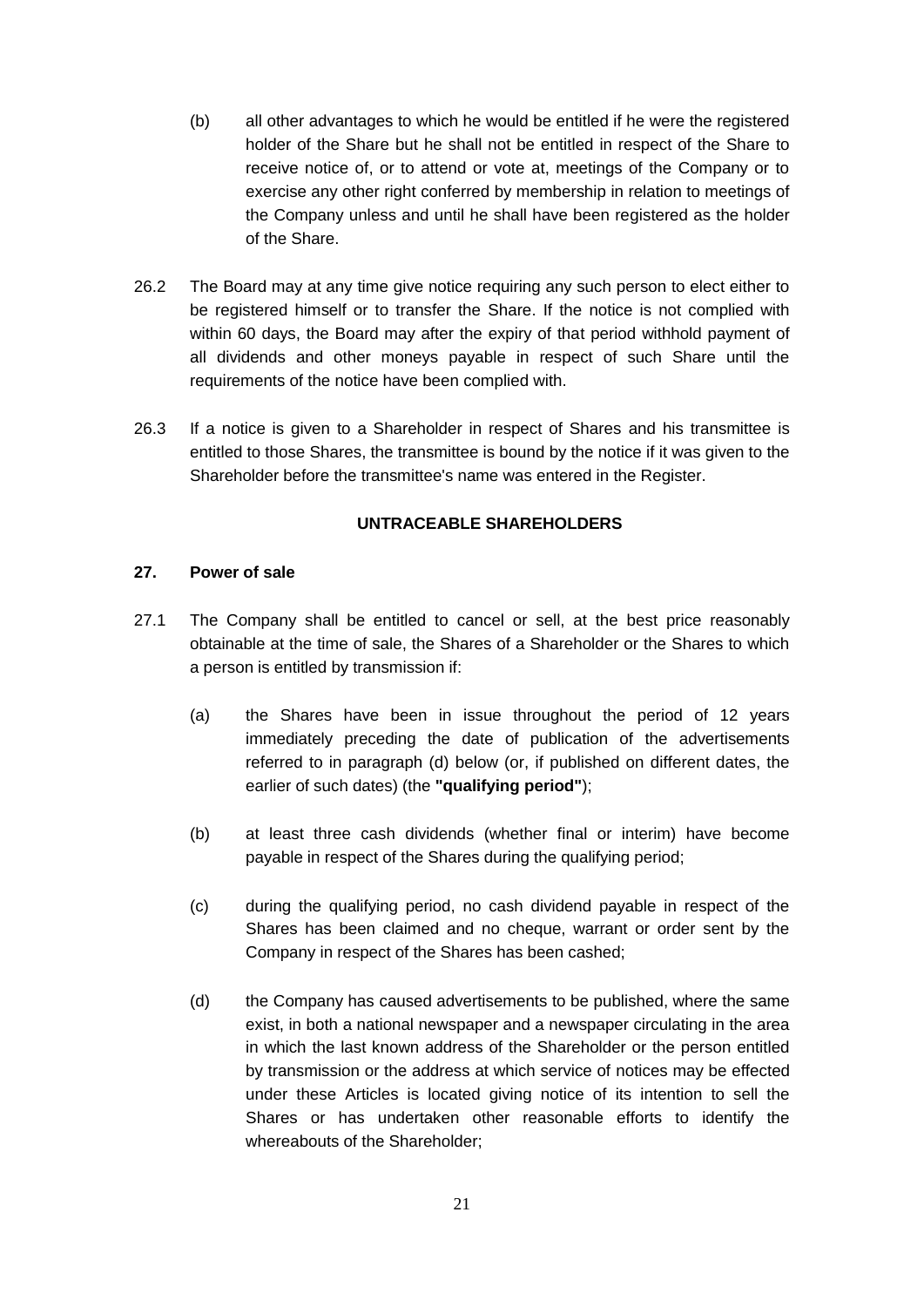(b) all other advantages to which he would be entitled if he were the registered holder of the Share but he shall not be entitled in respect of the Share to receive notice of, or to attend or vote at, meetings of the Company or to exercise any other right conferred by membership in relation to meetings of the Company unless and until he shall have been registered as the holder of the Share.

26.2 The Board may at any time give notice requiring any such person to elect either to be registered himself or to transfer the Share. If the notice is not complied with within 60 days, the Board may after the expiry of that period withhold payment of all dividends and other moneys payable in respect of such Share until the requirements of the notice have been complied with.

26.3 If a notice is given to a Shareholder in respect of Shares and his transmittee is entitled to those Shares, the transmittee is bound by the notice if it was given to the Shareholder before the transmittee's name was entered in the Register.

**UNTRACEABLE SHAREHOLDERS**

**27. Power of sale**

27.1 The Company shall be entitled to cancel or sell, at the best price reasonably obtainable at the time of sale, the Shares of a Shareholder or the Shares to which a person is entitled by transmission if:

(a) the Shares have been in issue throughout the period of 12 years immediately preceding the date of publication of the advertisements referred to in paragraph (d) below (or, if published on different dates, the earlier of such dates) (the **"qualifying period"**);

(b) at least three cash dividends (whether final or interim) have become payable in respect of the Shares during the qualifying period;

(c) during the qualifying period, no cash dividend payable in respect of the Shares has been claimed and no cheque, warrant or order sent by the Company in respect of the Shares has been cashed;

(d) the Company has caused advertisements to be published, where the same exist, in both a national newspaper and a newspaper circulating in the area in which the last known address of the Shareholder or the person entitled by transmission or the address at which service of notices may be effected under these Articles is located giving notice of its intention to sell the Shares or has undertaken other reasonable efforts to identify the whereabouts of the Shareholder;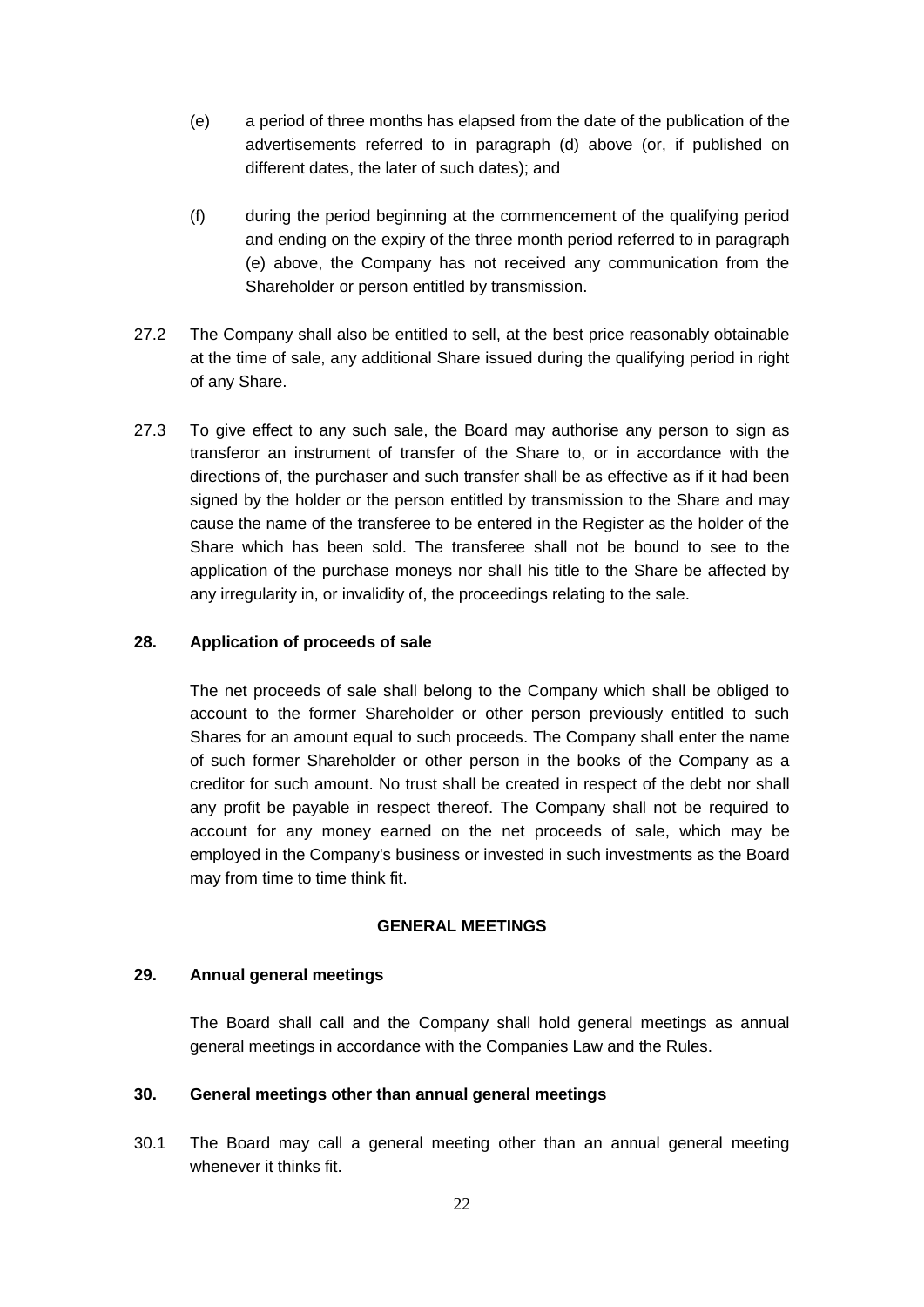(e) a period of three months has elapsed from the date of the publication of the advertisements referred to in paragraph (d) above (or, if published on different dates, the later of such dates); and

(f) during the period beginning at the commencement of the qualifying period and ending on the expiry of the three month period referred to in paragraph (e) above, the Company has not received any communication from the Shareholder or person entitled by transmission.

27.2 The Company shall also be entitled to sell, at the best price reasonably obtainable at the time of sale, any additional Share issued during the qualifying period in right of any Share.

27.3 To give effect to any such sale, the Board may authorise any person to sign as transferor an instrument of transfer of the Share to, or in accordance with the directions of, the purchaser and such transfer shall be as effective as if it had been signed by the holder or the person entitled by transmission to the Share and may cause the name of the transferee to be entered in the Register as the holder of the Share which has been sold. The transferee shall not be bound to see to the application of the purchase moneys nor shall his title to the Share be affected by any irregularity in, or invalidity of, the proceedings relating to the sale.

**28. Application of proceeds of sale**

The net proceeds of sale shall belong to the Company which shall be obliged to account to the former Shareholder or other person previously entitled to such Shares for an amount equal to such proceeds. The Company shall enter the name of such former Shareholder or other person in the books of the Company as a creditor for such amount. No trust shall be created in respect of the debt nor shall any profit be payable in respect thereof. The Company shall not be required to account for any money earned on the net proceeds of sale, which may be employed in the Company's business or invested in such investments as the Board may from time to time think fit.

## GENERAL MEETINGS

**29. Annual general meetings**

The Board shall call and the Company shall hold general meetings as annual general meetings in accordance with the Companies Law and the Rules.

**30. General meetings other than annual general meetings**

30.1 The Board may call a general meeting other than an annual general meeting whenever it thinks fit.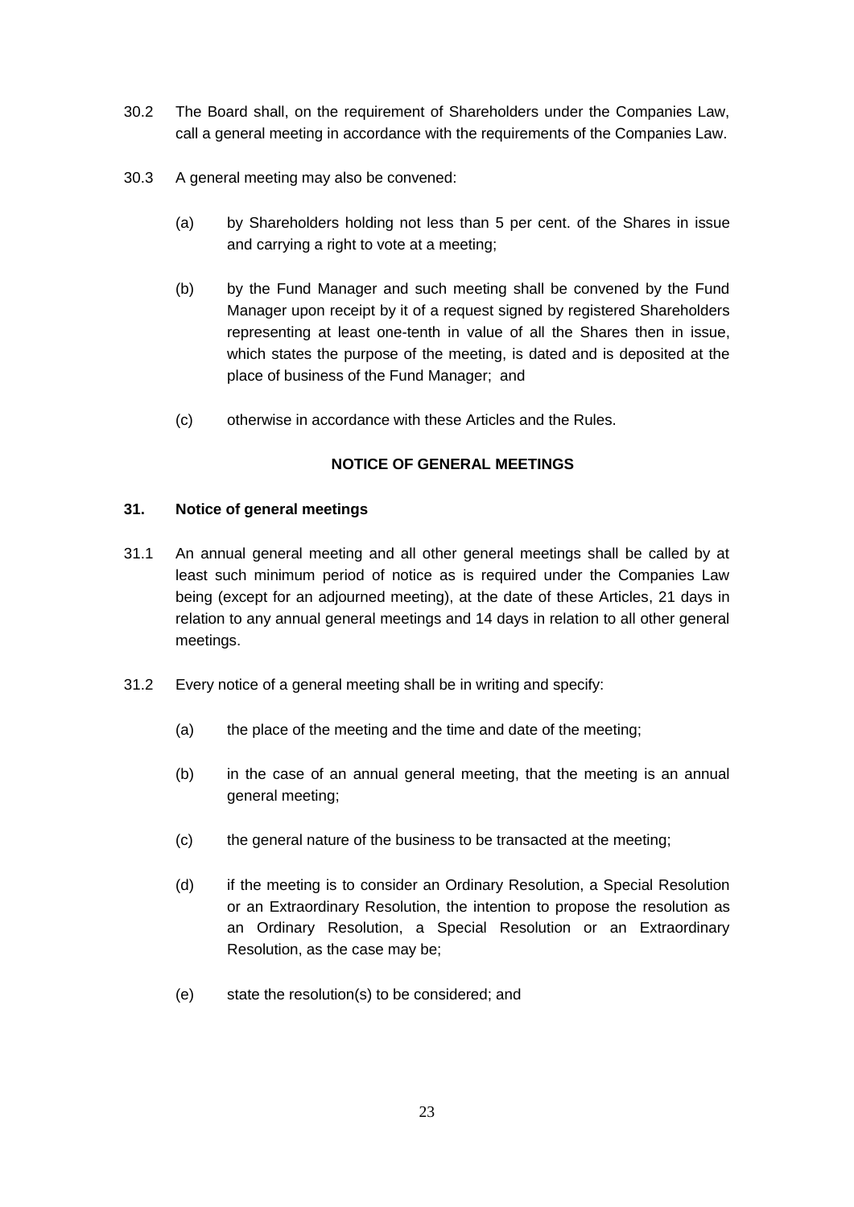30.2 The Board shall, on the requirement of Shareholders under the Companies Law, call a general meeting in accordance with the requirements of the Companies Law.

30.3 A general meeting may also be convened:

(a) by Shareholders holding not less than 5 per cent. of the Shares in issue and carrying a right to vote at a meeting;

(b) by the Fund Manager and such meeting shall be convened by the Fund Manager upon receipt by it of a request signed by registered Shareholders representing at least one-tenth in value of all the Shares then in issue, which states the purpose of the meeting, is dated and is deposited at the place of business of the Fund Manager; and

(c) otherwise in accordance with these Articles and the Rules.

## NOTICE OF GENERAL MEETINGS

### 31. Notice of general meetings

31.1 An annual general meeting and all other general meetings shall be called by at least such minimum period of notice as is required under the Companies Law being (except for an adjourned meeting), at the date of these Articles, 21 days in relation to any annual general meetings and 14 days in relation to all other general meetings.

31.2 Every notice of a general meeting shall be in writing and specify:

(a) the place of the meeting and the time and date of the meeting;

(b) in the case of an annual general meeting, that the meeting is an annual general meeting;

(c) the general nature of the business to be transacted at the meeting;

(d) if the meeting is to consider an Ordinary Resolution, a Special Resolution or an Extraordinary Resolution, the intention to propose the resolution as an Ordinary Resolution, a Special Resolution or an Extraordinary Resolution, as the case may be;

(e) state the resolution(s) to be considered; and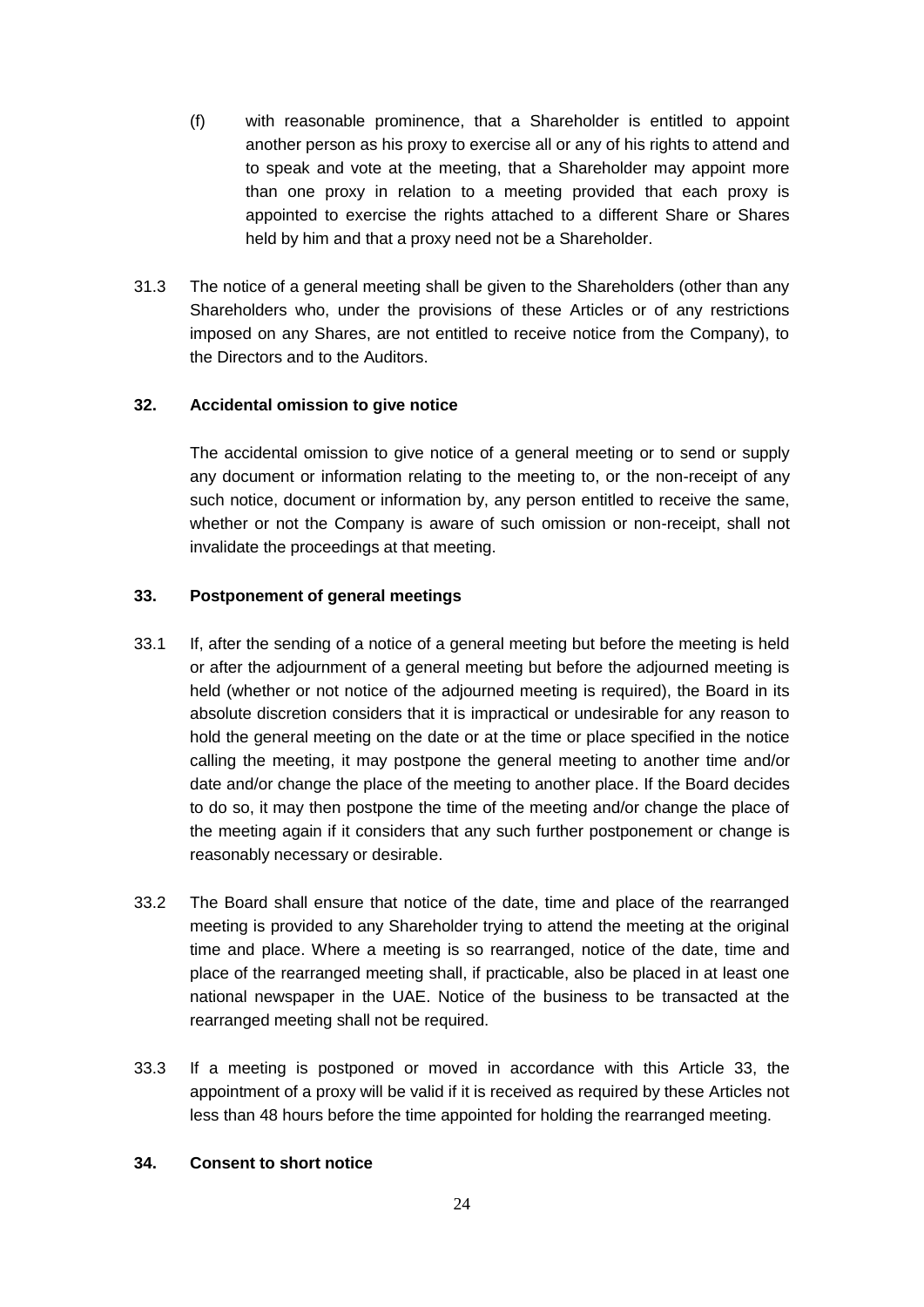(f) with reasonable prominence, that a Shareholder is entitled to appoint another person as his proxy to exercise all or any of his rights to attend and to speak and vote at the meeting, that a Shareholder may appoint more than one proxy in relation to a meeting provided that each proxy is appointed to exercise the rights attached to a different Share or Shares held by him and that a proxy need not be a Shareholder.

31.3 The notice of a general meeting shall be given to the Shareholders (other than any Shareholders who, under the provisions of these Articles or of any restrictions imposed on any Shares, are not entitled to receive notice from the Company), to the Directors and to the Auditors.

## 32. Accidental omission to give notice

The accidental omission to give notice of a general meeting or to send or supply any document or information relating to the meeting to, or the non-receipt of any such notice, document or information by, any person entitled to receive the same, whether or not the Company is aware of such omission or non-receipt, shall not invalidate the proceedings at that meeting.

## 33. Postponement of general meetings

33.1 If, after the sending of a notice of a general meeting but before the meeting is held or after the adjournment of a general meeting but before the adjourned meeting is held (whether or not notice of the adjourned meeting is required), the Board in its absolute discretion considers that it is impractical or undesirable for any reason to hold the general meeting on the date or at the time or place specified in the notice calling the meeting, it may postpone the general meeting to another time and/or date and/or change the place of the meeting to another place. If the Board decides to do so, it may then postpone the time of the meeting and/or change the place of the meeting again if it considers that any such further postponement or change is reasonably necessary or desirable.

33.2 The Board shall ensure that notice of the date, time and place of the rearranged meeting is provided to any Shareholder trying to attend the meeting at the original time and place. Where a meeting is so rearranged, notice of the date, time and place of the rearranged meeting shall, if practicable, also be placed in at least one national newspaper in the UAE. Notice of the business to be transacted at the rearranged meeting shall not be required.

33.3 If a meeting is postponed or moved in accordance with this Article 33, the appointment of a proxy will be valid if it is received as required by these Articles not less than 48 hours before the time appointed for holding the rearranged meeting.

## 34. Consent to short notice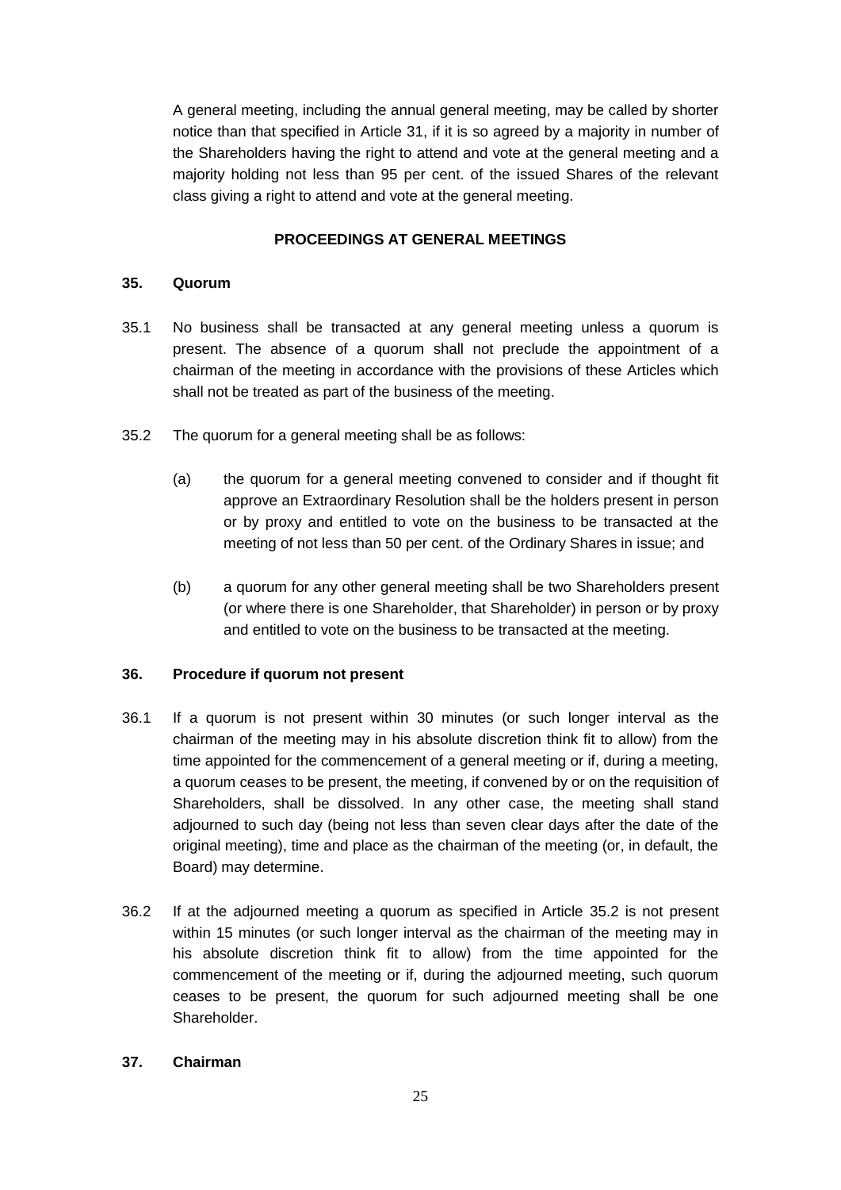A general meeting, including the annual general meeting, may be called by shorter notice than that specified in Article 31, if it is so agreed by a majority in number of the Shareholders having the right to attend and vote at the general meeting and a majority holding not less than 95 per cent. of the issued Shares of the relevant class giving a right to attend and vote at the general meeting.

## PROCEEDINGS AT GENERAL MEETINGS

### 35. Quorum

35.1 No business shall be transacted at any general meeting unless a quorum is present. The absence of a quorum shall not preclude the appointment of a chairman of the meeting in accordance with the provisions of these Articles which shall not be treated as part of the business of the meeting.

35.2 The quorum for a general meeting shall be as follows:

(a) the quorum for a general meeting convened to consider and if thought fit approve an Extraordinary Resolution shall be the holders present in person or by proxy and entitled to vote on the business to be transacted at the meeting of not less than 50 per cent. of the Ordinary Shares in issue; and

(b) a quorum for any other general meeting shall be two Shareholders present (or where there is one Shareholder, that Shareholder) in person or by proxy and entitled to vote on the business to be transacted at the meeting.

### 36. Procedure if quorum not present

36.1 If a quorum is not present within 30 minutes (or such longer interval as the chairman of the meeting may in his absolute discretion think fit to allow) from the time appointed for the commencement of a general meeting or if, during a meeting, a quorum ceases to be present, the meeting, if convened by or on the requisition of Shareholders, shall be dissolved. In any other case, the meeting shall stand adjourned to such day (being not less than seven clear days after the date of the original meeting), time and place as the chairman of the meeting (or, in default, the Board) may determine.

36.2 If at the adjourned meeting a quorum as specified in Article 35.2 is not present within 15 minutes (or such longer interval as the chairman of the meeting may in his absolute discretion think fit to allow) from the time appointed for the commencement of the meeting or if, during the adjourned meeting, such quorum ceases to be present, the quorum for such adjourned meeting shall be one Shareholder.

### 37. Chairman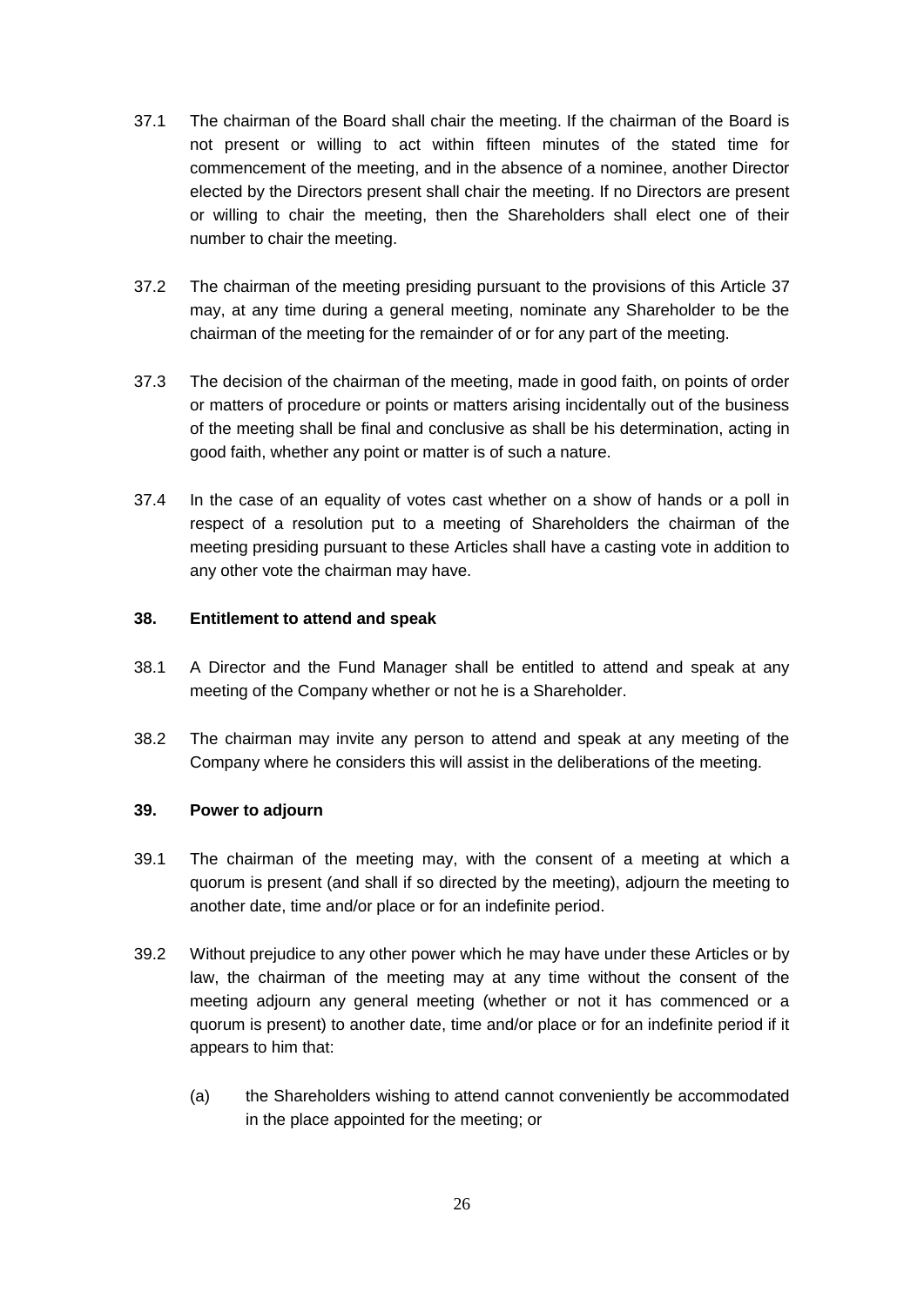37.1 The chairman of the Board shall chair the meeting. If the chairman of the Board is not present or willing to act within fifteen minutes of the stated time for commencement of the meeting, and in the absence of a nominee, another Director elected by the Directors present shall chair the meeting. If no Directors are present or willing to chair the meeting, then the Shareholders shall elect one of their number to chair the meeting.

37.2 The chairman of the meeting presiding pursuant to the provisions of this Article 37 may, at any time during a general meeting, nominate any Shareholder to be the chairman of the meeting for the remainder of or for any part of the meeting.

37.3 The decision of the chairman of the meeting, made in good faith, on points of order or matters of procedure or points or matters arising incidentally out of the business of the meeting shall be final and conclusive as shall be his determination, acting in good faith, whether any point or matter is of such a nature.

37.4 In the case of an equality of votes cast whether on a show of hands or a poll in respect of a resolution put to a meeting of Shareholders the chairman of the meeting presiding pursuant to these Articles shall have a casting vote in addition to any other vote the chairman may have.

### 38. Entitlement to attend and speak

38.1 A Director and the Fund Manager shall be entitled to attend and speak at any meeting of the Company whether or not he is a Shareholder.

38.2 The chairman may invite any person to attend and speak at any meeting of the Company where he considers this will assist in the deliberations of the meeting.

### 39. Power to adjourn

39.1 The chairman of the meeting may, with the consent of a meeting at which a quorum is present (and shall if so directed by the meeting), adjourn the meeting to another date, time and/or place or for an indefinite period.

39.2 Without prejudice to any other power which he may have under these Articles or by law, the chairman of the meeting may at any time without the consent of the meeting adjourn any general meeting (whether or not it has commenced or a quorum is present) to another date, time and/or place or for an indefinite period if it appears to him that:

(a) the Shareholders wishing to attend cannot conveniently be accommodated in the place appointed for the meeting; or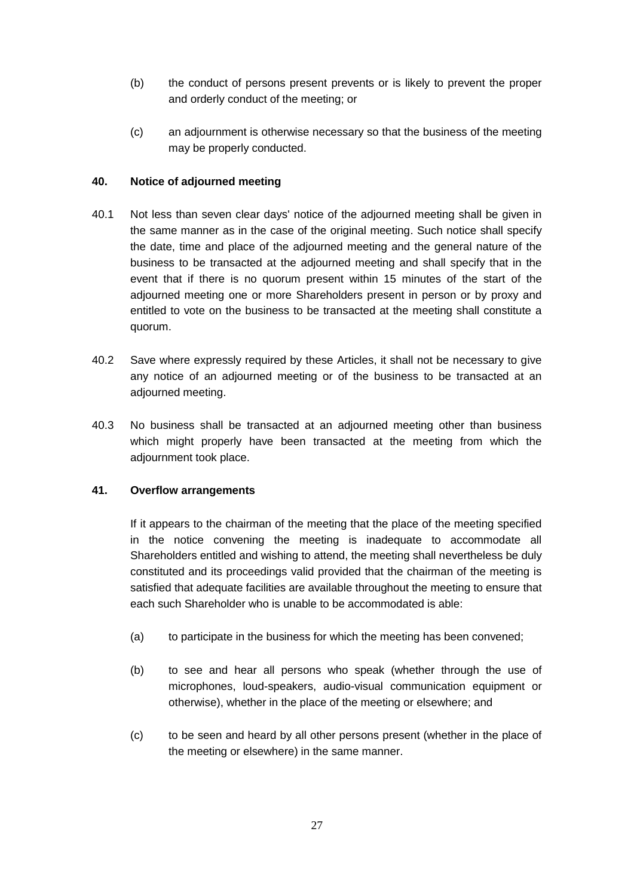(b) the conduct of persons present prevents or is likely to prevent the proper and orderly conduct of the meeting; or

(c) an adjournment is otherwise necessary so that the business of the meeting may be properly conducted.

**40. Notice of adjourned meeting**

40.1 Not less than seven clear days' notice of the adjourned meeting shall be given in the same manner as in the case of the original meeting. Such notice shall specify the date, time and place of the adjourned meeting and the general nature of the business to be transacted at the adjourned meeting and shall specify that in the event that if there is no quorum present within 15 minutes of the start of the adjourned meeting one or more Shareholders present in person or by proxy and entitled to vote on the business to be transacted at the meeting shall constitute a quorum.

40.2 Save where expressly required by these Articles, it shall not be necessary to give any notice of an adjourned meeting or of the business to be transacted at an adjourned meeting.

40.3 No business shall be transacted at an adjourned meeting other than business which might properly have been transacted at the meeting from which the adjournment took place.

**41. Overflow arrangements**

If it appears to the chairman of the meeting that the place of the meeting specified in the notice convening the meeting is inadequate to accommodate all Shareholders entitled and wishing to attend, the meeting shall nevertheless be duly constituted and its proceedings valid provided that the chairman of the meeting is satisfied that adequate facilities are available throughout the meeting to ensure that each such Shareholder who is unable to be accommodated is able:

(a) to participate in the business for which the meeting has been convened;

(b) to see and hear all persons who speak (whether through the use of microphones, loud-speakers, audio-visual communication equipment or otherwise), whether in the place of the meeting or elsewhere; and

(c) to be seen and heard by all other persons present (whether in the place of the meeting or elsewhere) in the same manner.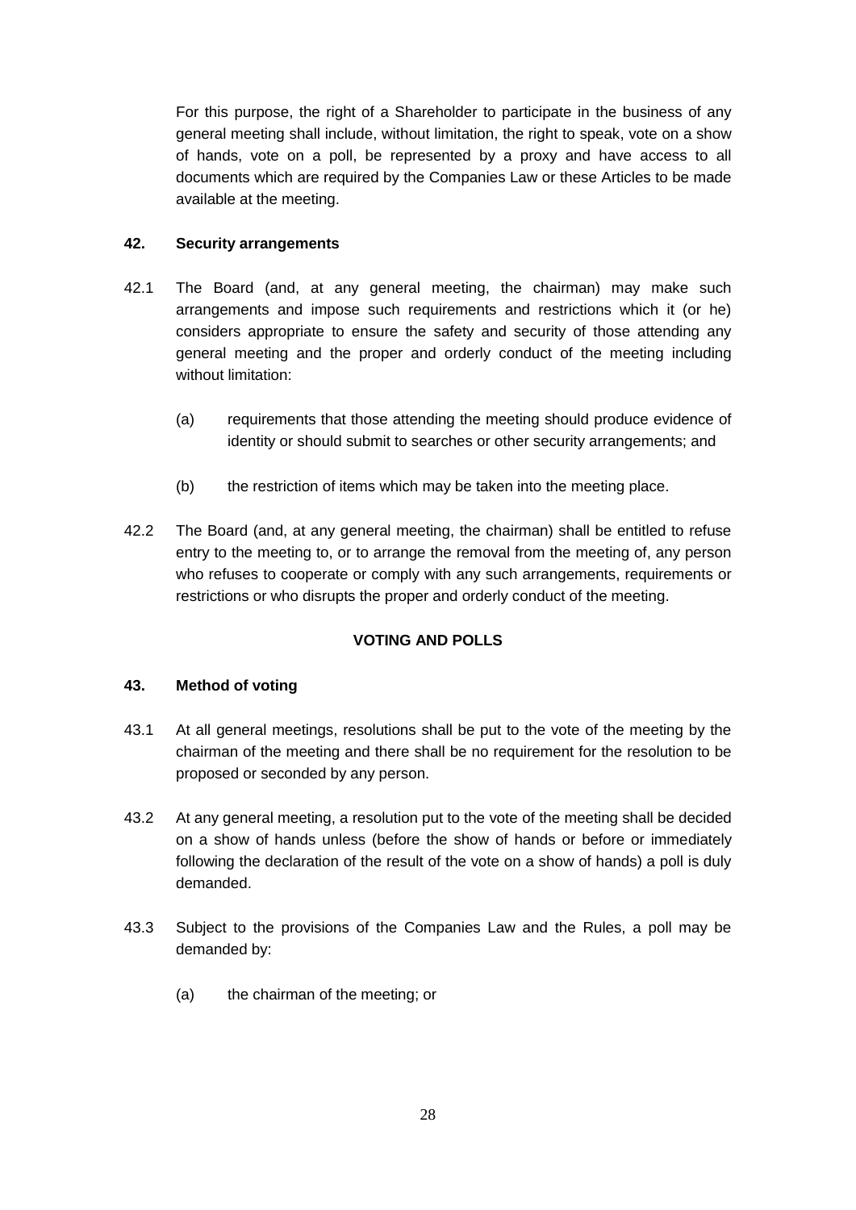For this purpose, the right of a Shareholder to participate in the business of any general meeting shall include, without limitation, the right to speak, vote on a show of hands, vote on a poll, be represented by a proxy and have access to all documents which are required by the Companies Law or these Articles to be made available at the meeting.

**42. Security arrangements**

42.1 The Board (and, at any general meeting, the chairman) may make such arrangements and impose such requirements and restrictions which it (or he) considers appropriate to ensure the safety and security of those attending any general meeting and the proper and orderly conduct of the meeting including without limitation:

(a) requirements that those attending the meeting should produce evidence of identity or should submit to searches or other security arrangements; and

(b) the restriction of items which may be taken into the meeting place.

42.2 The Board (and, at any general meeting, the chairman) shall be entitled to refuse entry to the meeting to, or to arrange the removal from the meeting of, any person who refuses to cooperate or comply with any such arrangements, requirements or restrictions or who disrupts the proper and orderly conduct of the meeting.

**VOTING AND POLLS**

**43. Method of voting**

43.1 At all general meetings, resolutions shall be put to the vote of the meeting by the chairman of the meeting and there shall be no requirement for the resolution to be proposed or seconded by any person.

43.2 At any general meeting, a resolution put to the vote of the meeting shall be decided on a show of hands unless (before the show of hands or before or immediately following the declaration of the result of the vote on a show of hands) a poll is duly demanded.

43.3 Subject to the provisions of the Companies Law and the Rules, a poll may be demanded by:

(a) the chairman of the meeting; or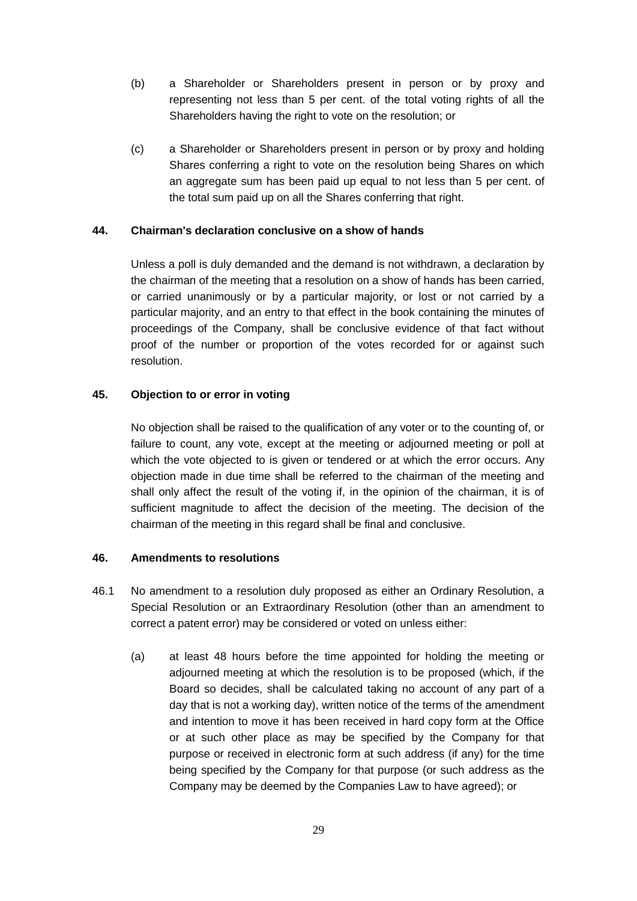(b) a Shareholder or Shareholders present in person or by proxy and representing not less than 5 per cent. of the total voting rights of all the Shareholders having the right to vote on the resolution; or

(c) a Shareholder or Shareholders present in person or by proxy and holding Shares conferring a right to vote on the resolution being Shares on which an aggregate sum has been paid up equal to not less than 5 per cent. of the total sum paid up on all the Shares conferring that right.

**44. Chairman's declaration conclusive on a show of hands**

Unless a poll is duly demanded and the demand is not withdrawn, a declaration by the chairman of the meeting that a resolution on a show of hands has been carried, or carried unanimously or by a particular majority, or lost or not carried by a particular majority, and an entry to that effect in the book containing the minutes of proceedings of the Company, shall be conclusive evidence of that fact without proof of the number or proportion of the votes recorded for or against such resolution.

**45. Objection to or error in voting**

No objection shall be raised to the qualification of any voter or to the counting of, or failure to count, any vote, except at the meeting or adjourned meeting or poll at which the vote objected to is given or tendered or at which the error occurs. Any objection made in due time shall be referred to the chairman of the meeting and shall only affect the result of the voting if, in the opinion of the chairman, it is of sufficient magnitude to affect the decision of the meeting. The decision of the chairman of the meeting in this regard shall be final and conclusive.

**46. Amendments to resolutions**

46.1 No amendment to a resolution duly proposed as either an Ordinary Resolution, a Special Resolution or an Extraordinary Resolution (other than an amendment to correct a patent error) may be considered or voted on unless either:

(a) at least 48 hours before the time appointed for holding the meeting or adjourned meeting at which the resolution is to be proposed (which, if the Board so decides, shall be calculated taking no account of any part of a day that is not a working day), written notice of the terms of the amendment and intention to move it has been received in hard copy form at the Office or at such other place as may be specified by the Company for that purpose or received in electronic form at such address (if any) for the time being specified by the Company for that purpose (or such address as the Company may be deemed by the Companies Law to have agreed); or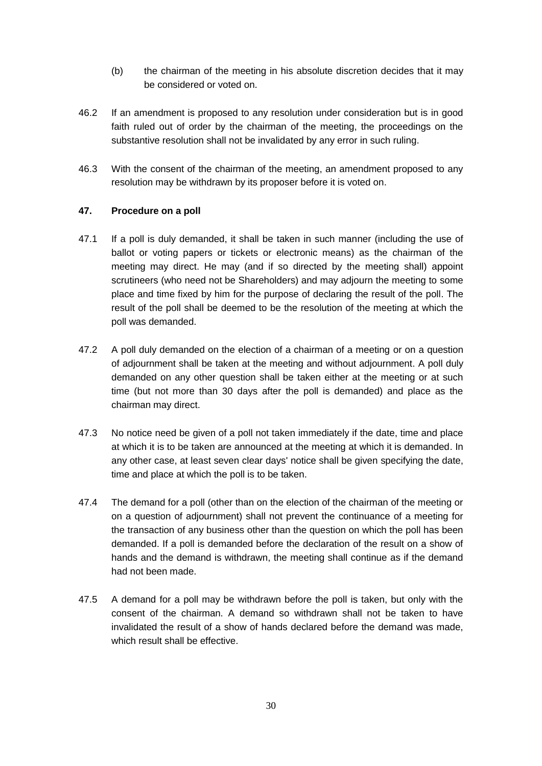(b) the chairman of the meeting in his absolute discretion decides that it may be considered or voted on.

46.2 If an amendment is proposed to any resolution under consideration but is in good faith ruled out of order by the chairman of the meeting, the proceedings on the substantive resolution shall not be invalidated by any error in such ruling.

46.3 With the consent of the chairman of the meeting, an amendment proposed to any resolution may be withdrawn by its proposer before it is voted on.

**47. Procedure on a poll**

47.1 If a poll is duly demanded, it shall be taken in such manner (including the use of ballot or voting papers or tickets or electronic means) as the chairman of the meeting may direct. He may (and if so directed by the meeting shall) appoint scrutineers (who need not be Shareholders) and may adjourn the meeting to some place and time fixed by him for the purpose of declaring the result of the poll. The result of the poll shall be deemed to be the resolution of the meeting at which the poll was demanded.

47.2 A poll duly demanded on the election of a chairman of a meeting or on a question of adjournment shall be taken at the meeting and without adjournment. A poll duly demanded on any other question shall be taken either at the meeting or at such time (but not more than 30 days after the poll is demanded) and place as the chairman may direct.

47.3 No notice need be given of a poll not taken immediately if the date, time and place at which it is to be taken are announced at the meeting at which it is demanded. In any other case, at least seven clear days' notice shall be given specifying the date, time and place at which the poll is to be taken.

47.4 The demand for a poll (other than on the election of the chairman of the meeting or on a question of adjournment) shall not prevent the continuance of a meeting for the transaction of any business other than the question on which the poll has been demanded. If a poll is demanded before the declaration of the result on a show of hands and the demand is withdrawn, the meeting shall continue as if the demand had not been made.

47.5 A demand for a poll may be withdrawn before the poll is taken, but only with the consent of the chairman. A demand so withdrawn shall not be taken to have invalidated the result of a show of hands declared before the demand was made, which result shall be effective.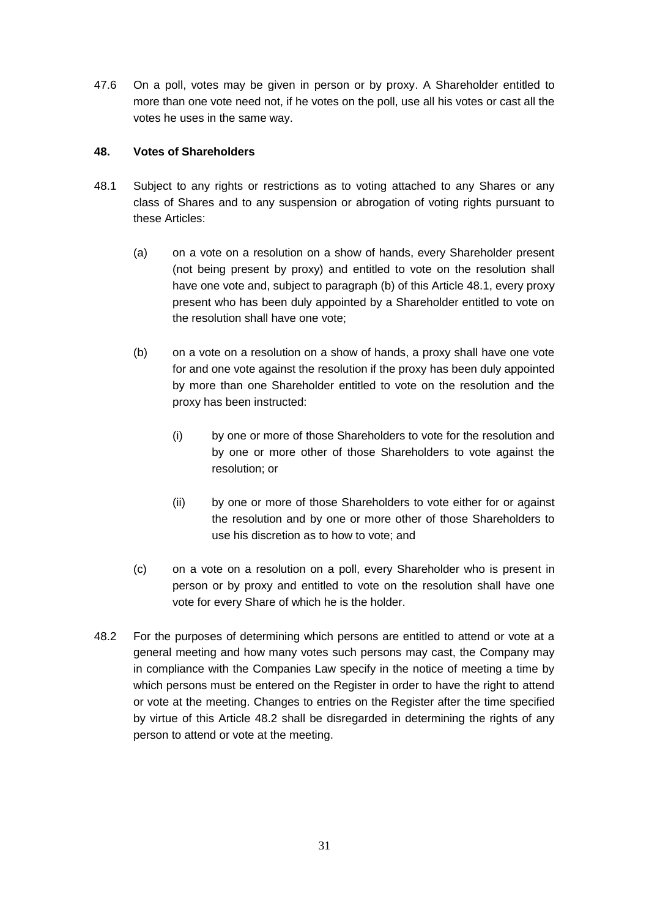47.6 On a poll, votes may be given in person or by proxy. A Shareholder entitled to more than one vote need not, if he votes on the poll, use all his votes or cast all the votes he uses in the same way.

**48. Votes of Shareholders**

48.1 Subject to any rights or restrictions as to voting attached to any Shares or any class of Shares and to any suspension or abrogation of voting rights pursuant to these Articles:

(a) on a vote on a resolution on a show of hands, every Shareholder present (not being present by proxy) and entitled to vote on the resolution shall have one vote and, subject to paragraph (b) of this Article 48.1, every proxy present who has been duly appointed by a Shareholder entitled to vote on the resolution shall have one vote;

(b) on a vote on a resolution on a show of hands, a proxy shall have one vote for and one vote against the resolution if the proxy has been duly appointed by more than one Shareholder entitled to vote on the resolution and the proxy has been instructed:

(i) by one or more of those Shareholders to vote for the resolution and by one or more other of those Shareholders to vote against the resolution; or

(ii) by one or more of those Shareholders to vote either for or against the resolution and by one or more other of those Shareholders to use his discretion as to how to vote; and

(c) on a vote on a resolution on a poll, every Shareholder who is present in person or by proxy and entitled to vote on the resolution shall have one vote for every Share of which he is the holder.

48.2 For the purposes of determining which persons are entitled to attend or vote at a general meeting and how many votes such persons may cast, the Company may in compliance with the Companies Law specify in the notice of meeting a time by which persons must be entered on the Register in order to have the right to attend or vote at the meeting. Changes to entries on the Register after the time specified by virtue of this Article 48.2 shall be disregarded in determining the rights of any person to attend or vote at the meeting.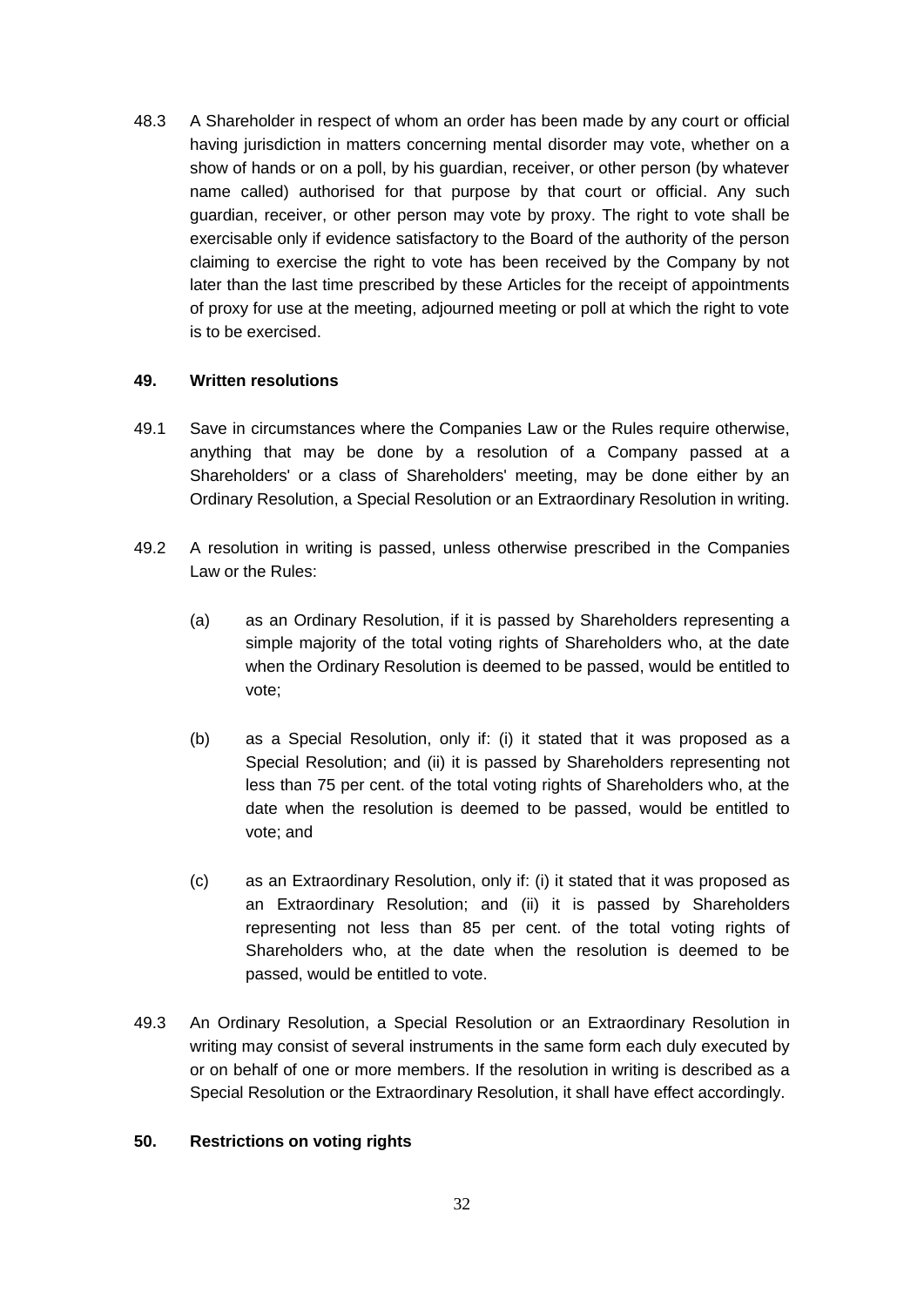48.3 A Shareholder in respect of whom an order has been made by any court or official having jurisdiction in matters concerning mental disorder may vote, whether on a show of hands or on a poll, by his guardian, receiver, or other person (by whatever name called) authorised for that purpose by that court or official. Any such guardian, receiver, or other person may vote by proxy. The right to vote shall be exercisable only if evidence satisfactory to the Board of the authority of the person claiming to exercise the right to vote has been received by the Company by not later than the last time prescribed by these Articles for the receipt of appointments of proxy for use at the meeting, adjourned meeting or poll at which the right to vote is to be exercised.

**49. Written resolutions**

49.1 Save in circumstances where the Companies Law or the Rules require otherwise, anything that may be done by a resolution of a Company passed at a Shareholders' or a class of Shareholders' meeting, may be done either by an Ordinary Resolution, a Special Resolution or an Extraordinary Resolution in writing.

49.2 A resolution in writing is passed, unless otherwise prescribed in the Companies Law or the Rules:

(a) as an Ordinary Resolution, if it is passed by Shareholders representing a simple majority of the total voting rights of Shareholders who, at the date when the Ordinary Resolution is deemed to be passed, would be entitled to vote;

(b) as a Special Resolution, only if: (i) it stated that it was proposed as a Special Resolution; and (ii) it is passed by Shareholders representing not less than 75 per cent. of the total voting rights of Shareholders who, at the date when the resolution is deemed to be passed, would be entitled to vote; and

(c) as an Extraordinary Resolution, only if: (i) it stated that it was proposed as an Extraordinary Resolution; and (ii) it is passed by Shareholders representing not less than 85 per cent. of the total voting rights of Shareholders who, at the date when the resolution is deemed to be passed, would be entitled to vote.

49.3 An Ordinary Resolution, a Special Resolution or an Extraordinary Resolution in writing may consist of several instruments in the same form each duly executed by or on behalf of one or more members. If the resolution in writing is described as a Special Resolution or the Extraordinary Resolution, it shall have effect accordingly.

**50. Restrictions on voting rights**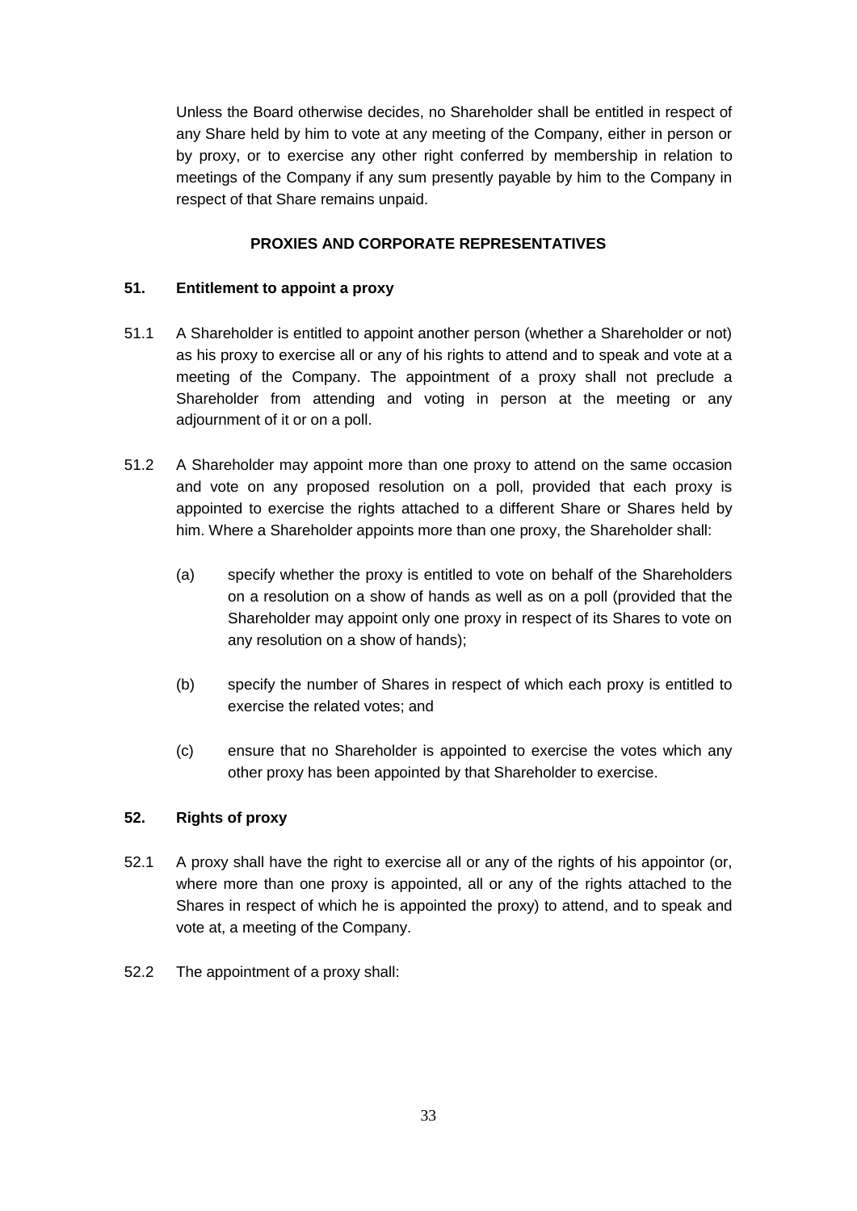Unless the Board otherwise decides, no Shareholder shall be entitled in respect of any Share held by him to vote at any meeting of the Company, either in person or by proxy, or to exercise any other right conferred by membership in relation to meetings of the Company if any sum presently payable by him to the Company in respect of that Share remains unpaid.

## PROXIES AND CORPORATE REPRESENTATIVES

### 51. Entitlement to appoint a proxy

51.1 A Shareholder is entitled to appoint another person (whether a Shareholder or not) as his proxy to exercise all or any of his rights to attend and to speak and vote at a meeting of the Company. The appointment of a proxy shall not preclude a Shareholder from attending and voting in person at the meeting or any adjournment of it or on a poll.

51.2 A Shareholder may appoint more than one proxy to attend on the same occasion and vote on any proposed resolution on a poll, provided that each proxy is appointed to exercise the rights attached to a different Share or Shares held by him. Where a Shareholder appoints more than one proxy, the Shareholder shall:

(a) specify whether the proxy is entitled to vote on behalf of the Shareholders on a resolution on a show of hands as well as on a poll (provided that the Shareholder may appoint only one proxy in respect of its Shares to vote on any resolution on a show of hands);

(b) specify the number of Shares in respect of which each proxy is entitled to exercise the related votes; and

(c) ensure that no Shareholder is appointed to exercise the votes which any other proxy has been appointed by that Shareholder to exercise.

### 52. Rights of proxy

52.1 A proxy shall have the right to exercise all or any of the rights of his appointor (or, where more than one proxy is appointed, all or any of the rights attached to the Shares in respect of which he is appointed the proxy) to attend, and to speak and vote at, a meeting of the Company.

52.2 The appointment of a proxy shall: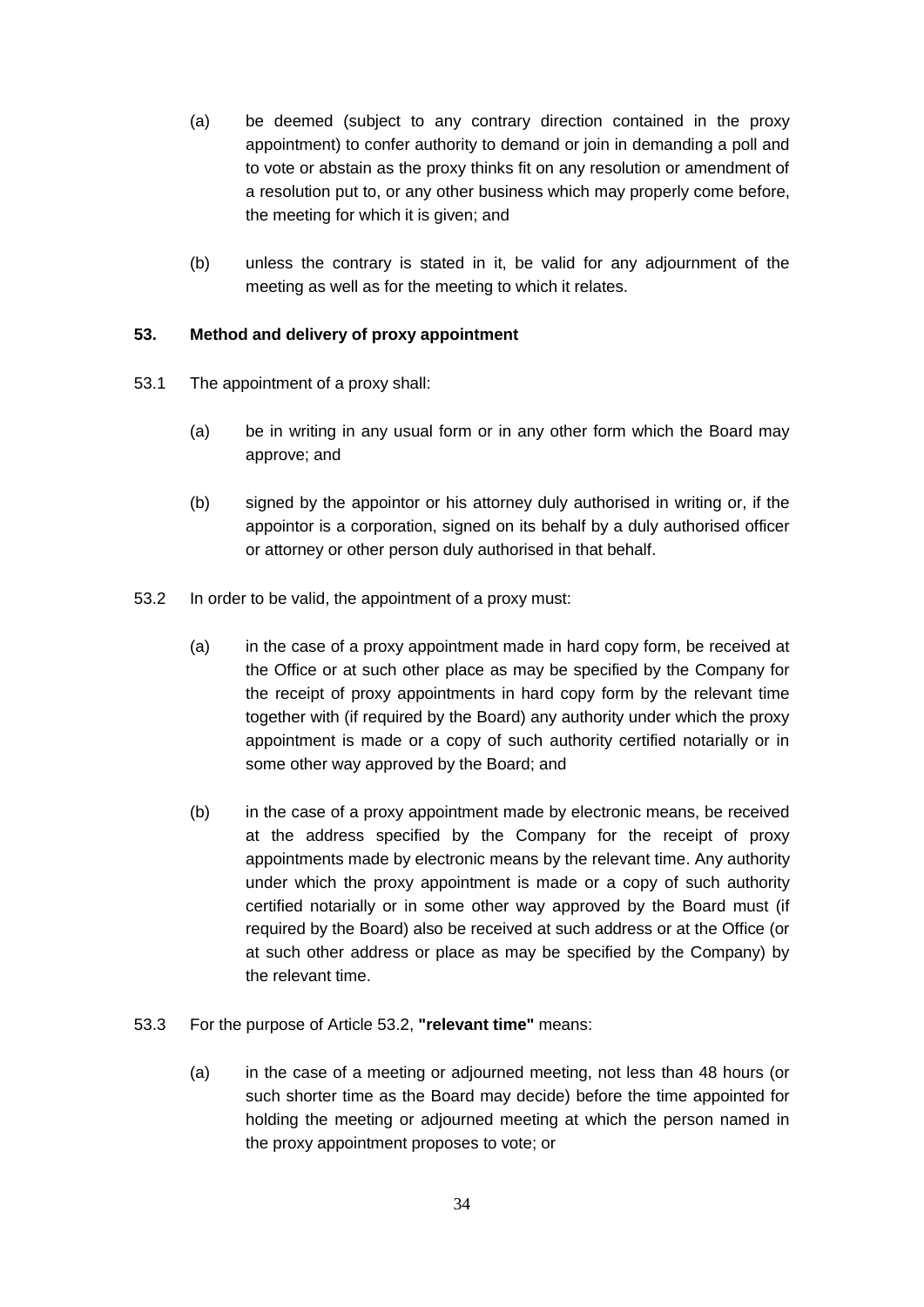(a) be deemed (subject to any contrary direction contained in the proxy appointment) to confer authority to demand or join in demanding a poll and to vote or abstain as the proxy thinks fit on any resolution or amendment of a resolution put to, or any other business which may properly come before, the meeting for which it is given; and

(b) unless the contrary is stated in it, be valid for any adjournment of the meeting as well as for the meeting to which it relates.

### 53. Method and delivery of proxy appointment

53.1 The appointment of a proxy shall:

(a) be in writing in any usual form or in any other form which the Board may approve; and

(b) signed by the appointor or his attorney duly authorised in writing or, if the appointor is a corporation, signed on its behalf by a duly authorised officer or attorney or other person duly authorised in that behalf.

53.2 In order to be valid, the appointment of a proxy must:

(a) in the case of a proxy appointment made in hard copy form, be received at the Office or at such other place as may be specified by the Company for the receipt of proxy appointments in hard copy form by the relevant time together with (if required by the Board) any authority under which the proxy appointment is made or a copy of such authority certified notarially or in some other way approved by the Board; and

(b) in the case of a proxy appointment made by electronic means, be received at the address specified by the Company for the receipt of proxy appointments made by electronic means by the relevant time. Any authority under which the proxy appointment is made or a copy of such authority certified notarially or in some other way approved by the Board must (if required by the Board) also be received at such address or at the Office (or at such other address or place as may be specified by the Company) by the relevant time.

53.3 For the purpose of Article 53.2, **"relevant time"** means:

(a) in the case of a meeting or adjourned meeting, not less than 48 hours (or such shorter time as the Board may decide) before the time appointed for holding the meeting or adjourned meeting at which the person named in the proxy appointment proposes to vote; or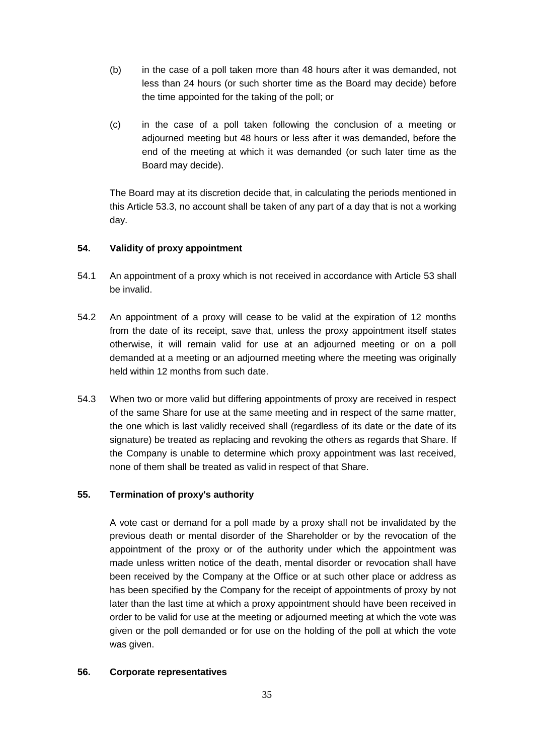(b) in the case of a poll taken more than 48 hours after it was demanded, not less than 24 hours (or such shorter time as the Board may decide) before the time appointed for the taking of the poll; or

(c) in the case of a poll taken following the conclusion of a meeting or adjourned meeting but 48 hours or less after it was demanded, before the end of the meeting at which it was demanded (or such later time as the Board may decide).

The Board may at its discretion decide that, in calculating the periods mentioned in this Article 53.3, no account shall be taken of any part of a day that is not a working day.

## 54. Validity of proxy appointment

54.1 An appointment of a proxy which is not received in accordance with Article 53 shall be invalid.

54.2 An appointment of a proxy will cease to be valid at the expiration of 12 months from the date of its receipt, save that, unless the proxy appointment itself states otherwise, it will remain valid for use at an adjourned meeting or on a poll demanded at a meeting or an adjourned meeting where the meeting was originally held within 12 months from such date.

54.3 When two or more valid but differing appointments of proxy are received in respect of the same Share for use at the same meeting and in respect of the same matter, the one which is last validly received shall (regardless of its date or the date of its signature) be treated as replacing and revoking the others as regards that Share. If the Company is unable to determine which proxy appointment was last received, none of them shall be treated as valid in respect of that Share.

## 55. Termination of proxy's authority

A vote cast or demand for a poll made by a proxy shall not be invalidated by the previous death or mental disorder of the Shareholder or by the revocation of the appointment of the proxy or of the authority under which the appointment was made unless written notice of the death, mental disorder or revocation shall have been received by the Company at the Office or at such other place or address as has been specified by the Company for the receipt of appointments of proxy by not later than the last time at which a proxy appointment should have been received in order to be valid for use at the meeting or adjourned meeting at which the vote was given or the poll demanded or for use on the holding of the poll at which the vote was given.

## 56. Corporate representatives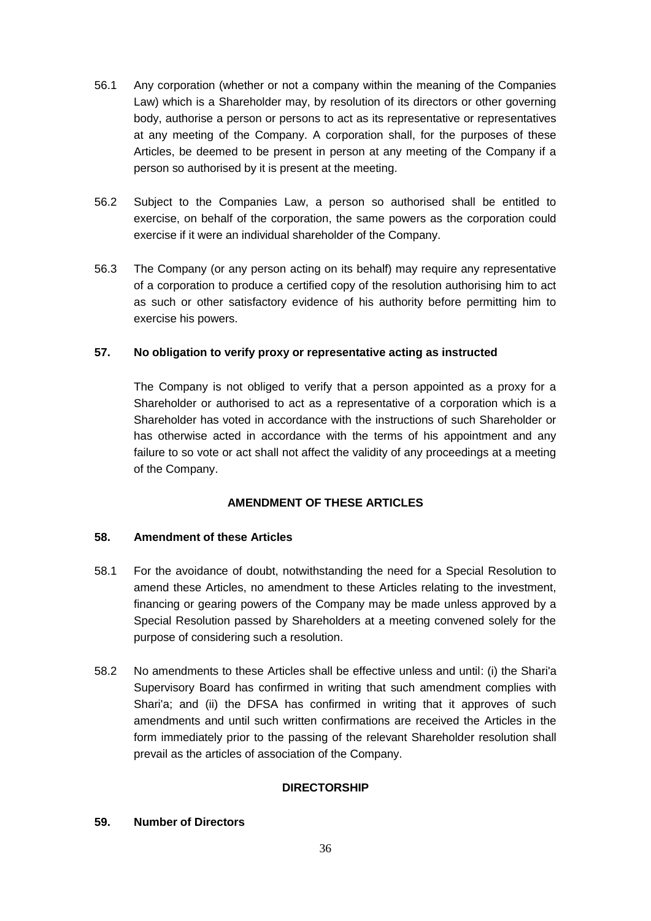56.1 Any corporation (whether or not a company within the meaning of the Companies Law) which is a Shareholder may, by resolution of its directors or other governing body, authorise a person or persons to act as its representative or representatives at any meeting of the Company. A corporation shall, for the purposes of these Articles, be deemed to be present in person at any meeting of the Company if a person so authorised by it is present at the meeting.

56.2 Subject to the Companies Law, a person so authorised shall be entitled to exercise, on behalf of the corporation, the same powers as the corporation could exercise if it were an individual shareholder of the Company.

56.3 The Company (or any person acting on its behalf) may require any representative of a corporation to produce a certified copy of the resolution authorising him to act as such or other satisfactory evidence of his authority before permitting him to exercise his powers.

### 57. No obligation to verify proxy or representative acting as instructed

The Company is not obliged to verify that a person appointed as a proxy for a Shareholder or authorised to act as a representative of a corporation which is a Shareholder has voted in accordance with the instructions of such Shareholder or has otherwise acted in accordance with the terms of his appointment and any failure to so vote or act shall not affect the validity of any proceedings at a meeting of the Company.

## AMENDMENT OF THESE ARTICLES

### 58. Amendment of these Articles

58.1 For the avoidance of doubt, notwithstanding the need for a Special Resolution to amend these Articles, no amendment to these Articles relating to the investment, financing or gearing powers of the Company may be made unless approved by a Special Resolution passed by Shareholders at a meeting convened solely for the purpose of considering such a resolution.

58.2 No amendments to these Articles shall be effective unless and until: (i) the Shari'a Supervisory Board has confirmed in writing that such amendment complies with Shari'a; and (ii) the DFSA has confirmed in writing that it approves of such amendments and until such written confirmations are received the Articles in the form immediately prior to the passing of the relevant Shareholder resolution shall prevail as the articles of association of the Company.

## DIRECTORSHIP

### 59. Number of Directors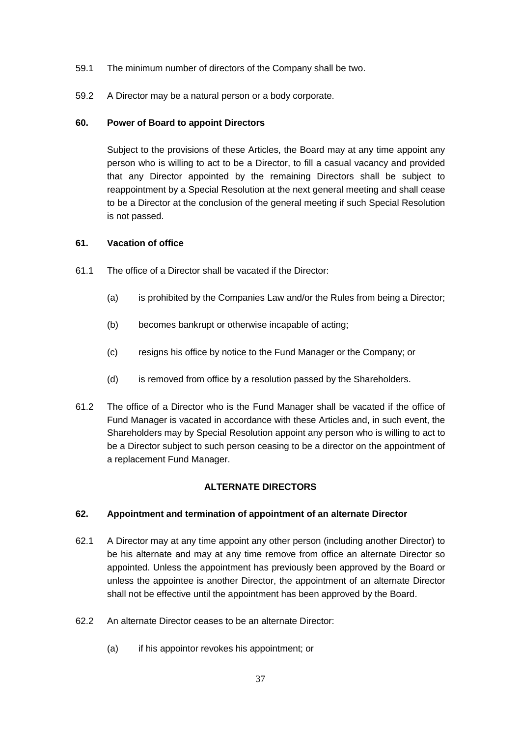59.1 The minimum number of directors of the Company shall be two.

59.2 A Director may be a natural person or a body corporate.

**60. Power of Board to appoint Directors**

Subject to the provisions of these Articles, the Board may at any time appoint any person who is willing to act to be a Director, to fill a casual vacancy and provided that any Director appointed by the remaining Directors shall be subject to reappointment by a Special Resolution at the next general meeting and shall cease to be a Director at the conclusion of the general meeting if such Special Resolution is not passed.

**61. Vacation of office**

61.1 The office of a Director shall be vacated if the Director:

(a) is prohibited by the Companies Law and/or the Rules from being a Director;

(b) becomes bankrupt or otherwise incapable of acting;

(c) resigns his office by notice to the Fund Manager or the Company; or

(d) is removed from office by a resolution passed by the Shareholders.

61.2 The office of a Director who is the Fund Manager shall be vacated if the office of Fund Manager is vacated in accordance with these Articles and, in such event, the Shareholders may by Special Resolution appoint any person who is willing to act to be a Director subject to such person ceasing to be a director on the appointment of a replacement Fund Manager.

**ALTERNATE DIRECTORS**

**62. Appointment and termination of appointment of an alternate Director**

62.1 A Director may at any time appoint any other person (including another Director) to be his alternate and may at any time remove from office an alternate Director so appointed. Unless the appointment has previously been approved by the Board or unless the appointee is another Director, the appointment of an alternate Director shall not be effective until the appointment has been approved by the Board.

62.2 An alternate Director ceases to be an alternate Director:

(a) if his appointor revokes his appointment; or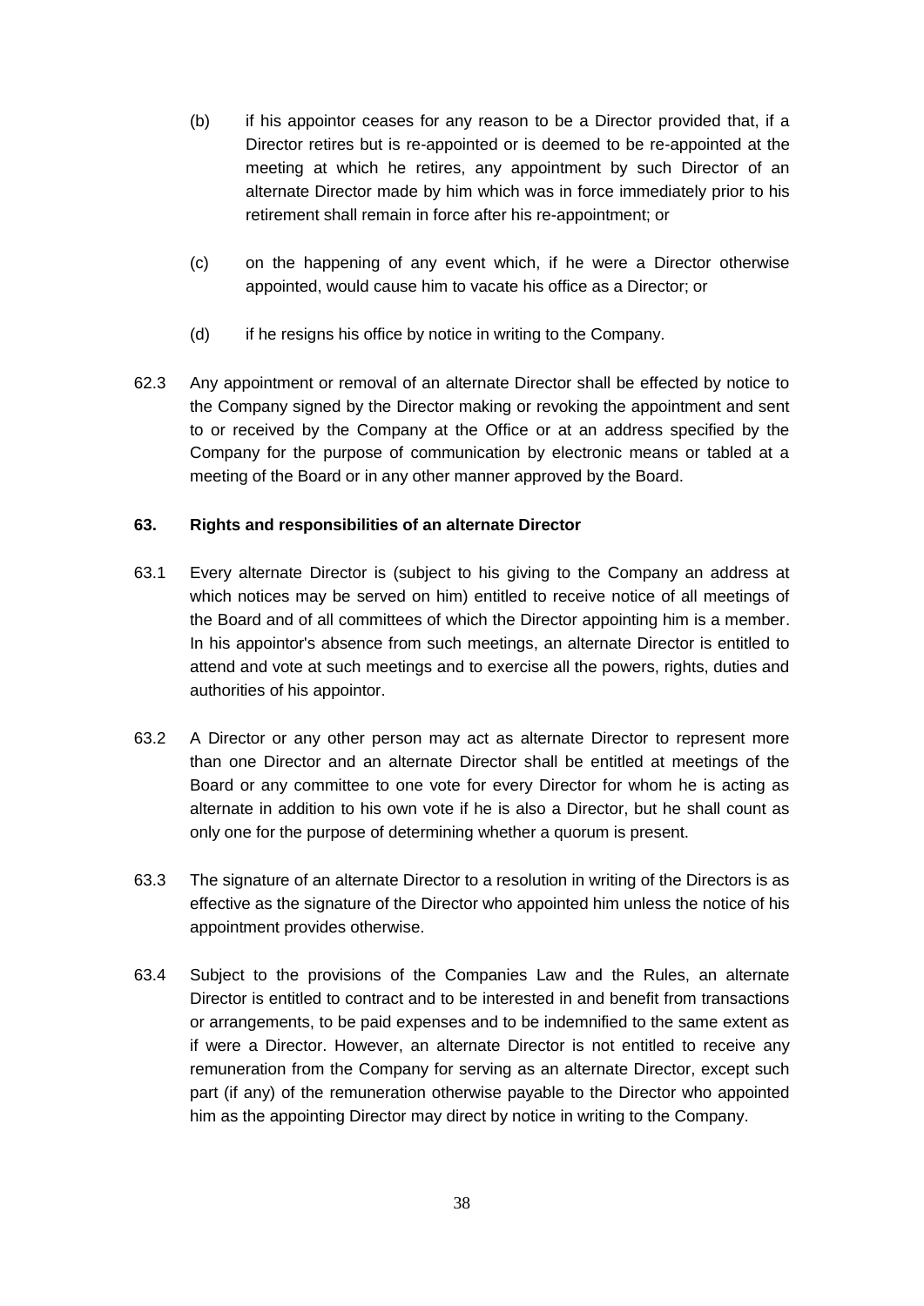(b) if his appointor ceases for any reason to be a Director provided that, if a Director retires but is re-appointed or is deemed to be re-appointed at the meeting at which he retires, any appointment by such Director of an alternate Director made by him which was in force immediately prior to his retirement shall remain in force after his re-appointment; or

(c) on the happening of any event which, if he were a Director otherwise appointed, would cause him to vacate his office as a Director; or

(d) if he resigns his office by notice in writing to the Company.

62.3 Any appointment or removal of an alternate Director shall be effected by notice to the Company signed by the Director making or revoking the appointment and sent to or received by the Company at the Office or at an address specified by the Company for the purpose of communication by electronic means or tabled at a meeting of the Board or in any other manner approved by the Board.

**63. Rights and responsibilities of an alternate Director**

63.1 Every alternate Director is (subject to his giving to the Company an address at which notices may be served on him) entitled to receive notice of all meetings of the Board and of all committees of which the Director appointing him is a member. In his appointor's absence from such meetings, an alternate Director is entitled to attend and vote at such meetings and to exercise all the powers, rights, duties and authorities of his appointor.

63.2 A Director or any other person may act as alternate Director to represent more than one Director and an alternate Director shall be entitled at meetings of the Board or any committee to one vote for every Director for whom he is acting as alternate in addition to his own vote if he is also a Director, but he shall count as only one for the purpose of determining whether a quorum is present.

63.3 The signature of an alternate Director to a resolution in writing of the Directors is as effective as the signature of the Director who appointed him unless the notice of his appointment provides otherwise.

63.4 Subject to the provisions of the Companies Law and the Rules, an alternate Director is entitled to contract and to be interested in and benefit from transactions or arrangements, to be paid expenses and to be indemnified to the same extent as if were a Director. However, an alternate Director is not entitled to receive any remuneration from the Company for serving as an alternate Director, except such part (if any) of the remuneration otherwise payable to the Director who appointed him as the appointing Director may direct by notice in writing to the Company.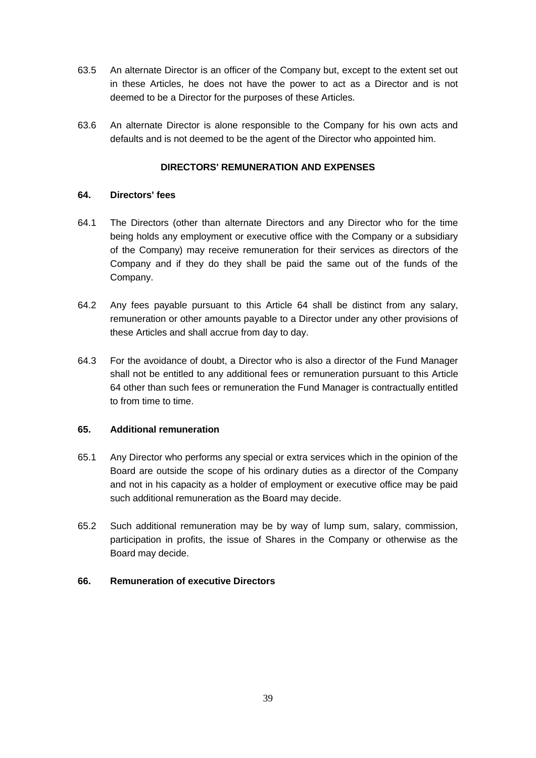63.5 An alternate Director is an officer of the Company but, except to the extent set out in these Articles, he does not have the power to act as a Director and is not deemed to be a Director for the purposes of these Articles.

63.6 An alternate Director is alone responsible to the Company for his own acts and defaults and is not deemed to be the agent of the Director who appointed him.

## DIRECTORS' REMUNERATION AND EXPENSES

### 64. Directors' fees

64.1 The Directors (other than alternate Directors and any Director who for the time being holds any employment or executive office with the Company or a subsidiary of the Company) may receive remuneration for their services as directors of the Company and if they do they shall be paid the same out of the funds of the Company.

64.2 Any fees payable pursuant to this Article 64 shall be distinct from any salary, remuneration or other amounts payable to a Director under any other provisions of these Articles and shall accrue from day to day.

64.3 For the avoidance of doubt, a Director who is also a director of the Fund Manager shall not be entitled to any additional fees or remuneration pursuant to this Article 64 other than such fees or remuneration the Fund Manager is contractually entitled to from time to time.

### 65. Additional remuneration

65.1 Any Director who performs any special or extra services which in the opinion of the Board are outside the scope of his ordinary duties as a director of the Company and not in his capacity as a holder of employment or executive office may be paid such additional remuneration as the Board may decide.

65.2 Such additional remuneration may be by way of lump sum, salary, commission, participation in profits, the issue of Shares in the Company or otherwise as the Board may decide.

### 66. Remuneration of executive Directors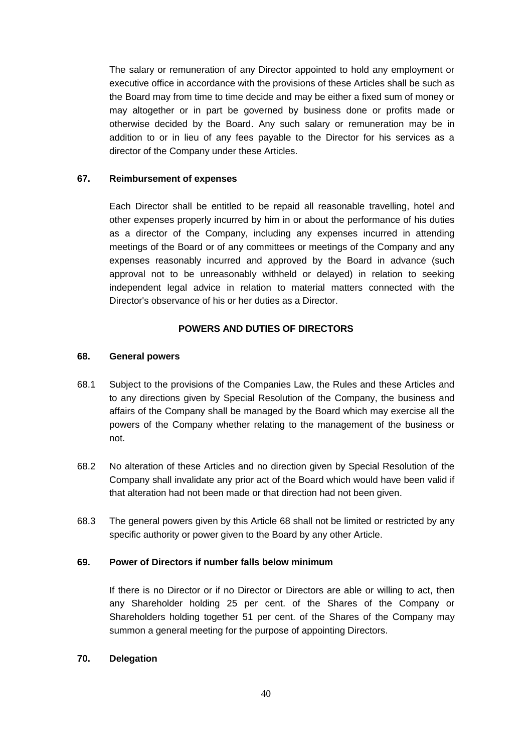The salary or remuneration of any Director appointed to hold any employment or executive office in accordance with the provisions of these Articles shall be such as the Board may from time to time decide and may be either a fixed sum of money or may altogether or in part be governed by business done or profits made or otherwise decided by the Board. Any such salary or remuneration may be in addition to or in lieu of any fees payable to the Director for his services as a director of the Company under these Articles.

### 67. Reimbursement of expenses

Each Director shall be entitled to be repaid all reasonable travelling, hotel and other expenses properly incurred by him in or about the performance of his duties as a director of the Company, including any expenses incurred in attending meetings of the Board or of any committees or meetings of the Company and any expenses reasonably incurred and approved by the Board in advance (such approval not to be unreasonably withheld or delayed) in relation to seeking independent legal advice in relation to material matters connected with the Director's observance of his or her duties as a Director.

## POWERS AND DUTIES OF DIRECTORS

### 68. General powers

68.1 Subject to the provisions of the Companies Law, the Rules and these Articles and to any directions given by Special Resolution of the Company, the business and affairs of the Company shall be managed by the Board which may exercise all the powers of the Company whether relating to the management of the business or not.

68.2 No alteration of these Articles and no direction given by Special Resolution of the Company shall invalidate any prior act of the Board which would have been valid if that alteration had not been made or that direction had not been given.

68.3 The general powers given by this Article 68 shall not be limited or restricted by any specific authority or power given to the Board by any other Article.

### 69. Power of Directors if number falls below minimum

If there is no Director or if no Director or Directors are able or willing to act, then any Shareholder holding 25 per cent. of the Shares of the Company or Shareholders holding together 51 per cent. of the Shares of the Company may summon a general meeting for the purpose of appointing Directors.

### 70. Delegation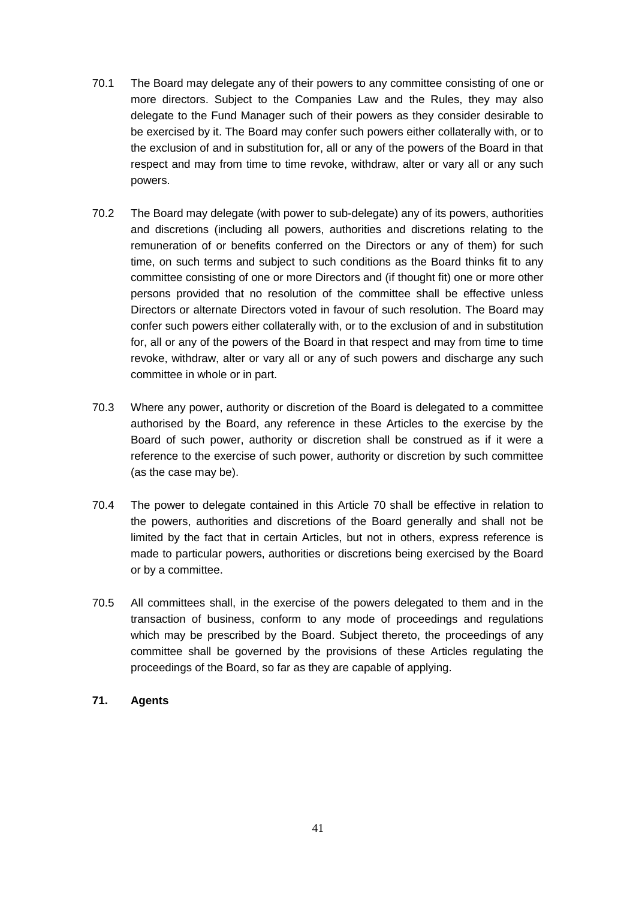70.1 The Board may delegate any of their powers to any committee consisting of one or more directors. Subject to the Companies Law and the Rules, they may also delegate to the Fund Manager such of their powers as they consider desirable to be exercised by it. The Board may confer such powers either collaterally with, or to the exclusion of and in substitution for, all or any of the powers of the Board in that respect and may from time to time revoke, withdraw, alter or vary all or any such powers.

70.2 The Board may delegate (with power to sub-delegate) any of its powers, authorities and discretions (including all powers, authorities and discretions relating to the remuneration of or benefits conferred on the Directors or any of them) for such time, on such terms and subject to such conditions as the Board thinks fit to any committee consisting of one or more Directors and (if thought fit) one or more other persons provided that no resolution of the committee shall be effective unless Directors or alternate Directors voted in favour of such resolution. The Board may confer such powers either collaterally with, or to the exclusion of and in substitution for, all or any of the powers of the Board in that respect and may from time to time revoke, withdraw, alter or vary all or any of such powers and discharge any such committee in whole or in part.

70.3 Where any power, authority or discretion of the Board is delegated to a committee authorised by the Board, any reference in these Articles to the exercise by the Board of such power, authority or discretion shall be construed as if it were a reference to the exercise of such power, authority or discretion by such committee (as the case may be).

70.4 The power to delegate contained in this Article 70 shall be effective in relation to the powers, authorities and discretions of the Board generally and shall not be limited by the fact that in certain Articles, but not in others, express reference is made to particular powers, authorities or discretions being exercised by the Board or by a committee.

70.5 All committees shall, in the exercise of the powers delegated to them and in the transaction of business, conform to any mode of proceedings and regulations which may be prescribed by the Board. Subject thereto, the proceedings of any committee shall be governed by the provisions of these Articles regulating the proceedings of the Board, so far as they are capable of applying.

**71. Agents**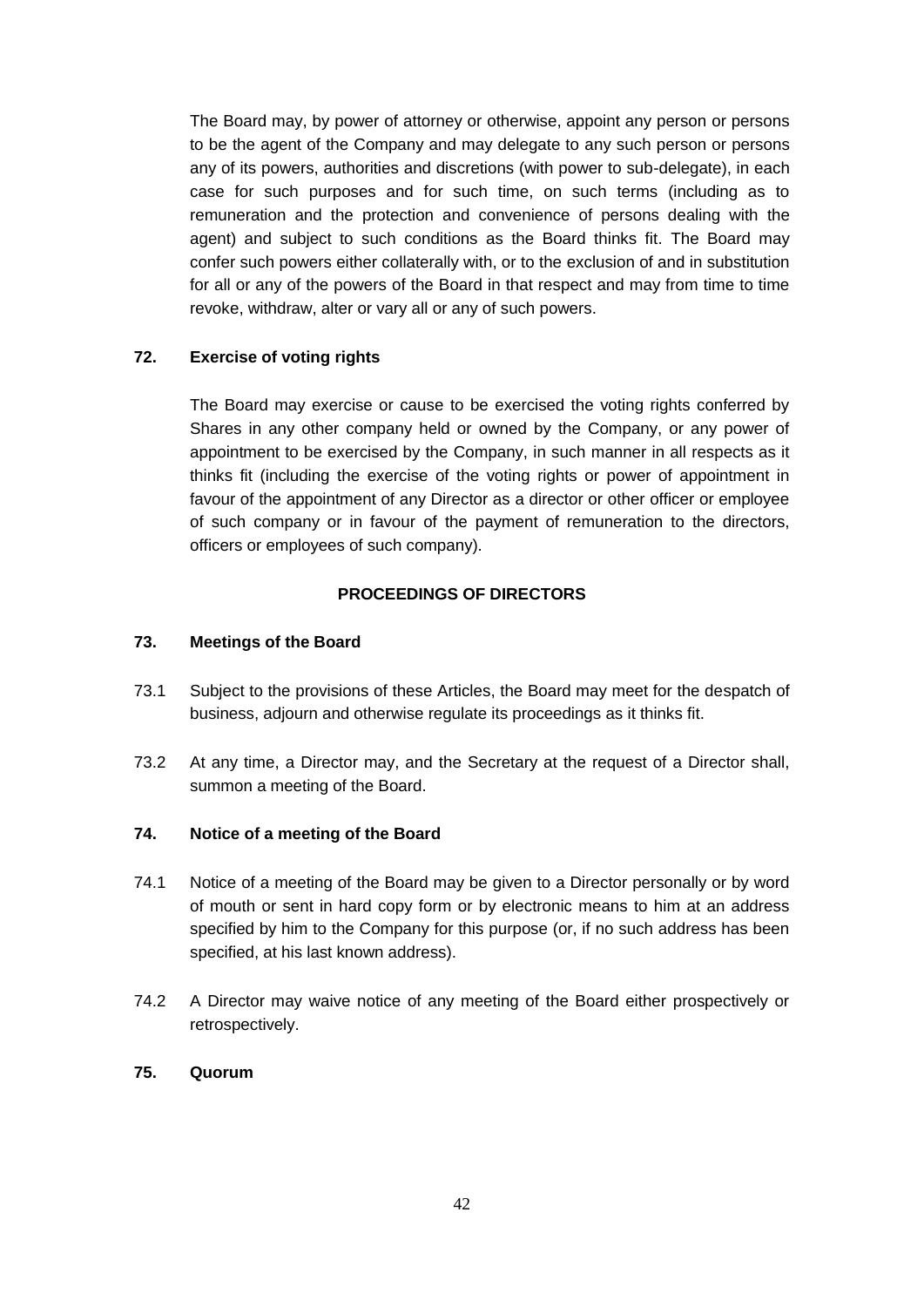The Board may, by power of attorney or otherwise, appoint any person or persons to be the agent of the Company and may delegate to any such person or persons any of its powers, authorities and discretions (with power to sub-delegate), in each case for such purposes and for such time, on such terms (including as to remuneration and the protection and convenience of persons dealing with the agent) and subject to such conditions as the Board thinks fit. The Board may confer such powers either collaterally with, or to the exclusion of and in substitution for all or any of the powers of the Board in that respect and may from time to time revoke, withdraw, alter or vary all or any of such powers.

**72. Exercise of voting rights**

The Board may exercise or cause to be exercised the voting rights conferred by Shares in any other company held or owned by the Company, or any power of appointment to be exercised by the Company, in such manner in all respects as it thinks fit (including the exercise of the voting rights or power of appointment in favour of the appointment of any Director as a director or other officer or employee of such company or in favour of the payment of remuneration to the directors, officers or employees of such company).

**PROCEEDINGS OF DIRECTORS**

**73. Meetings of the Board**

73.1 Subject to the provisions of these Articles, the Board may meet for the despatch of business, adjourn and otherwise regulate its proceedings as it thinks fit.

73.2 At any time, a Director may, and the Secretary at the request of a Director shall, summon a meeting of the Board.

**74. Notice of a meeting of the Board**

74.1 Notice of a meeting of the Board may be given to a Director personally or by word of mouth or sent in hard copy form or by electronic means to him at an address specified by him to the Company for this purpose (or, if no such address has been specified, at his last known address).

74.2 A Director may waive notice of any meeting of the Board either prospectively or retrospectively.

**75. Quorum**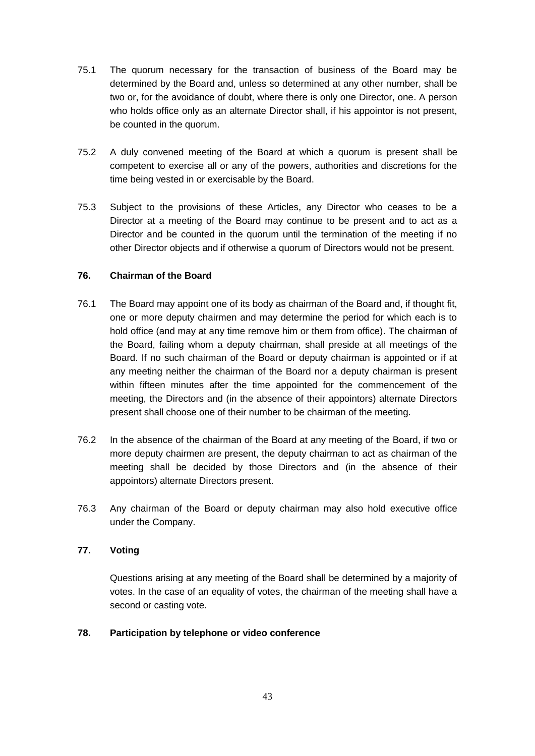75.1 The quorum necessary for the transaction of business of the Board may be determined by the Board and, unless so determined at any other number, shall be two or, for the avoidance of doubt, where there is only one Director, one. A person who holds office only as an alternate Director shall, if his appointor is not present, be counted in the quorum.

75.2 A duly convened meeting of the Board at which a quorum is present shall be competent to exercise all or any of the powers, authorities and discretions for the time being vested in or exercisable by the Board.

75.3 Subject to the provisions of these Articles, any Director who ceases to be a Director at a meeting of the Board may continue to be present and to act as a Director and be counted in the quorum until the termination of the meeting if no other Director objects and if otherwise a quorum of Directors would not be present.

### 76. Chairman of the Board

76.1 The Board may appoint one of its body as chairman of the Board and, if thought fit, one or more deputy chairmen and may determine the period for which each is to hold office (and may at any time remove him or them from office). The chairman of the Board, failing whom a deputy chairman, shall preside at all meetings of the Board. If no such chairman of the Board or deputy chairman is appointed or if at any meeting neither the chairman of the Board nor a deputy chairman is present within fifteen minutes after the time appointed for the commencement of the meeting, the Directors and (in the absence of their appointors) alternate Directors present shall choose one of their number to be chairman of the meeting.

76.2 In the absence of the chairman of the Board at any meeting of the Board, if two or more deputy chairmen are present, the deputy chairman to act as chairman of the meeting shall be decided by those Directors and (in the absence of their appointors) alternate Directors present.

76.3 Any chairman of the Board or deputy chairman may also hold executive office under the Company.

### 77. Voting

Questions arising at any meeting of the Board shall be determined by a majority of votes. In the case of an equality of votes, the chairman of the meeting shall have a second or casting vote.

### 78. Participation by telephone or video conference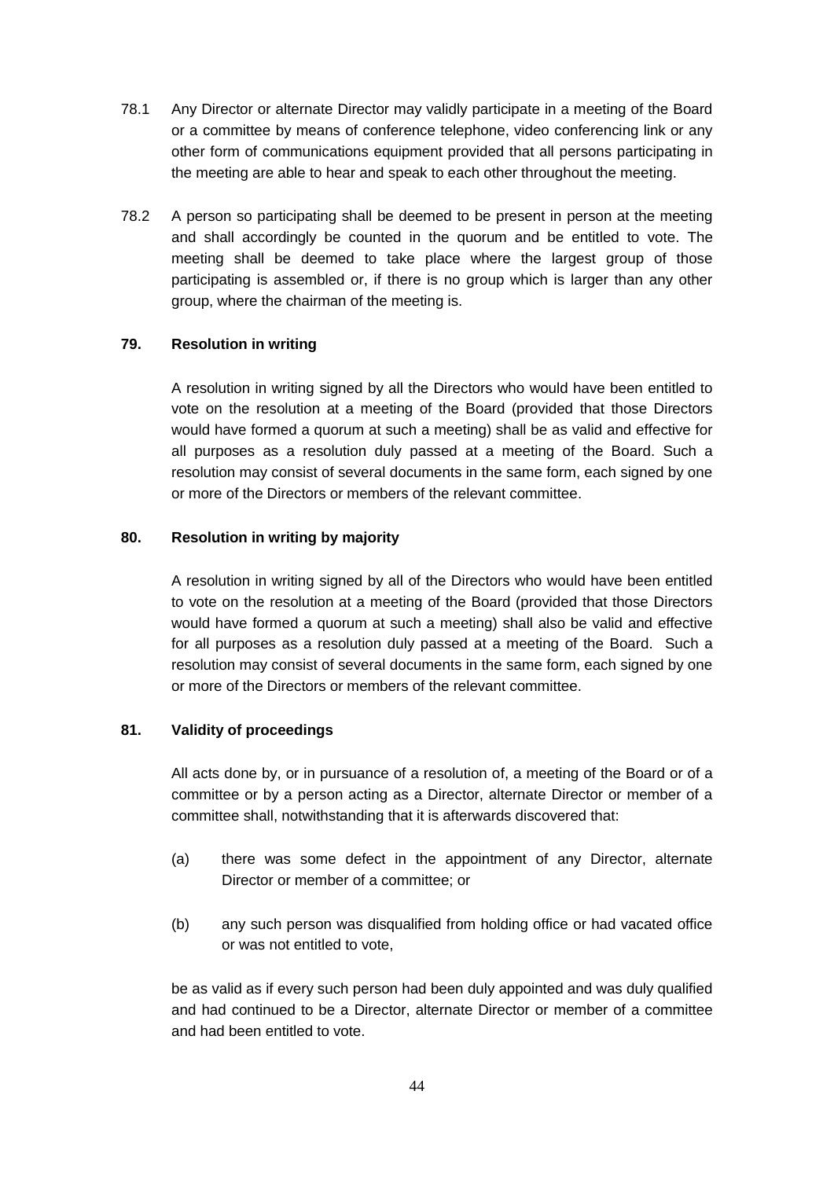78.1 Any Director or alternate Director may validly participate in a meeting of the Board or a committee by means of conference telephone, video conferencing link or any other form of communications equipment provided that all persons participating in the meeting are able to hear and speak to each other throughout the meeting.

78.2 A person so participating shall be deemed to be present in person at the meeting and shall accordingly be counted in the quorum and be entitled to vote. The meeting shall be deemed to take place where the largest group of those participating is assembled or, if there is no group which is larger than any other group, where the chairman of the meeting is.

**79. Resolution in writing**

A resolution in writing signed by all the Directors who would have been entitled to vote on the resolution at a meeting of the Board (provided that those Directors would have formed a quorum at such a meeting) shall be as valid and effective for all purposes as a resolution duly passed at a meeting of the Board. Such a resolution may consist of several documents in the same form, each signed by one or more of the Directors or members of the relevant committee.

**80. Resolution in writing by majority**

A resolution in writing signed by all of the Directors who would have been entitled to vote on the resolution at a meeting of the Board (provided that those Directors would have formed a quorum at such a meeting) shall also be valid and effective for all purposes as a resolution duly passed at a meeting of the Board. Such a resolution may consist of several documents in the same form, each signed by one or more of the Directors or members of the relevant committee.

**81. Validity of proceedings**

All acts done by, or in pursuance of a resolution of, a meeting of the Board or of a committee or by a person acting as a Director, alternate Director or member of a committee shall, notwithstanding that it is afterwards discovered that:

(a) there was some defect in the appointment of any Director, alternate Director or member of a committee; or

(b) any such person was disqualified from holding office or had vacated office or was not entitled to vote,

be as valid as if every such person had been duly appointed and was duly qualified and had continued to be a Director, alternate Director or member of a committee and had been entitled to vote.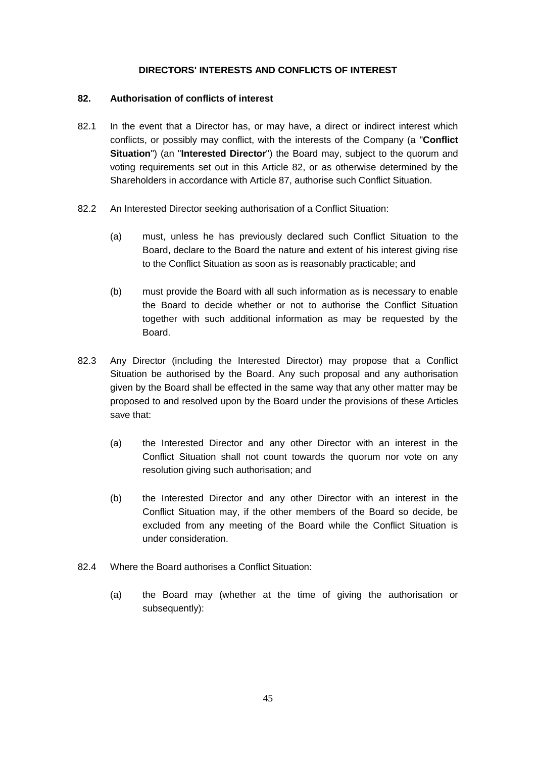## DIRECTORS' INTERESTS AND CONFLICTS OF INTEREST

### 82. Authorisation of conflicts of interest

82.1 In the event that a Director has, or may have, a direct or indirect interest which conflicts, or possibly may conflict, with the interests of the Company (a "**Conflict Situation**") (an "**Interested Director**") the Board may, subject to the quorum and voting requirements set out in this Article 82, or as otherwise determined by the Shareholders in accordance with Article 87, authorise such Conflict Situation.

82.2 An Interested Director seeking authorisation of a Conflict Situation:

(a) must, unless he has previously declared such Conflict Situation to the Board, declare to the Board the nature and extent of his interest giving rise to the Conflict Situation as soon as is reasonably practicable; and

(b) must provide the Board with all such information as is necessary to enable the Board to decide whether or not to authorise the Conflict Situation together with such additional information as may be requested by the Board.

82.3 Any Director (including the Interested Director) may propose that a Conflict Situation be authorised by the Board. Any such proposal and any authorisation given by the Board shall be effected in the same way that any other matter may be proposed to and resolved upon by the Board under the provisions of these Articles save that:

(a) the Interested Director and any other Director with an interest in the Conflict Situation shall not count towards the quorum nor vote on any resolution giving such authorisation; and

(b) the Interested Director and any other Director with an interest in the Conflict Situation may, if the other members of the Board so decide, be excluded from any meeting of the Board while the Conflict Situation is under consideration.

82.4 Where the Board authorises a Conflict Situation:

(a) the Board may (whether at the time of giving the authorisation or subsequently):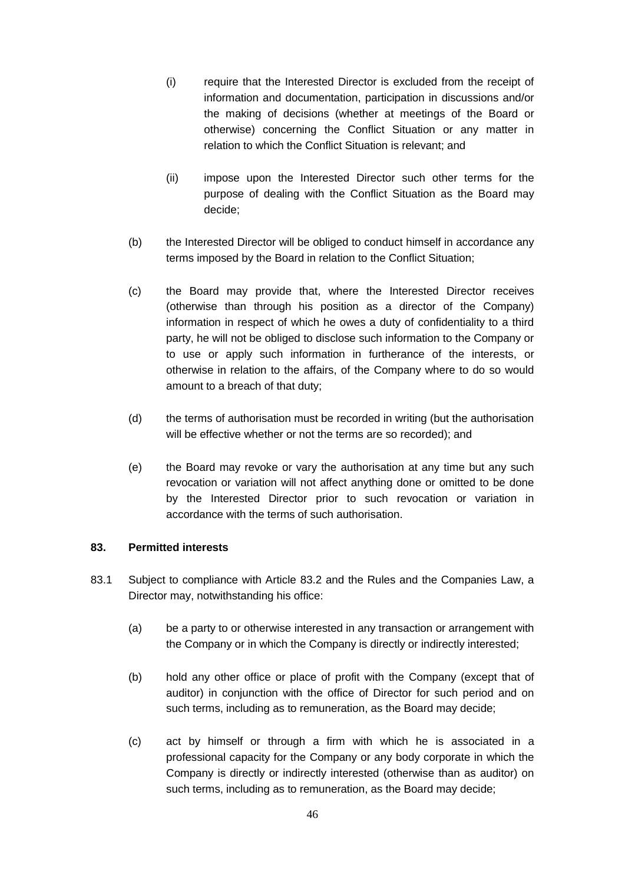(i) require that the Interested Director is excluded from the receipt of information and documentation, participation in discussions and/or the making of decisions (whether at meetings of the Board or otherwise) concerning the Conflict Situation or any matter in relation to which the Conflict Situation is relevant; and

(ii) impose upon the Interested Director such other terms for the purpose of dealing with the Conflict Situation as the Board may decide;

(b) the Interested Director will be obliged to conduct himself in accordance any terms imposed by the Board in relation to the Conflict Situation;

(c) the Board may provide that, where the Interested Director receives (otherwise than through his position as a director of the Company) information in respect of which he owes a duty of confidentiality to a third party, he will not be obliged to disclose such information to the Company or to use or apply such information in furtherance of the interests, or otherwise in relation to the affairs, of the Company where to do so would amount to a breach of that duty;

(d) the terms of authorisation must be recorded in writing (but the authorisation will be effective whether or not the terms are so recorded); and

(e) the Board may revoke or vary the authorisation at any time but any such revocation or variation will not affect anything done or omitted to be done by the Interested Director prior to such revocation or variation in accordance with the terms of such authorisation.

**83. Permitted interests**

83.1 Subject to compliance with Article 83.2 and the Rules and the Companies Law, a Director may, notwithstanding his office:

(a) be a party to or otherwise interested in any transaction or arrangement with the Company or in which the Company is directly or indirectly interested;

(b) hold any other office or place of profit with the Company (except that of auditor) in conjunction with the office of Director for such period and on such terms, including as to remuneration, as the Board may decide;

(c) act by himself or through a firm with which he is associated in a professional capacity for the Company or any body corporate in which the Company is directly or indirectly interested (otherwise than as auditor) on such terms, including as to remuneration, as the Board may decide;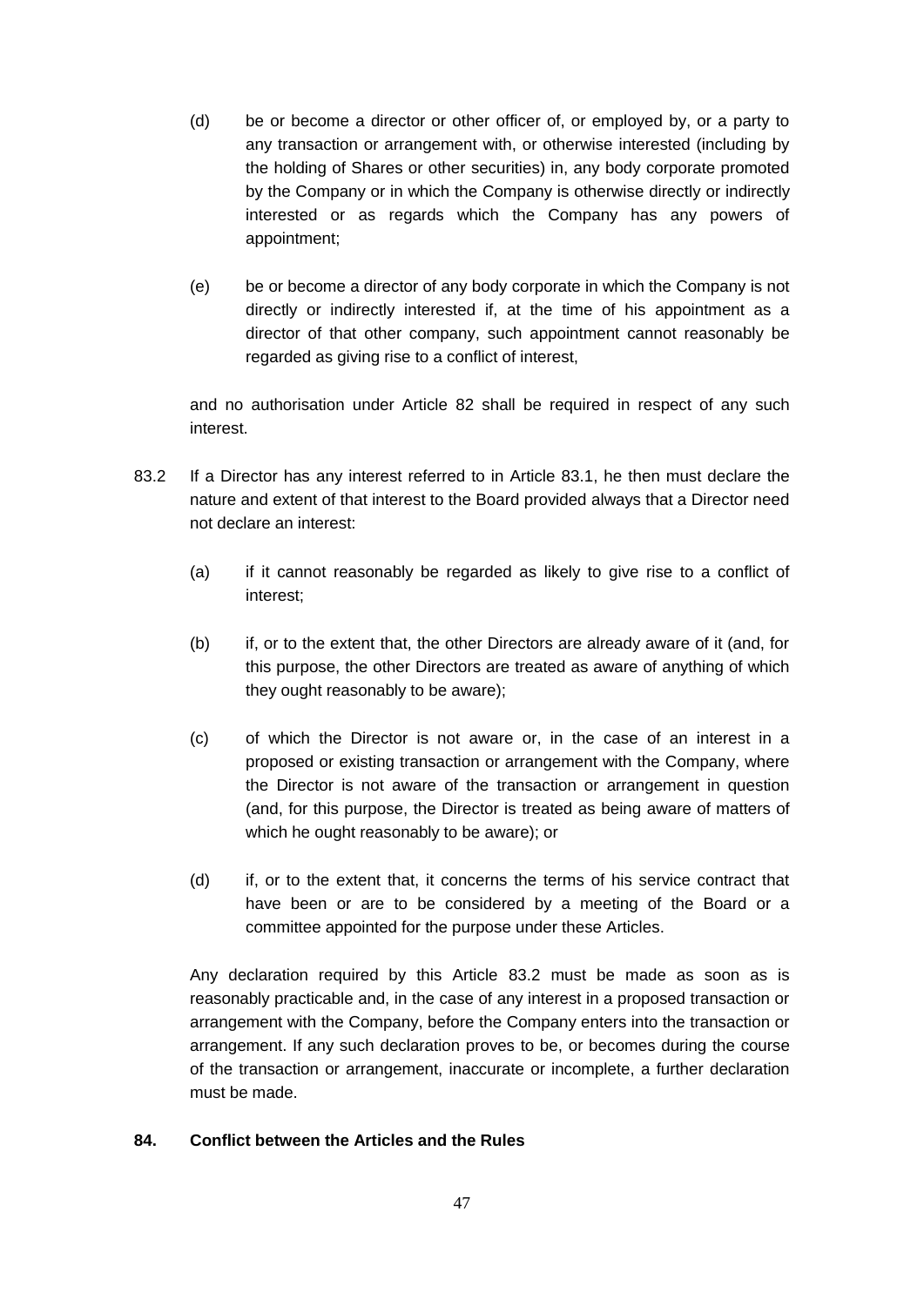(d) be or become a director or other officer of, or employed by, or a party to any transaction or arrangement with, or otherwise interested (including by the holding of Shares or other securities) in, any body corporate promoted by the Company or in which the Company is otherwise directly or indirectly interested or as regards which the Company has any powers of appointment;

(e) be or become a director of any body corporate in which the Company is not directly or indirectly interested if, at the time of his appointment as a director of that other company, such appointment cannot reasonably be regarded as giving rise to a conflict of interest,

and no authorisation under Article 82 shall be required in respect of any such interest.

83.2 If a Director has any interest referred to in Article 83.1, he then must declare the nature and extent of that interest to the Board provided always that a Director need not declare an interest:

(a) if it cannot reasonably be regarded as likely to give rise to a conflict of interest;

(b) if, or to the extent that, the other Directors are already aware of it (and, for this purpose, the other Directors are treated as aware of anything of which they ought reasonably to be aware);

(c) of which the Director is not aware or, in the case of an interest in a proposed or existing transaction or arrangement with the Company, where the Director is not aware of the transaction or arrangement in question (and, for this purpose, the Director is treated as being aware of matters of which he ought reasonably to be aware); or

(d) if, or to the extent that, it concerns the terms of his service contract that have been or are to be considered by a meeting of the Board or a committee appointed for the purpose under these Articles.

Any declaration required by this Article 83.2 must be made as soon as is reasonably practicable and, in the case of any interest in a proposed transaction or arrangement with the Company, before the Company enters into the transaction or arrangement. If any such declaration proves to be, or becomes during the course of the transaction or arrangement, inaccurate or incomplete, a further declaration must be made.

**84. Conflict between the Articles and the Rules**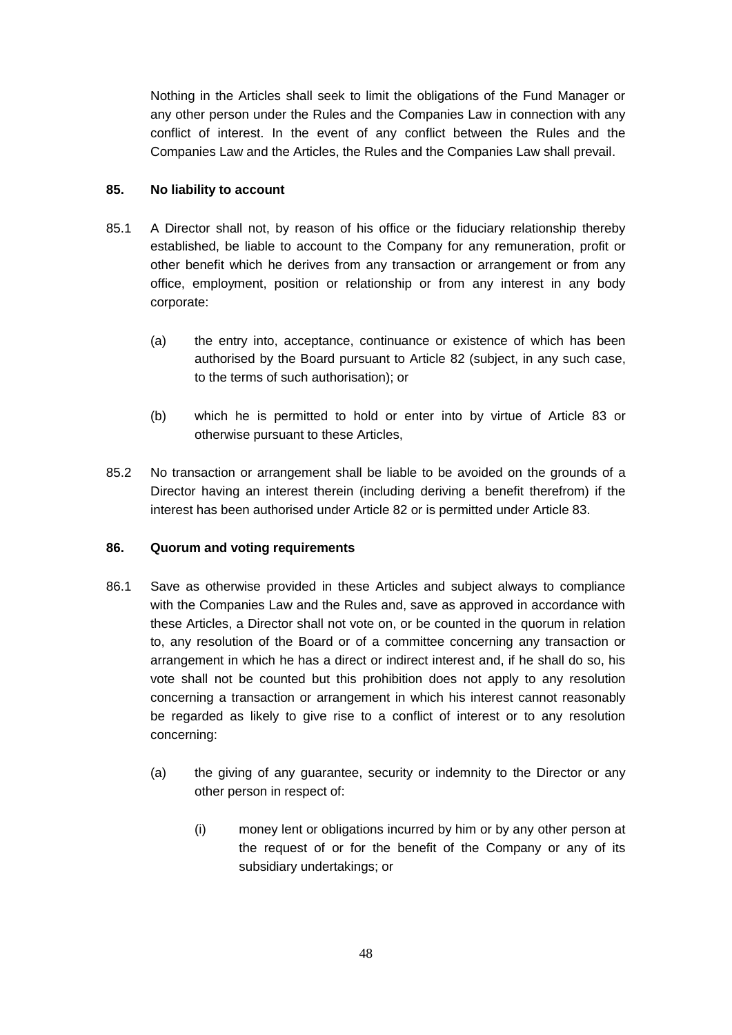Nothing in the Articles shall seek to limit the obligations of the Fund Manager or any other person under the Rules and the Companies Law in connection with any conflict of interest. In the event of any conflict between the Rules and the Companies Law and the Articles, the Rules and the Companies Law shall prevail.

**85. No liability to account**

85.1 A Director shall not, by reason of his office or the fiduciary relationship thereby established, be liable to account to the Company for any remuneration, profit or other benefit which he derives from any transaction or arrangement or from any office, employment, position or relationship or from any interest in any body corporate:

(a) the entry into, acceptance, continuance or existence of which has been authorised by the Board pursuant to Article 82 (subject, in any such case, to the terms of such authorisation); or

(b) which he is permitted to hold or enter into by virtue of Article 83 or otherwise pursuant to these Articles,

85.2 No transaction or arrangement shall be liable to be avoided on the grounds of a Director having an interest therein (including deriving a benefit therefrom) if the interest has been authorised under Article 82 or is permitted under Article 83.

**86. Quorum and voting requirements**

86.1 Save as otherwise provided in these Articles and subject always to compliance with the Companies Law and the Rules and, save as approved in accordance with these Articles, a Director shall not vote on, or be counted in the quorum in relation to, any resolution of the Board or of a committee concerning any transaction or arrangement in which he has a direct or indirect interest and, if he shall do so, his vote shall not be counted but this prohibition does not apply to any resolution concerning a transaction or arrangement in which his interest cannot reasonably be regarded as likely to give rise to a conflict of interest or to any resolution concerning:

(a) the giving of any guarantee, security or indemnity to the Director or any other person in respect of:

(i) money lent or obligations incurred by him or by any other person at the request of or for the benefit of the Company or any of its subsidiary undertakings; or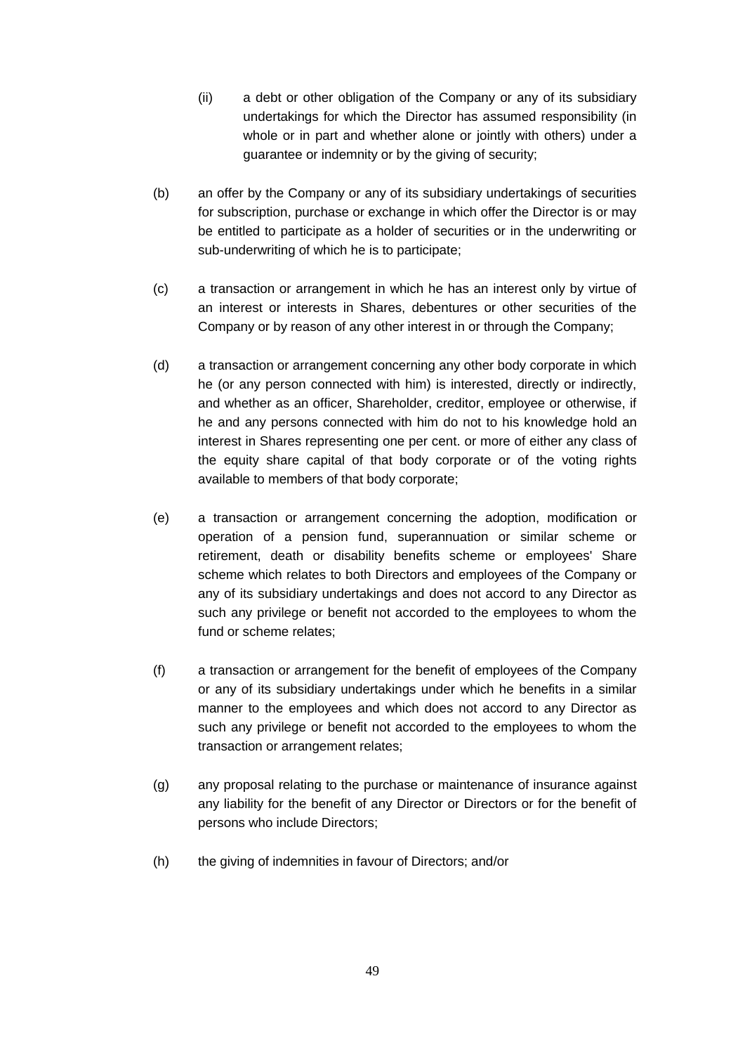(ii) a debt or other obligation of the Company or any of its subsidiary undertakings for which the Director has assumed responsibility (in whole or in part and whether alone or jointly with others) under a guarantee or indemnity or by the giving of security;

(b) an offer by the Company or any of its subsidiary undertakings of securities for subscription, purchase or exchange in which offer the Director is or may be entitled to participate as a holder of securities or in the underwriting or sub-underwriting of which he is to participate;

(c) a transaction or arrangement in which he has an interest only by virtue of an interest or interests in Shares, debentures or other securities of the Company or by reason of any other interest in or through the Company;

(d) a transaction or arrangement concerning any other body corporate in which he (or any person connected with him) is interested, directly or indirectly, and whether as an officer, Shareholder, creditor, employee or otherwise, if he and any persons connected with him do not to his knowledge hold an interest in Shares representing one per cent. or more of either any class of the equity share capital of that body corporate or of the voting rights available to members of that body corporate;

(e) a transaction or arrangement concerning the adoption, modification or operation of a pension fund, superannuation or similar scheme or retirement, death or disability benefits scheme or employees' Share scheme which relates to both Directors and employees of the Company or any of its subsidiary undertakings and does not accord to any Director as such any privilege or benefit not accorded to the employees to whom the fund or scheme relates;

(f) a transaction or arrangement for the benefit of employees of the Company or any of its subsidiary undertakings under which he benefits in a similar manner to the employees and which does not accord to any Director as such any privilege or benefit not accorded to the employees to whom the transaction or arrangement relates;

(g) any proposal relating to the purchase or maintenance of insurance against any liability for the benefit of any Director or Directors or for the benefit of persons who include Directors;

(h) the giving of indemnities in favour of Directors; and/or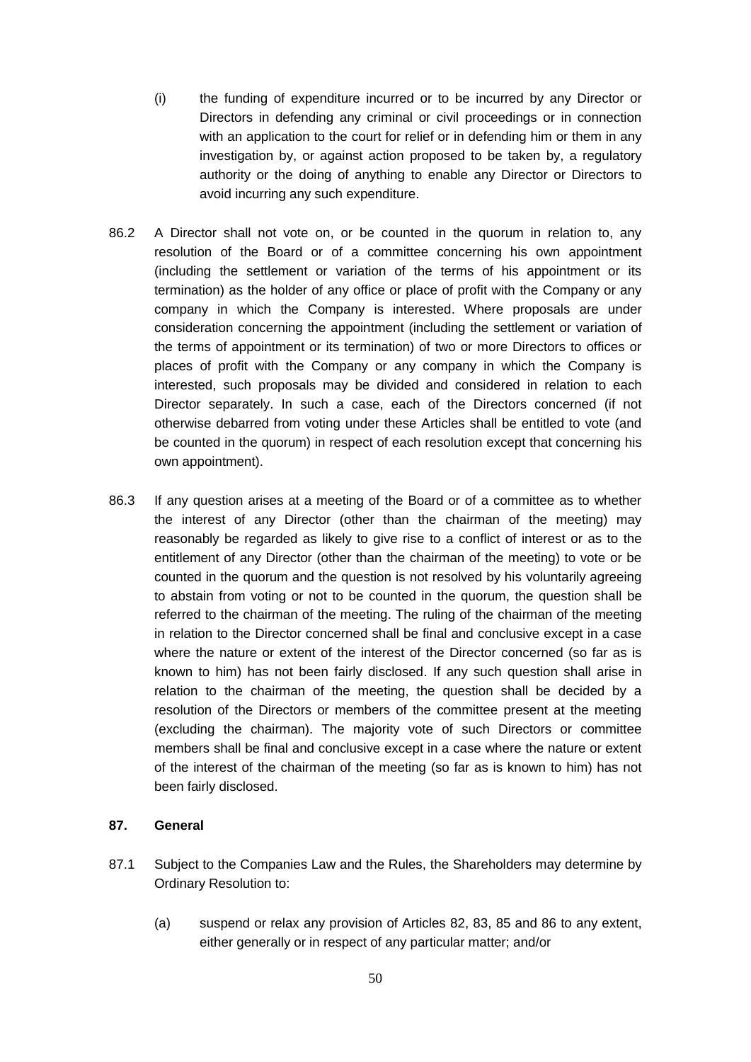(i) the funding of expenditure incurred or to be incurred by any Director or Directors in defending any criminal or civil proceedings or in connection with an application to the court for relief or in defending him or them in any investigation by, or against action proposed to be taken by, a regulatory authority or the doing of anything to enable any Director or Directors to avoid incurring any such expenditure.

86.2 A Director shall not vote on, or be counted in the quorum in relation to, any resolution of the Board or of a committee concerning his own appointment (including the settlement or variation of the terms of his appointment or its termination) as the holder of any office or place of profit with the Company or any company in which the Company is interested. Where proposals are under consideration concerning the appointment (including the settlement or variation of the terms of appointment or its termination) of two or more Directors to offices or places of profit with the Company or any company in which the Company is interested, such proposals may be divided and considered in relation to each Director separately. In such a case, each of the Directors concerned (if not otherwise debarred from voting under these Articles shall be entitled to vote (and be counted in the quorum) in respect of each resolution except that concerning his own appointment).

86.3 If any question arises at a meeting of the Board or of a committee as to whether the interest of any Director (other than the chairman of the meeting) may reasonably be regarded as likely to give rise to a conflict of interest or as to the entitlement of any Director (other than the chairman of the meeting) to vote or be counted in the quorum and the question is not resolved by his voluntarily agreeing to abstain from voting or not to be counted in the quorum, the question shall be referred to the chairman of the meeting. The ruling of the chairman of the meeting in relation to the Director concerned shall be final and conclusive except in a case where the nature or extent of the interest of the Director concerned (so far as is known to him) has not been fairly disclosed. If any such question shall arise in relation to the chairman of the meeting, the question shall be decided by a resolution of the Directors or members of the committee present at the meeting (excluding the chairman). The majority vote of such Directors or committee members shall be final and conclusive except in a case where the nature or extent of the interest of the chairman of the meeting (so far as is known to him) has not been fairly disclosed.

**87. General**

87.1 Subject to the Companies Law and the Rules, the Shareholders may determine by Ordinary Resolution to:

(a) suspend or relax any provision of Articles 82, 83, 85 and 86 to any extent, either generally or in respect of any particular matter; and/or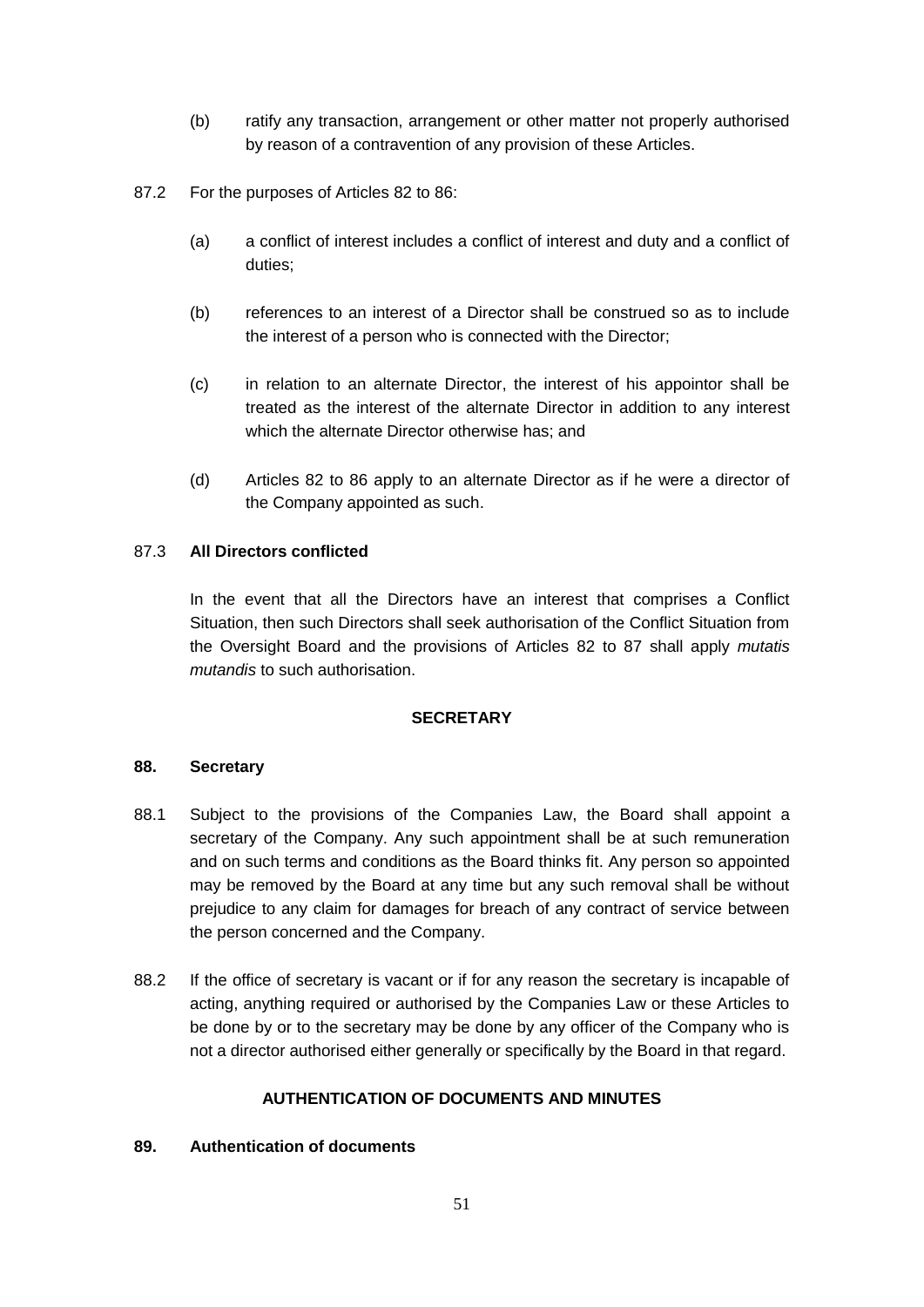(b) ratify any transaction, arrangement or other matter not properly authorised by reason of a contravention of any provision of these Articles.

87.2 For the purposes of Articles 82 to 86:

(a) a conflict of interest includes a conflict of interest and duty and a conflict of duties;

(b) references to an interest of a Director shall be construed so as to include the interest of a person who is connected with the Director;

(c) in relation to an alternate Director, the interest of his appointor shall be treated as the interest of the alternate Director in addition to any interest which the alternate Director otherwise has; and

(d) Articles 82 to 86 apply to an alternate Director as if he were a director of the Company appointed as such.

87.3 **All Directors conflicted**

In the event that all the Directors have an interest that comprises a Conflict Situation, then such Directors shall seek authorisation of the Conflict Situation from the Oversight Board and the provisions of Articles 82 to 87 shall apply *mutatis mutandis* to such authorisation.

**SECRETARY**

**88. Secretary**

88.1 Subject to the provisions of the Companies Law, the Board shall appoint a secretary of the Company. Any such appointment shall be at such remuneration and on such terms and conditions as the Board thinks fit. Any person so appointed may be removed by the Board at any time but any such removal shall be without prejudice to any claim for damages for breach of any contract of service between the person concerned and the Company.

88.2 If the office of secretary is vacant or if for any reason the secretary is incapable of acting, anything required or authorised by the Companies Law or these Articles to be done by or to the secretary may be done by any officer of the Company who is not a director authorised either generally or specifically by the Board in that regard.

**AUTHENTICATION OF DOCUMENTS AND MINUTES**

**89. Authentication of documents**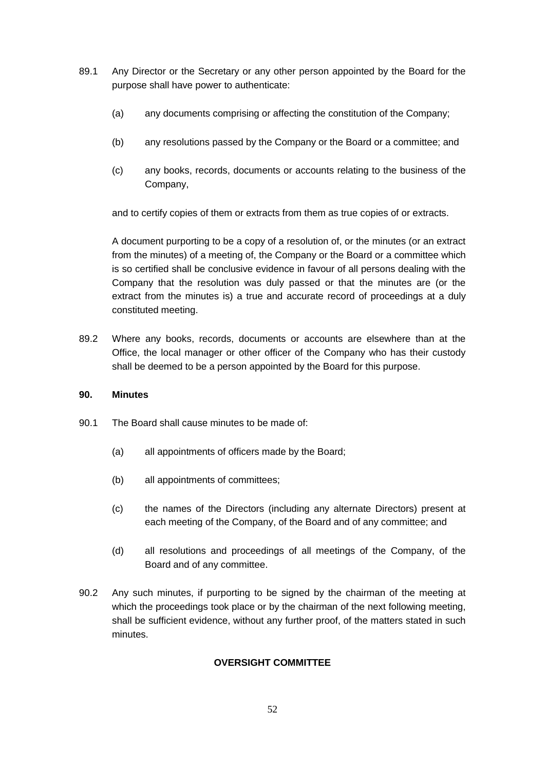89.1 Any Director or the Secretary or any other person appointed by the Board for the purpose shall have power to authenticate:

(a) any documents comprising or affecting the constitution of the Company;

(b) any resolutions passed by the Company or the Board or a committee; and

(c) any books, records, documents or accounts relating to the business of the Company,

and to certify copies of them or extracts from them as true copies of or extracts.

A document purporting to be a copy of a resolution of, or the minutes (or an extract from the minutes) of a meeting of, the Company or the Board or a committee which is so certified shall be conclusive evidence in favour of all persons dealing with the Company that the resolution was duly passed or that the minutes are (or the extract from the minutes is) a true and accurate record of proceedings at a duly constituted meeting.

89.2 Where any books, records, documents or accounts are elsewhere than at the Office, the local manager or other officer of the Company who has their custody shall be deemed to be a person appointed by the Board for this purpose.

**90. Minutes**

90.1 The Board shall cause minutes to be made of:

(a) all appointments of officers made by the Board;

(b) all appointments of committees;

(c) the names of the Directors (including any alternate Directors) present at each meeting of the Company, of the Board and of any committee; and

(d) all resolutions and proceedings of all meetings of the Company, of the Board and of any committee.

90.2 Any such minutes, if purporting to be signed by the chairman of the meeting at which the proceedings took place or by the chairman of the next following meeting, shall be sufficient evidence, without any further proof, of the matters stated in such minutes.

**OVERSIGHT COMMITTEE**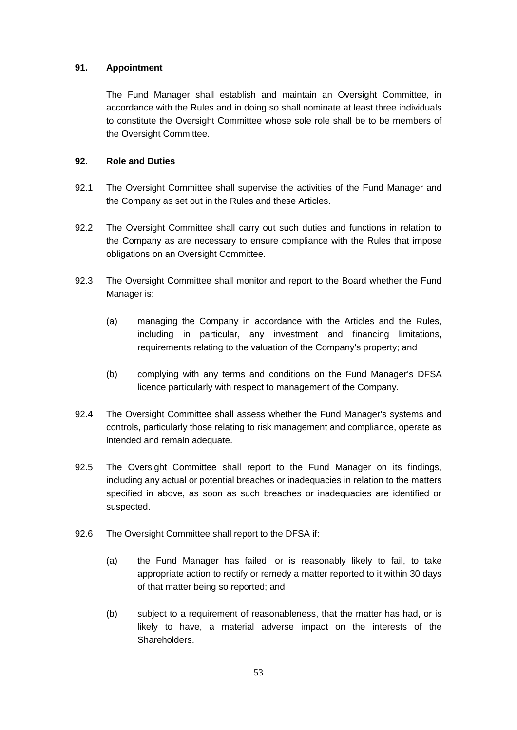### 91. Appointment

The Fund Manager shall establish and maintain an Oversight Committee, in accordance with the Rules and in doing so shall nominate at least three individuals to constitute the Oversight Committee whose sole role shall be to be members of the Oversight Committee.

### 92. Role and Duties

92.1 The Oversight Committee shall supervise the activities of the Fund Manager and the Company as set out in the Rules and these Articles.

92.2 The Oversight Committee shall carry out such duties and functions in relation to the Company as are necessary to ensure compliance with the Rules that impose obligations on an Oversight Committee.

92.3 The Oversight Committee shall monitor and report to the Board whether the Fund Manager is:

(a) managing the Company in accordance with the Articles and the Rules, including in particular, any investment and financing limitations, requirements relating to the valuation of the Company's property; and

(b) complying with any terms and conditions on the Fund Manager's DFSA licence particularly with respect to management of the Company.

92.4 The Oversight Committee shall assess whether the Fund Manager's systems and controls, particularly those relating to risk management and compliance, operate as intended and remain adequate.

92.5 The Oversight Committee shall report to the Fund Manager on its findings, including any actual or potential breaches or inadequacies in relation to the matters specified in above, as soon as such breaches or inadequacies are identified or suspected.

92.6 The Oversight Committee shall report to the DFSA if:

(a) the Fund Manager has failed, or is reasonably likely to fail, to take appropriate action to rectify or remedy a matter reported to it within 30 days of that matter being so reported; and

(b) subject to a requirement of reasonableness, that the matter has had, or is likely to have, a material adverse impact on the interests of the Shareholders.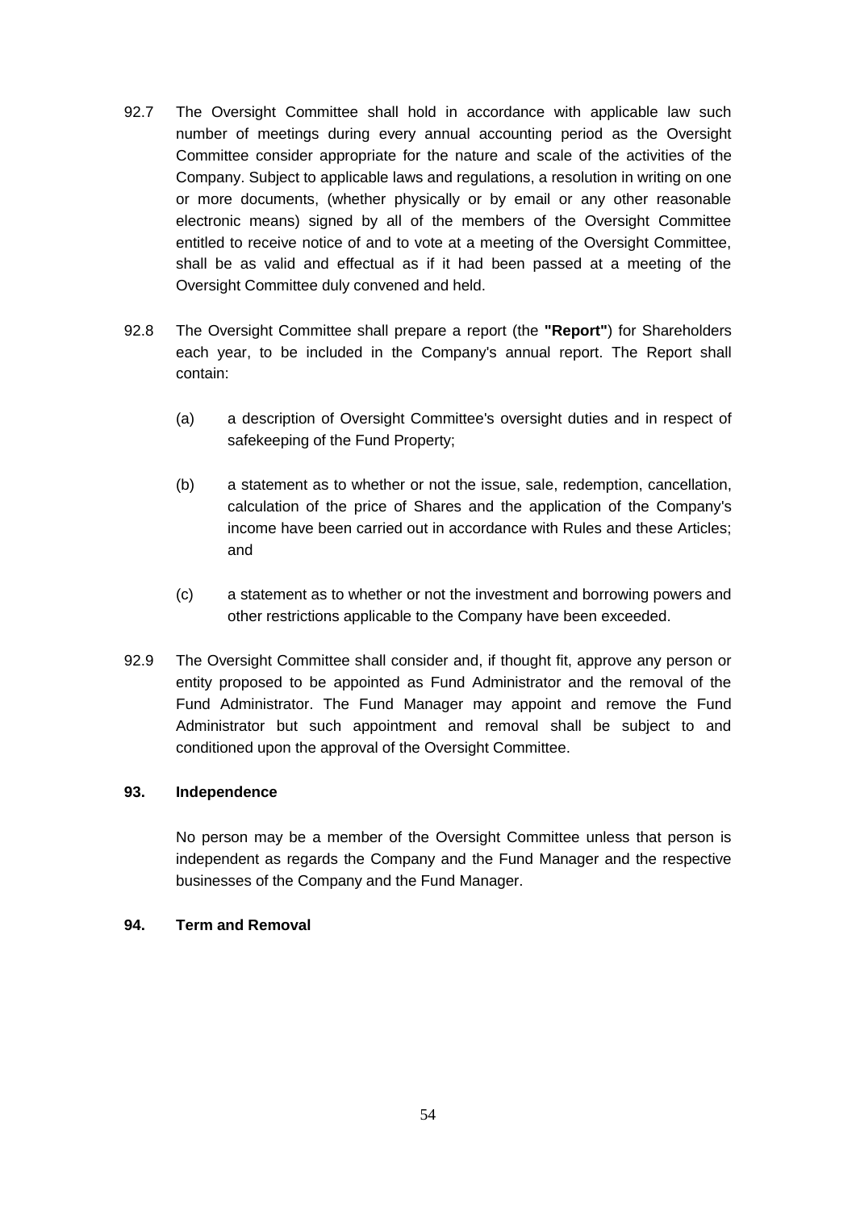92.7 The Oversight Committee shall hold in accordance with applicable law such number of meetings during every annual accounting period as the Oversight Committee consider appropriate for the nature and scale of the activities of the Company. Subject to applicable laws and regulations, a resolution in writing on one or more documents, (whether physically or by email or any other reasonable electronic means) signed by all of the members of the Oversight Committee entitled to receive notice of and to vote at a meeting of the Oversight Committee, shall be as valid and effectual as if it had been passed at a meeting of the Oversight Committee duly convened and held.

92.8 The Oversight Committee shall prepare a report (the **"Report"**) for Shareholders each year, to be included in the Company's annual report. The Report shall contain:

(a) a description of Oversight Committee's oversight duties and in respect of safekeeping of the Fund Property;

(b) a statement as to whether or not the issue, sale, redemption, cancellation, calculation of the price of Shares and the application of the Company's income have been carried out in accordance with Rules and these Articles; and

(c) a statement as to whether or not the investment and borrowing powers and other restrictions applicable to the Company have been exceeded.

92.9 The Oversight Committee shall consider and, if thought fit, approve any person or entity proposed to be appointed as Fund Administrator and the removal of the Fund Administrator. The Fund Manager may appoint and remove the Fund Administrator but such appointment and removal shall be subject to and conditioned upon the approval of the Oversight Committee.

**93. Independence**

No person may be a member of the Oversight Committee unless that person is independent as regards the Company and the Fund Manager and the respective businesses of the Company and the Fund Manager.

**94. Term and Removal**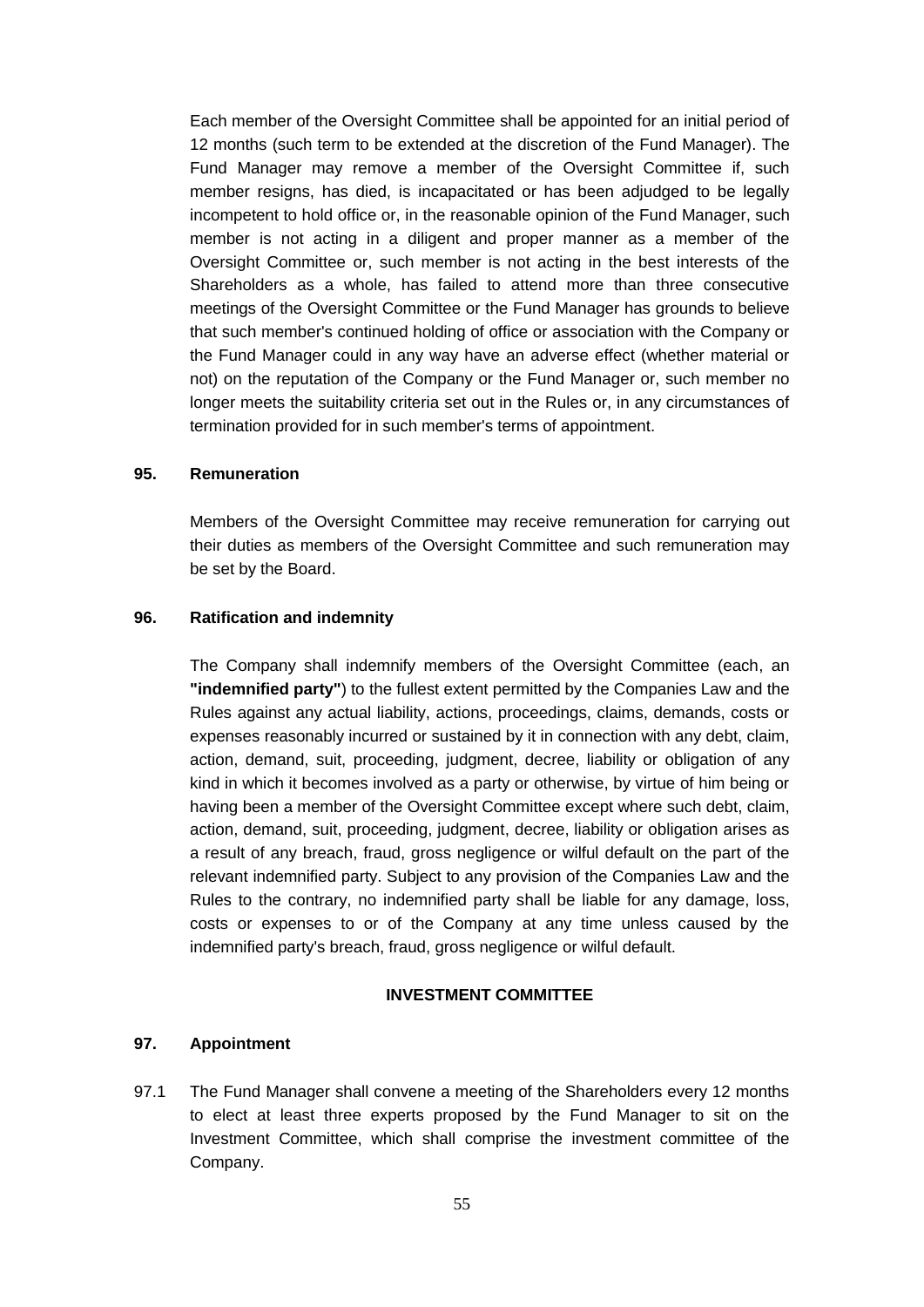Each member of the Oversight Committee shall be appointed for an initial period of 12 months (such term to be extended at the discretion of the Fund Manager). The Fund Manager may remove a member of the Oversight Committee if, such member resigns, has died, is incapacitated or has been adjudged to be legally incompetent to hold office or, in the reasonable opinion of the Fund Manager, such member is not acting in a diligent and proper manner as a member of the Oversight Committee or, such member is not acting in the best interests of the Shareholders as a whole, has failed to attend more than three consecutive meetings of the Oversight Committee or the Fund Manager has grounds to believe that such member's continued holding of office or association with the Company or the Fund Manager could in any way have an adverse effect (whether material or not) on the reputation of the Company or the Fund Manager or, such member no longer meets the suitability criteria set out in the Rules or, in any circumstances of termination provided for in such member's terms of appointment.

**95. Remuneration**

Members of the Oversight Committee may receive remuneration for carrying out their duties as members of the Oversight Committee and such remuneration may be set by the Board.

**96. Ratification and indemnity**

The Company shall indemnify members of the Oversight Committee (each, an **"indemnified party"**) to the fullest extent permitted by the Companies Law and the Rules against any actual liability, actions, proceedings, claims, demands, costs or expenses reasonably incurred or sustained by it in connection with any debt, claim, action, demand, suit, proceeding, judgment, decree, liability or obligation of any kind in which it becomes involved as a party or otherwise, by virtue of him being or having been a member of the Oversight Committee except where such debt, claim, action, demand, suit, proceeding, judgment, decree, liability or obligation arises as a result of any breach, fraud, gross negligence or wilful default on the part of the relevant indemnified party. Subject to any provision of the Companies Law and the Rules to the contrary, no indemnified party shall be liable for any damage, loss, costs or expenses to or of the Company at any time unless caused by the indemnified party's breach, fraud, gross negligence or wilful default.

**INVESTMENT COMMITTEE**

**97. Appointment**

97.1 The Fund Manager shall convene a meeting of the Shareholders every 12 months to elect at least three experts proposed by the Fund Manager to sit on the Investment Committee, which shall comprise the investment committee of the Company.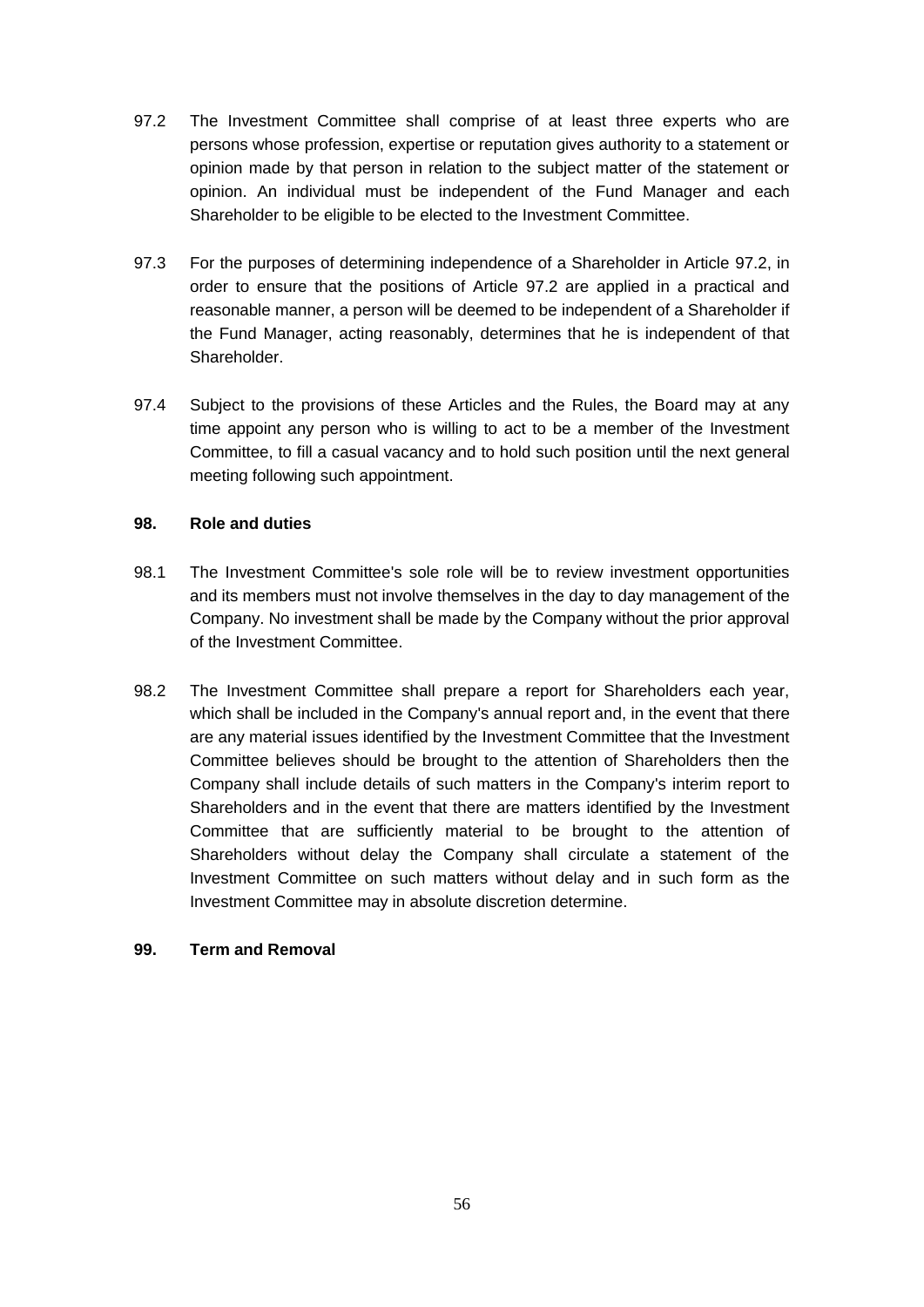97.2 The Investment Committee shall comprise of at least three experts who are persons whose profession, expertise or reputation gives authority to a statement or opinion made by that person in relation to the subject matter of the statement or opinion. An individual must be independent of the Fund Manager and each Shareholder to be eligible to be elected to the Investment Committee.

97.3 For the purposes of determining independence of a Shareholder in Article 97.2, in order to ensure that the positions of Article 97.2 are applied in a practical and reasonable manner, a person will be deemed to be independent of a Shareholder if the Fund Manager, acting reasonably, determines that he is independent of that Shareholder.

97.4 Subject to the provisions of these Articles and the Rules, the Board may at any time appoint any person who is willing to act to be a member of the Investment Committee, to fill a casual vacancy and to hold such position until the next general meeting following such appointment.

**98. Role and duties**

98.1 The Investment Committee's sole role will be to review investment opportunities and its members must not involve themselves in the day to day management of the Company. No investment shall be made by the Company without the prior approval of the Investment Committee.

98.2 The Investment Committee shall prepare a report for Shareholders each year, which shall be included in the Company's annual report and, in the event that there are any material issues identified by the Investment Committee that the Investment Committee believes should be brought to the attention of Shareholders then the Company shall include details of such matters in the Company's interim report to Shareholders and in the event that there are matters identified by the Investment Committee that are sufficiently material to be brought to the attention of Shareholders without delay the Company shall circulate a statement of the Investment Committee on such matters without delay and in such form as the Investment Committee may in absolute discretion determine.

**99. Term and Removal**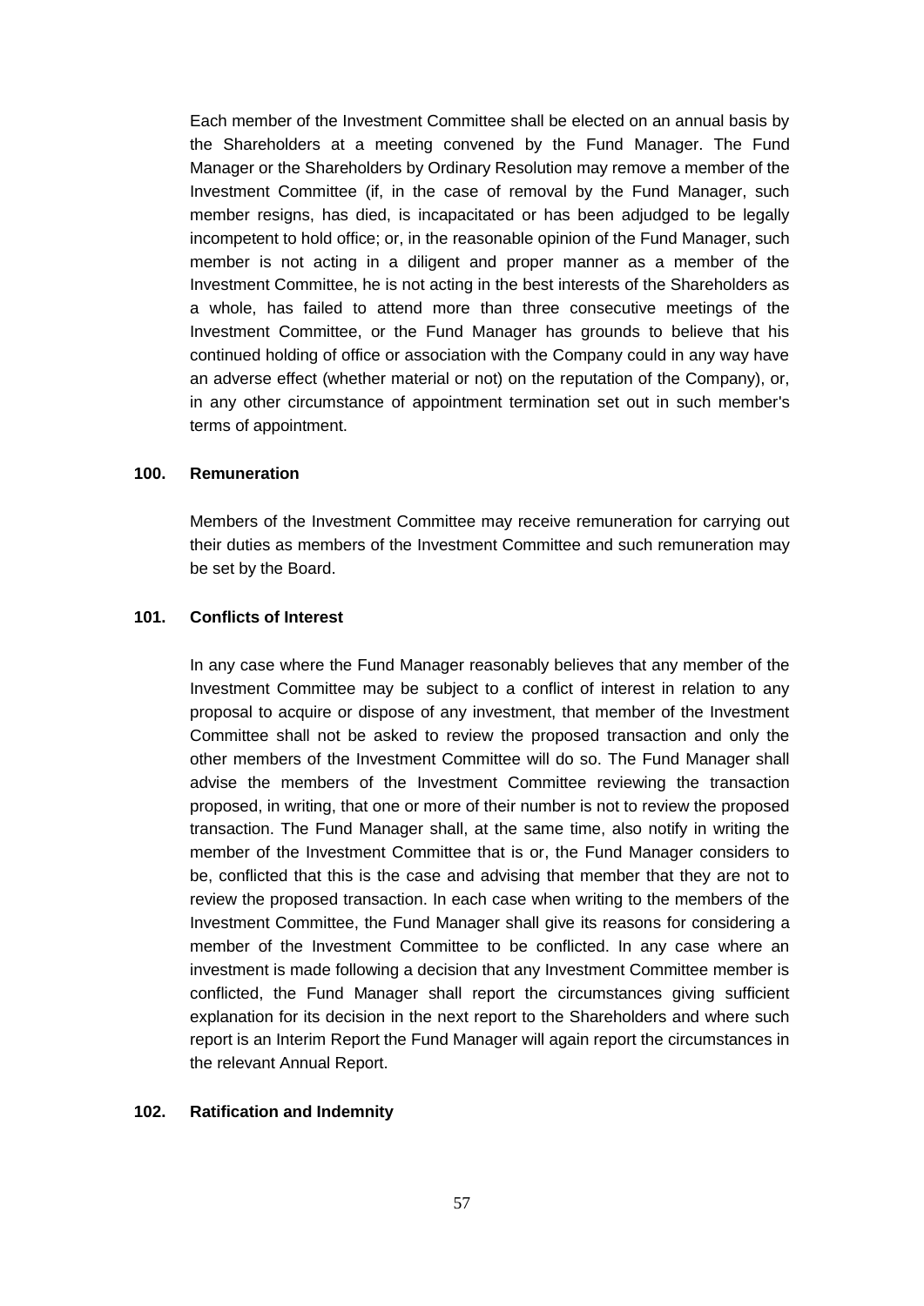Each member of the Investment Committee shall be elected on an annual basis by the Shareholders at a meeting convened by the Fund Manager. The Fund Manager or the Shareholders by Ordinary Resolution may remove a member of the Investment Committee (if, in the case of removal by the Fund Manager, such member resigns, has died, is incapacitated or has been adjudged to be legally incompetent to hold office; or, in the reasonable opinion of the Fund Manager, such member is not acting in a diligent and proper manner as a member of the Investment Committee, he is not acting in the best interests of the Shareholders as a whole, has failed to attend more than three consecutive meetings of the Investment Committee, or the Fund Manager has grounds to believe that his continued holding of office or association with the Company could in any way have an adverse effect (whether material or not) on the reputation of the Company), or, in any other circumstance of appointment termination set out in such member's terms of appointment.

### 100. Remuneration

Members of the Investment Committee may receive remuneration for carrying out their duties as members of the Investment Committee and such remuneration may be set by the Board.

### 101. Conflicts of Interest

In any case where the Fund Manager reasonably believes that any member of the Investment Committee may be subject to a conflict of interest in relation to any proposal to acquire or dispose of any investment, that member of the Investment Committee shall not be asked to review the proposed transaction and only the other members of the Investment Committee will do so. The Fund Manager shall advise the members of the Investment Committee reviewing the transaction proposed, in writing, that one or more of their number is not to review the proposed transaction. The Fund Manager shall, at the same time, also notify in writing the member of the Investment Committee that is or, the Fund Manager considers to be, conflicted that this is the case and advising that member that they are not to review the proposed transaction. In each case when writing to the members of the Investment Committee, the Fund Manager shall give its reasons for considering a member of the Investment Committee to be conflicted. In any case where an investment is made following a decision that any Investment Committee member is conflicted, the Fund Manager shall report the circumstances giving sufficient explanation for its decision in the next report to the Shareholders and where such report is an Interim Report the Fund Manager will again report the circumstances in the relevant Annual Report.

### 102. Ratification and Indemnity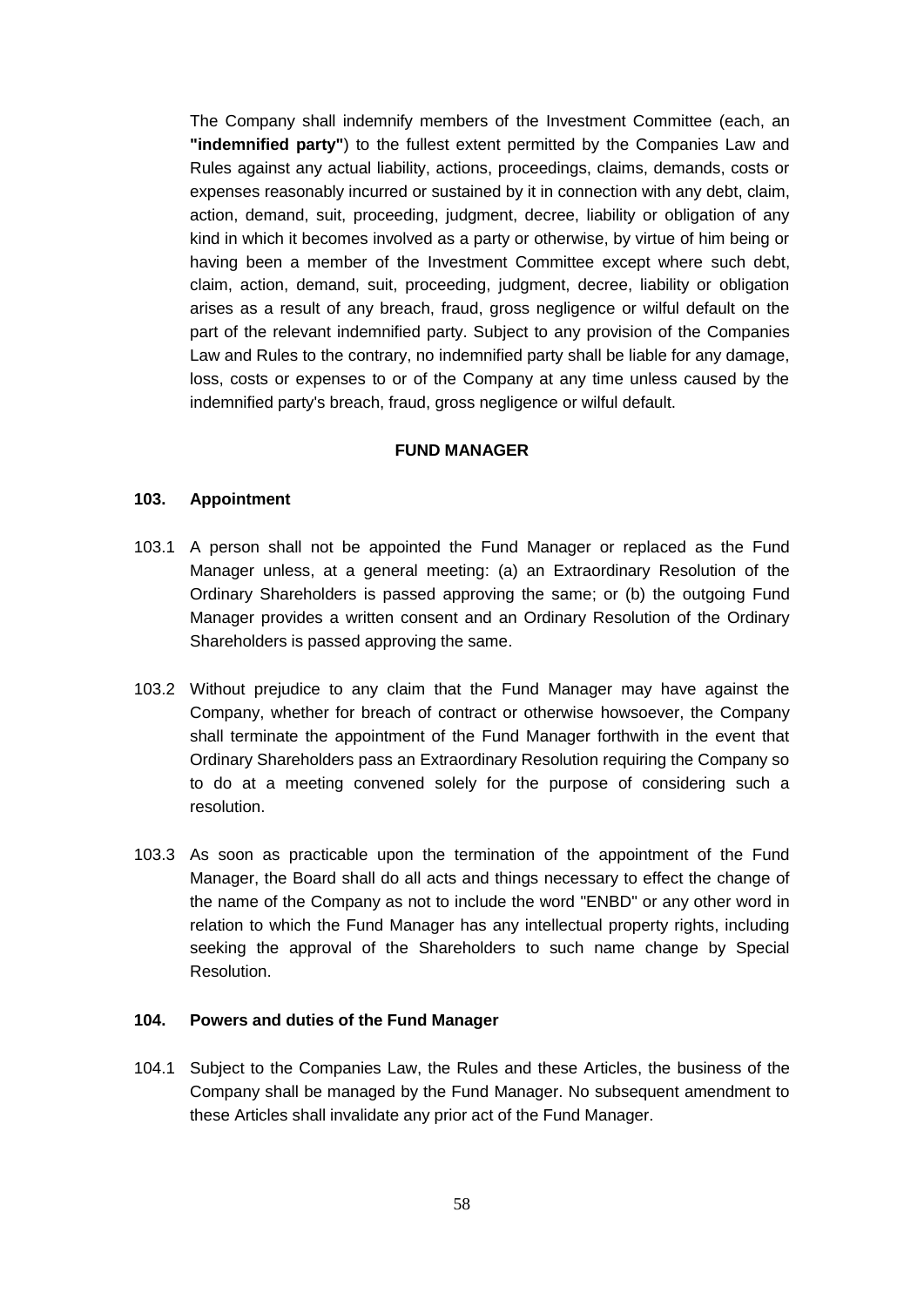The Company shall indemnify members of the Investment Committee (each, an **"indemnified party"**) to the fullest extent permitted by the Companies Law and Rules against any actual liability, actions, proceedings, claims, demands, costs or expenses reasonably incurred or sustained by it in connection with any debt, claim, action, demand, suit, proceeding, judgment, decree, liability or obligation of any kind in which it becomes involved as a party or otherwise, by virtue of him being or having been a member of the Investment Committee except where such debt, claim, action, demand, suit, proceeding, judgment, decree, liability or obligation arises as a result of any breach, fraud, gross negligence or wilful default on the part of the relevant indemnified party. Subject to any provision of the Companies Law and Rules to the contrary, no indemnified party shall be liable for any damage, loss, costs or expenses to or of the Company at any time unless caused by the indemnified party's breach, fraud, gross negligence or wilful default.

## FUND MANAGER

### 103. Appointment

103.1 A person shall not be appointed the Fund Manager or replaced as the Fund Manager unless, at a general meeting: (a) an Extraordinary Resolution of the Ordinary Shareholders is passed approving the same; or (b) the outgoing Fund Manager provides a written consent and an Ordinary Resolution of the Ordinary Shareholders is passed approving the same.

103.2 Without prejudice to any claim that the Fund Manager may have against the Company, whether for breach of contract or otherwise howsoever, the Company shall terminate the appointment of the Fund Manager forthwith in the event that Ordinary Shareholders pass an Extraordinary Resolution requiring the Company so to do at a meeting convened solely for the purpose of considering such a resolution.

103.3 As soon as practicable upon the termination of the appointment of the Fund Manager, the Board shall do all acts and things necessary to effect the change of the name of the Company as not to include the word "ENBD" or any other word in relation to which the Fund Manager has any intellectual property rights, including seeking the approval of the Shareholders to such name change by Special Resolution.

### 104. Powers and duties of the Fund Manager

104.1 Subject to the Companies Law, the Rules and these Articles, the business of the Company shall be managed by the Fund Manager. No subsequent amendment to these Articles shall invalidate any prior act of the Fund Manager.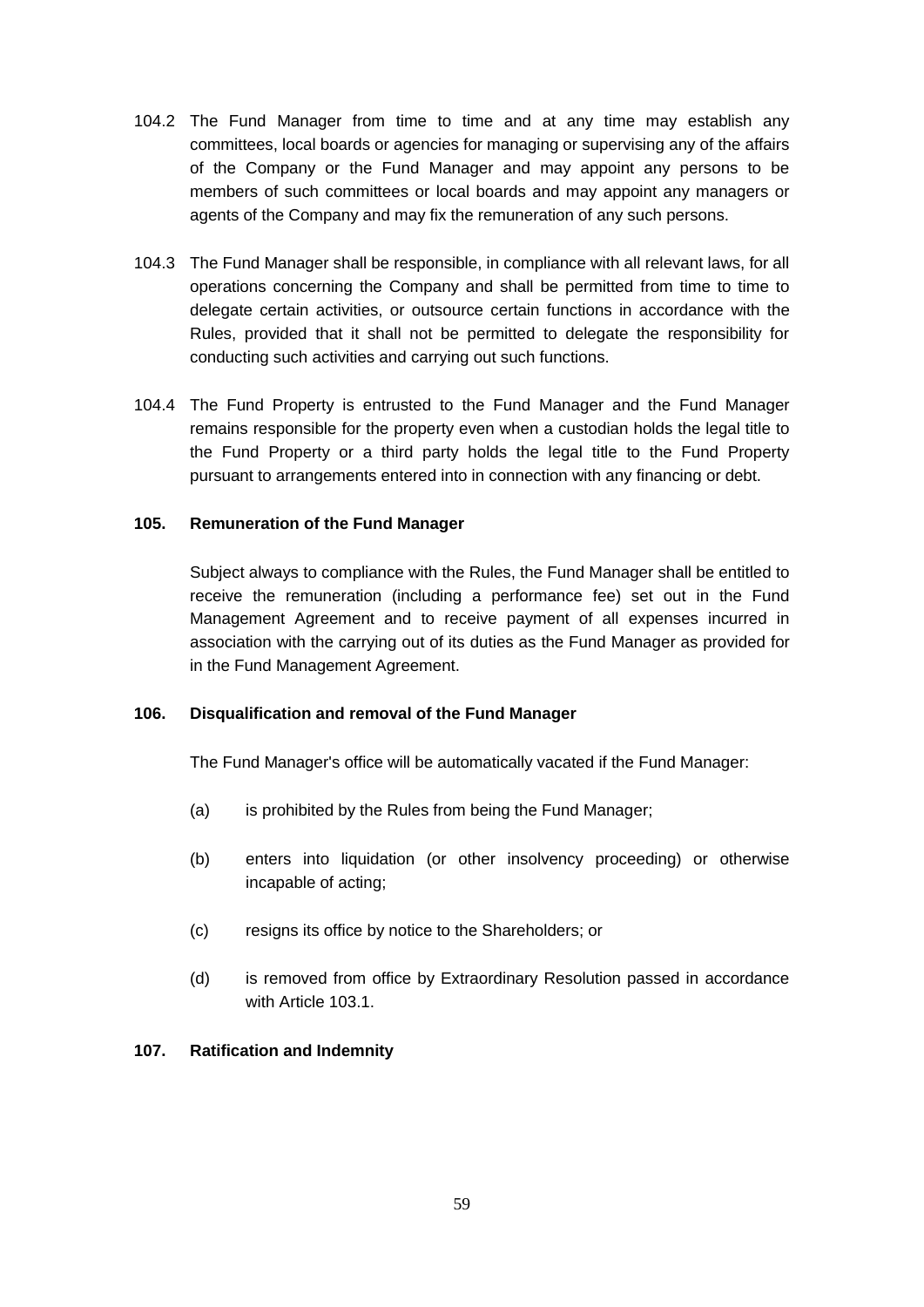104.2 The Fund Manager from time to time and at any time may establish any committees, local boards or agencies for managing or supervising any of the affairs of the Company or the Fund Manager and may appoint any persons to be members of such committees or local boards and may appoint any managers or agents of the Company and may fix the remuneration of any such persons.

104.3 The Fund Manager shall be responsible, in compliance with all relevant laws, for all operations concerning the Company and shall be permitted from time to time to delegate certain activities, or outsource certain functions in accordance with the Rules, provided that it shall not be permitted to delegate the responsibility for conducting such activities and carrying out such functions.

104.4 The Fund Property is entrusted to the Fund Manager and the Fund Manager remains responsible for the property even when a custodian holds the legal title to the Fund Property or a third party holds the legal title to the Fund Property pursuant to arrangements entered into in connection with any financing or debt.

**105. Remuneration of the Fund Manager**

Subject always to compliance with the Rules, the Fund Manager shall be entitled to receive the remuneration (including a performance fee) set out in the Fund Management Agreement and to receive payment of all expenses incurred in association with the carrying out of its duties as the Fund Manager as provided for in the Fund Management Agreement.

**106. Disqualification and removal of the Fund Manager**

The Fund Manager's office will be automatically vacated if the Fund Manager:

(a) is prohibited by the Rules from being the Fund Manager;

(b) enters into liquidation (or other insolvency proceeding) or otherwise incapable of acting;

(c) resigns its office by notice to the Shareholders; or

(d) is removed from office by Extraordinary Resolution passed in accordance with Article 103.1.

**107. Ratification and Indemnity**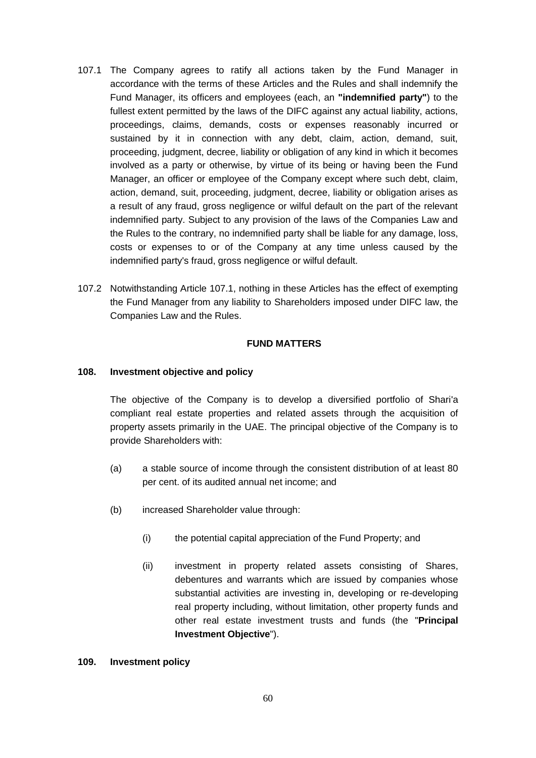107.1 The Company agrees to ratify all actions taken by the Fund Manager in accordance with the terms of these Articles and the Rules and shall indemnify the Fund Manager, its officers and employees (each, an **"indemnified party"**) to the fullest extent permitted by the laws of the DIFC against any actual liability, actions, proceedings, claims, demands, costs or expenses reasonably incurred or sustained by it in connection with any debt, claim, action, demand, suit, proceeding, judgment, decree, liability or obligation of any kind in which it becomes involved as a party or otherwise, by virtue of its being or having been the Fund Manager, an officer or employee of the Company except where such debt, claim, action, demand, suit, proceeding, judgment, decree, liability or obligation arises as a result of any fraud, gross negligence or wilful default on the part of the relevant indemnified party. Subject to any provision of the laws of the Companies Law and the Rules to the contrary, no indemnified party shall be liable for any damage, loss, costs or expenses to or of the Company at any time unless caused by the indemnified party's fraud, gross negligence or wilful default.

107.2 Notwithstanding Article 107.1, nothing in these Articles has the effect of exempting the Fund Manager from any liability to Shareholders imposed under DIFC law, the Companies Law and the Rules.

## FUND MATTERS

### 108. Investment objective and policy

The objective of the Company is to develop a diversified portfolio of Shari'a compliant real estate properties and related assets through the acquisition of property assets primarily in the UAE. The principal objective of the Company is to provide Shareholders with:

(a) a stable source of income through the consistent distribution of at least 80 per cent. of its audited annual net income; and

(b) increased Shareholder value through:

   (i) the potential capital appreciation of the Fund Property; and

   (ii) investment in property related assets consisting of Shares, debentures and warrants which are issued by companies whose substantial activities are investing in, developing or re-developing real property including, without limitation, other property funds and other real estate investment trusts and funds (the "**Principal Investment Objective**").

### 109. Investment policy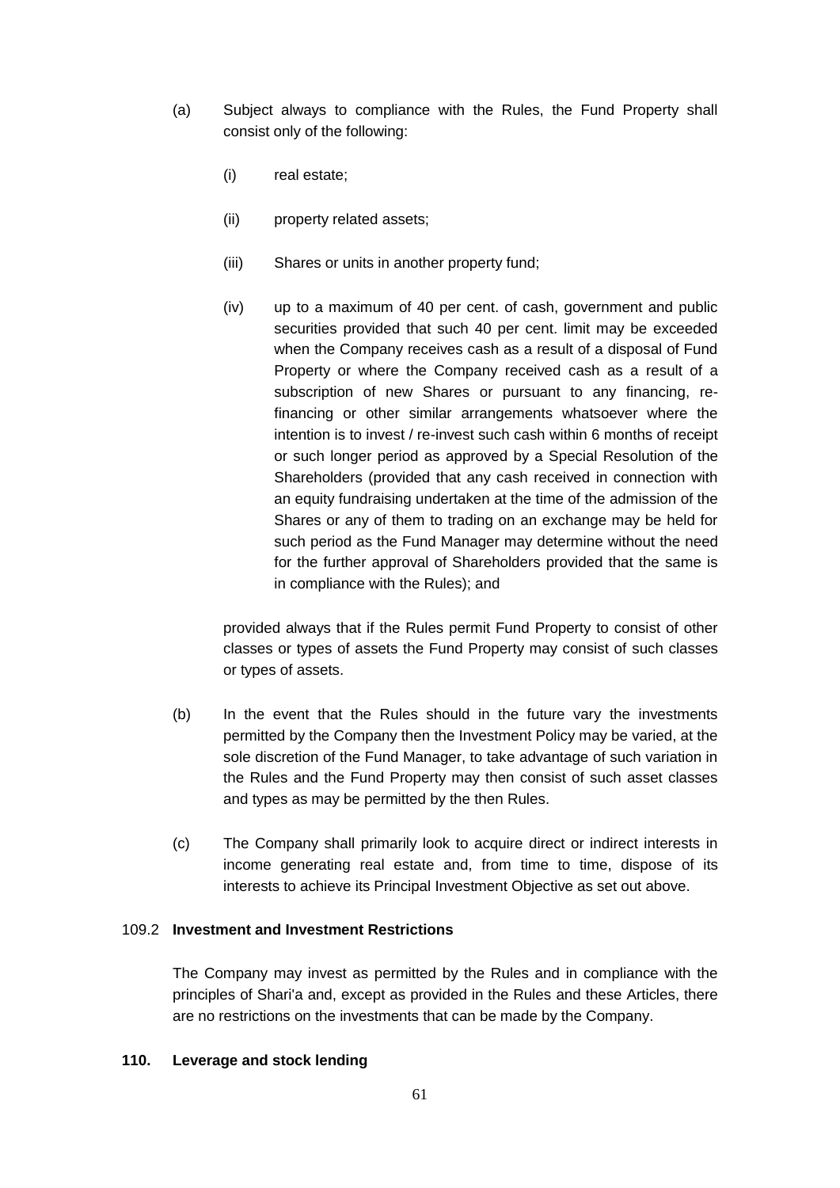(a) Subject always to compliance with the Rules, the Fund Property shall consist only of the following:

(i) real estate;

(ii) property related assets;

(iii) Shares or units in another property fund;

(iv) up to a maximum of 40 per cent. of cash, government and public securities provided that such 40 per cent. limit may be exceeded when the Company receives cash as a result of a disposal of Fund Property or where the Company received cash as a result of a subscription of new Shares or pursuant to any financing, re-financing or other similar arrangements whatsoever where the intention is to invest / re-invest such cash within 6 months of receipt or such longer period as approved by a Special Resolution of the Shareholders (provided that any cash received in connection with an equity fundraising undertaken at the time of the admission of the Shares or any of them to trading on an exchange may be held for such period as the Fund Manager may determine without the need for the further approval of Shareholders provided that the same is in compliance with the Rules); and

provided always that if the Rules permit Fund Property to consist of other classes or types of assets the Fund Property may consist of such classes or types of assets.

(b) In the event that the Rules should in the future vary the investments permitted by the Company then the Investment Policy may be varied, at the sole discretion of the Fund Manager, to take advantage of such variation in the Rules and the Fund Property may then consist of such asset classes and types as may be permitted by the then Rules.

(c) The Company shall primarily look to acquire direct or indirect interests in income generating real estate and, from time to time, dispose of its interests to achieve its Principal Investment Objective as set out above.

109.2 **Investment and Investment Restrictions**

The Company may invest as permitted by the Rules and in compliance with the principles of Shari'a and, except as provided in the Rules and these Articles, there are no restrictions on the investments that can be made by the Company.

**110. Leverage and stock lending**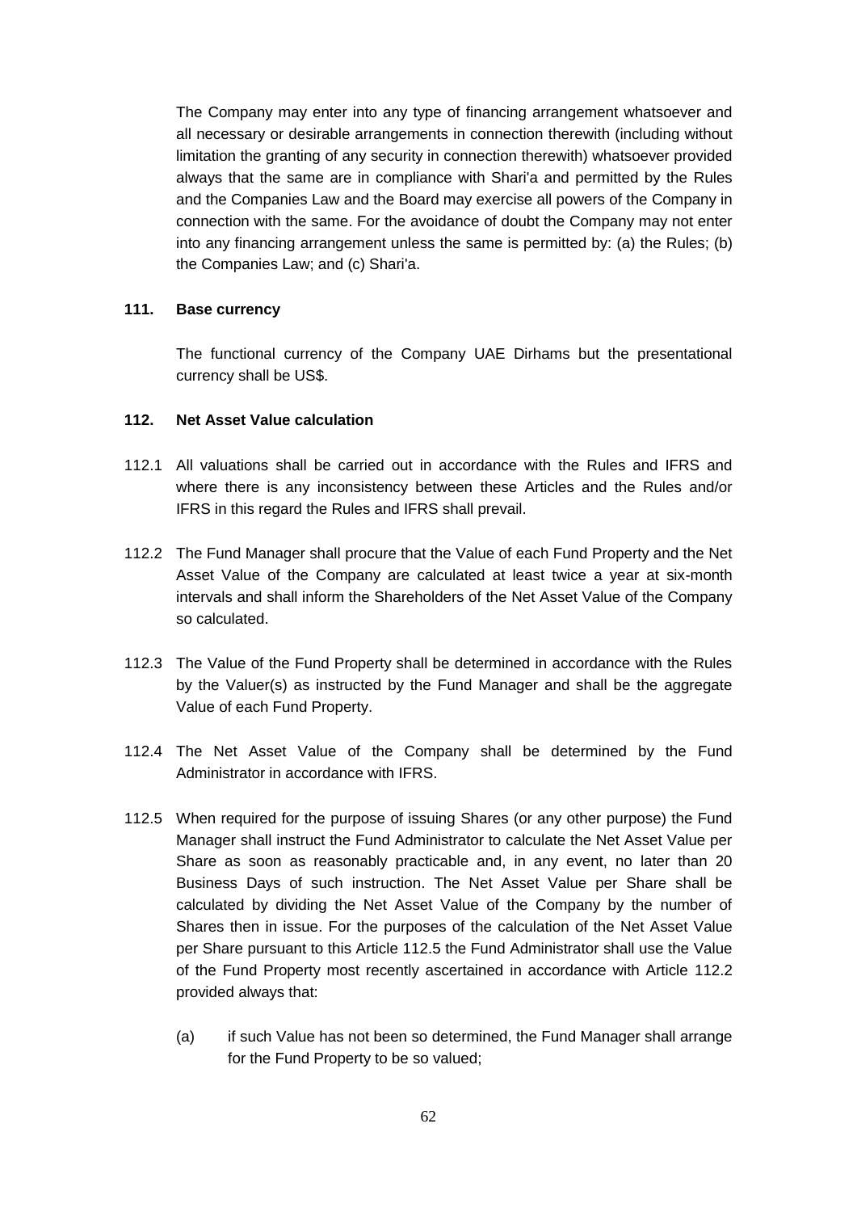The Company may enter into any type of financing arrangement whatsoever and all necessary or desirable arrangements in connection therewith (including without limitation the granting of any security in connection therewith) whatsoever provided always that the same are in compliance with Shari'a and permitted by the Rules and the Companies Law and the Board may exercise all powers of the Company in connection with the same. For the avoidance of doubt the Company may not enter into any financing arrangement unless the same is permitted by: (a) the Rules; (b) the Companies Law; and (c) Shari'a.

### 111. Base currency

The functional currency of the Company UAE Dirhams but the presentational currency shall be US$.

### 112. Net Asset Value calculation

112.1 All valuations shall be carried out in accordance with the Rules and IFRS and where there is any inconsistency between these Articles and the Rules and/or IFRS in this regard the Rules and IFRS shall prevail.

112.2 The Fund Manager shall procure that the Value of each Fund Property and the Net Asset Value of the Company are calculated at least twice a year at six-month intervals and shall inform the Shareholders of the Net Asset Value of the Company so calculated.

112.3 The Value of the Fund Property shall be determined in accordance with the Rules by the Valuer(s) as instructed by the Fund Manager and shall be the aggregate Value of each Fund Property.

112.4 The Net Asset Value of the Company shall be determined by the Fund Administrator in accordance with IFRS.

112.5 When required for the purpose of issuing Shares (or any other purpose) the Fund Manager shall instruct the Fund Administrator to calculate the Net Asset Value per Share as soon as reasonably practicable and, in any event, no later than 20 Business Days of such instruction. The Net Asset Value per Share shall be calculated by dividing the Net Asset Value of the Company by the number of Shares then in issue. For the purposes of the calculation of the Net Asset Value per Share pursuant to this Article 112.5 the Fund Administrator shall use the Value of the Fund Property most recently ascertained in accordance with Article 112.2 provided always that:

(a) if such Value has not been so determined, the Fund Manager shall arrange for the Fund Property to be so valued;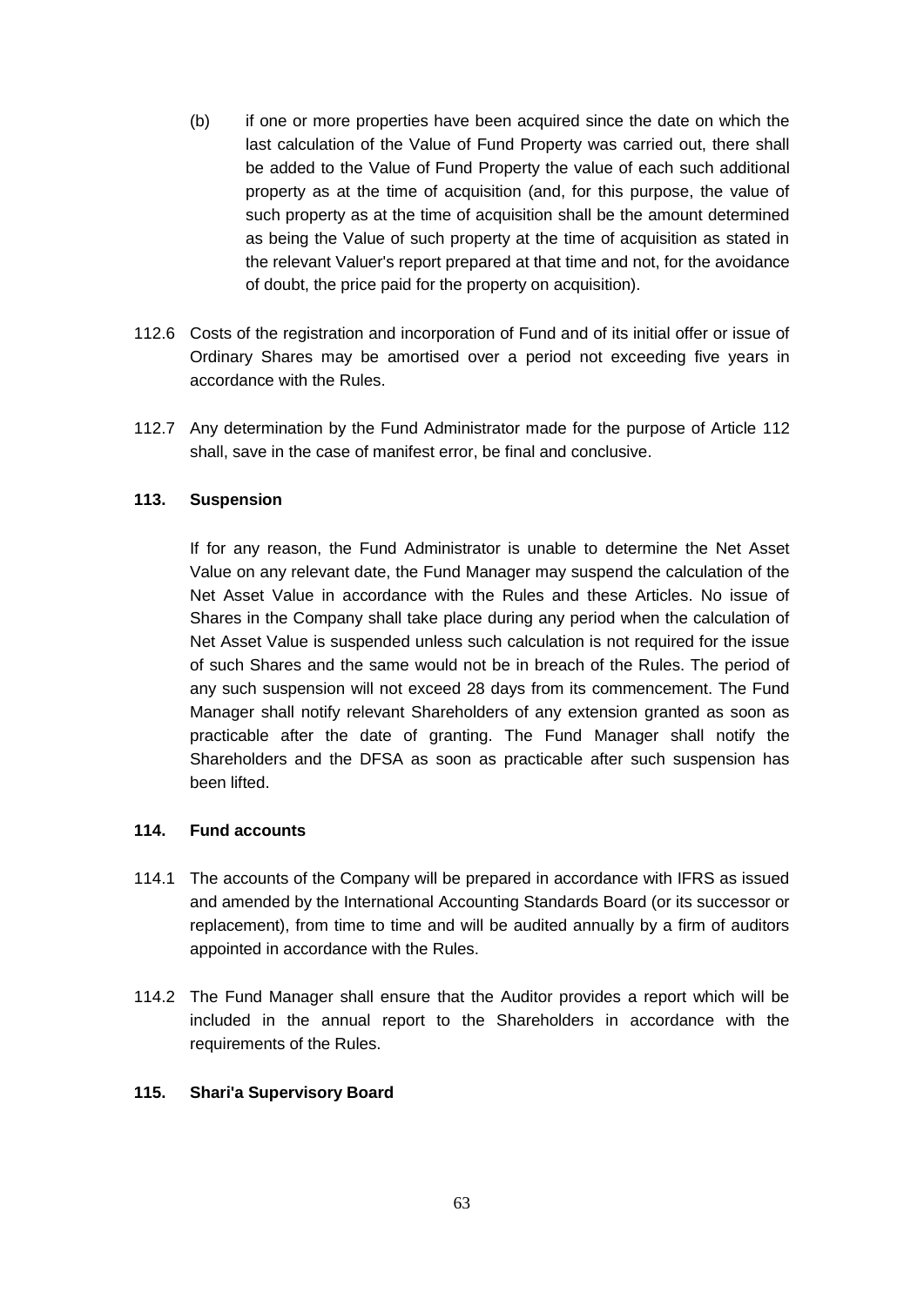(b) if one or more properties have been acquired since the date on which the last calculation of the Value of Fund Property was carried out, there shall be added to the Value of Fund Property the value of each such additional property as at the time of acquisition (and, for this purpose, the value of such property as at the time of acquisition shall be the amount determined as being the Value of such property at the time of acquisition as stated in the relevant Valuer's report prepared at that time and not, for the avoidance of doubt, the price paid for the property on acquisition).

112.6 Costs of the registration and incorporation of Fund and of its initial offer or issue of Ordinary Shares may be amortised over a period not exceeding five years in accordance with the Rules.

112.7 Any determination by the Fund Administrator made for the purpose of Article 112 shall, save in the case of manifest error, be final and conclusive.

**113. Suspension**

If for any reason, the Fund Administrator is unable to determine the Net Asset Value on any relevant date, the Fund Manager may suspend the calculation of the Net Asset Value in accordance with the Rules and these Articles. No issue of Shares in the Company shall take place during any period when the calculation of Net Asset Value is suspended unless such calculation is not required for the issue of such Shares and the same would not be in breach of the Rules. The period of any such suspension will not exceed 28 days from its commencement. The Fund Manager shall notify relevant Shareholders of any extension granted as soon as practicable after the date of granting. The Fund Manager shall notify the Shareholders and the DFSA as soon as practicable after such suspension has been lifted.

**114. Fund accounts**

114.1 The accounts of the Company will be prepared in accordance with IFRS as issued and amended by the International Accounting Standards Board (or its successor or replacement), from time to time and will be audited annually by a firm of auditors appointed in accordance with the Rules.

114.2 The Fund Manager shall ensure that the Auditor provides a report which will be included in the annual report to the Shareholders in accordance with the requirements of the Rules.

**115. Shari'a Supervisory Board**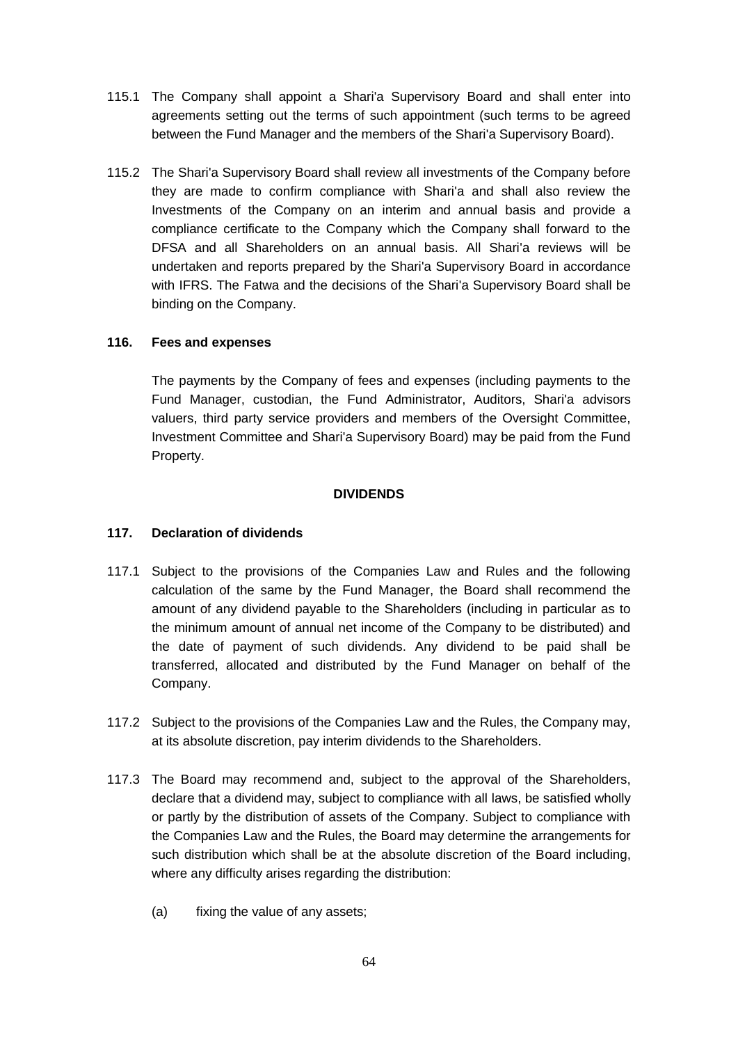115.1 The Company shall appoint a Shari'a Supervisory Board and shall enter into agreements setting out the terms of such appointment (such terms to be agreed between the Fund Manager and the members of the Shari'a Supervisory Board).

115.2 The Shari'a Supervisory Board shall review all investments of the Company before they are made to confirm compliance with Shari'a and shall also review the Investments of the Company on an interim and annual basis and provide a compliance certificate to the Company which the Company shall forward to the DFSA and all Shareholders on an annual basis. All Shari'a reviews will be undertaken and reports prepared by the Shari'a Supervisory Board in accordance with IFRS. The Fatwa and the decisions of the Shari'a Supervisory Board shall be binding on the Company.

**116. Fees and expenses**

The payments by the Company of fees and expenses (including payments to the Fund Manager, custodian, the Fund Administrator, Auditors, Shari'a advisors valuers, third party service providers and members of the Oversight Committee, Investment Committee and Shari'a Supervisory Board) may be paid from the Fund Property.

**DIVIDENDS**

**117. Declaration of dividends**

117.1 Subject to the provisions of the Companies Law and Rules and the following calculation of the same by the Fund Manager, the Board shall recommend the amount of any dividend payable to the Shareholders (including in particular as to the minimum amount of annual net income of the Company to be distributed) and the date of payment of such dividends. Any dividend to be paid shall be transferred, allocated and distributed by the Fund Manager on behalf of the Company.

117.2 Subject to the provisions of the Companies Law and the Rules, the Company may, at its absolute discretion, pay interim dividends to the Shareholders.

117.3 The Board may recommend and, subject to the approval of the Shareholders, declare that a dividend may, subject to compliance with all laws, be satisfied wholly or partly by the distribution of assets of the Company. Subject to compliance with the Companies Law and the Rules, the Board may determine the arrangements for such distribution which shall be at the absolute discretion of the Board including, where any difficulty arises regarding the distribution:

(a) fixing the value of any assets;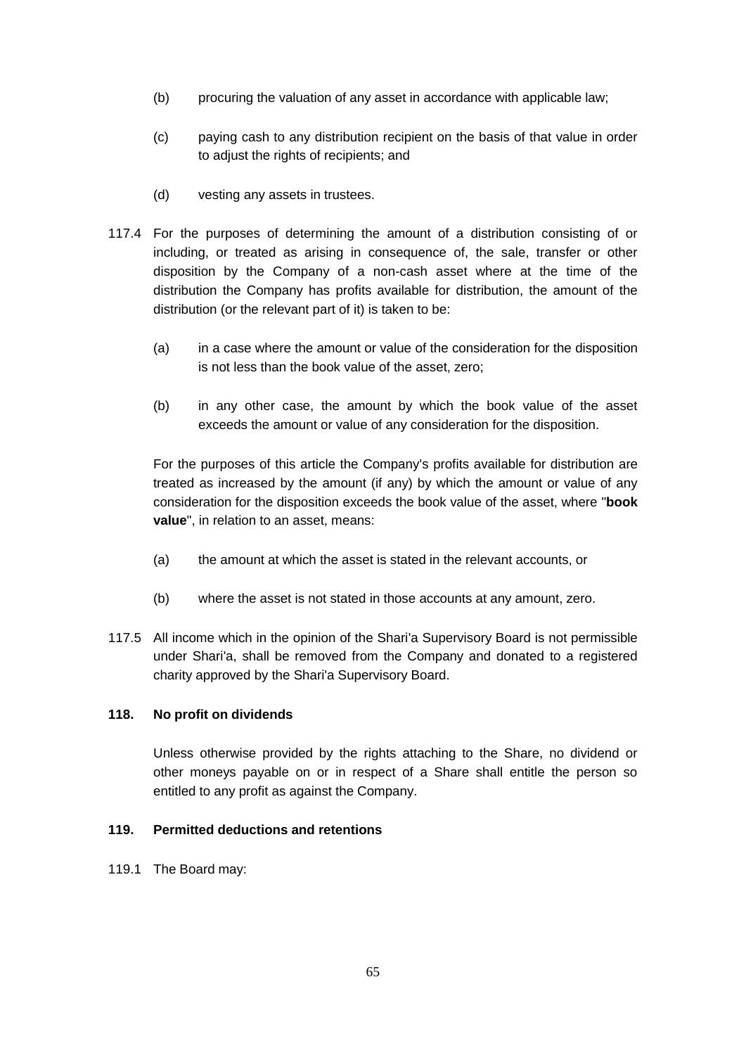(b) procuring the valuation of any asset in accordance with applicable law;

(c) paying cash to any distribution recipient on the basis of that value in order to adjust the rights of recipients; and

(d) vesting any assets in trustees.

117.4 For the purposes of determining the amount of a distribution consisting of or including, or treated as arising in consequence of, the sale, transfer or other disposition by the Company of a non-cash asset where at the time of the distribution the Company has profits available for distribution, the amount of the distribution (or the relevant part of it) is taken to be:

(a) in a case where the amount or value of the consideration for the disposition is not less than the book value of the asset, zero;

(b) in any other case, the amount by which the book value of the asset exceeds the amount or value of any consideration for the disposition.

For the purposes of this article the Company's profits available for distribution are treated as increased by the amount (if any) by which the amount or value of any consideration for the disposition exceeds the book value of the asset, where "**book value**", in relation to an asset, means:

(a) the amount at which the asset is stated in the relevant accounts, or

(b) where the asset is not stated in those accounts at any amount, zero.

117.5 All income which in the opinion of the Shari'a Supervisory Board is not permissible under Shari'a, shall be removed from the Company and donated to a registered charity approved by the Shari'a Supervisory Board.

**118. No profit on dividends**

Unless otherwise provided by the rights attaching to the Share, no dividend or other moneys payable on or in respect of a Share shall entitle the person so entitled to any profit as against the Company.

**119. Permitted deductions and retentions**

119.1 The Board may: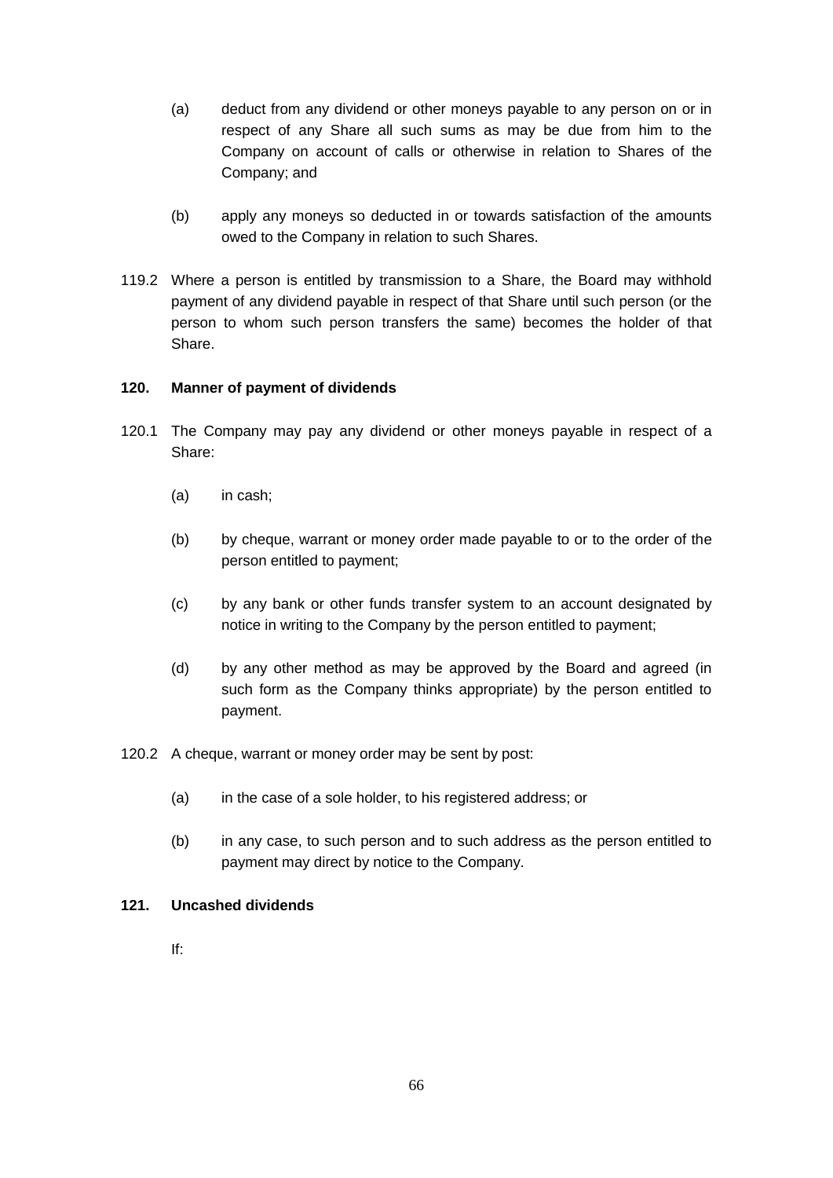(a) deduct from any dividend or other moneys payable to any person on or in respect of any Share all such sums as may be due from him to the Company on account of calls or otherwise in relation to Shares of the Company; and

(b) apply any moneys so deducted in or towards satisfaction of the amounts owed to the Company in relation to such Shares.

119.2 Where a person is entitled by transmission to a Share, the Board may withhold payment of any dividend payable in respect of that Share until such person (or the person to whom such person transfers the same) becomes the holder of that Share.

**120. Manner of payment of dividends**

120.1 The Company may pay any dividend or other moneys payable in respect of a Share:

(a) in cash;

(b) by cheque, warrant or money order made payable to or to the order of the person entitled to payment;

(c) by any bank or other funds transfer system to an account designated by notice in writing to the Company by the person entitled to payment;

(d) by any other method as may be approved by the Board and agreed (in such form as the Company thinks appropriate) by the person entitled to payment.

120.2 A cheque, warrant or money order may be sent by post:

(a) in the case of a sole holder, to his registered address; or

(b) in any case, to such person and to such address as the person entitled to payment may direct by notice to the Company.

**121. Uncashed dividends**

If: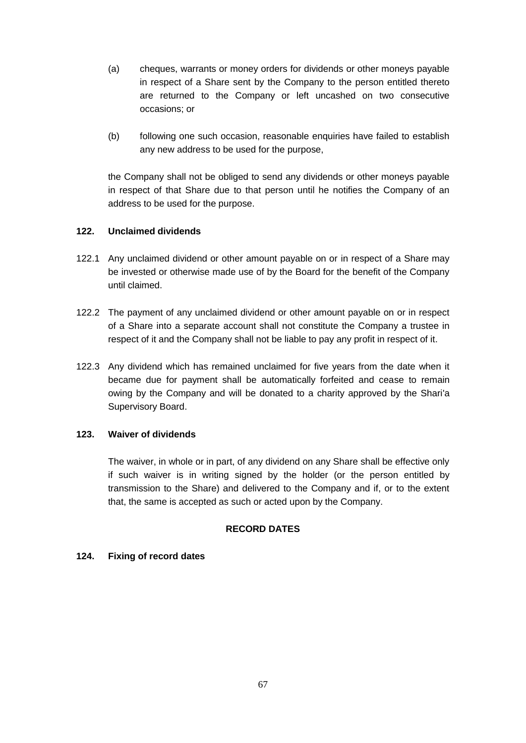(a) cheques, warrants or money orders for dividends or other moneys payable in respect of a Share sent by the Company to the person entitled thereto are returned to the Company or left uncashed on two consecutive occasions; or

(b) following one such occasion, reasonable enquiries have failed to establish any new address to be used for the purpose,

the Company shall not be obliged to send any dividends or other moneys payable in respect of that Share due to that person until he notifies the Company of an address to be used for the purpose.

**122. Unclaimed dividends**

122.1 Any unclaimed dividend or other amount payable on or in respect of a Share may be invested or otherwise made use of by the Board for the benefit of the Company until claimed.

122.2 The payment of any unclaimed dividend or other amount payable on or in respect of a Share into a separate account shall not constitute the Company a trustee in respect of it and the Company shall not be liable to pay any profit in respect of it.

122.3 Any dividend which has remained unclaimed for five years from the date when it became due for payment shall be automatically forfeited and cease to remain owing by the Company and will be donated to a charity approved by the Shari'a Supervisory Board.

**123. Waiver of dividends**

The waiver, in whole or in part, of any dividend on any Share shall be effective only if such waiver is in writing signed by the holder (or the person entitled by transmission to the Share) and delivered to the Company and if, or to the extent that, the same is accepted as such or acted upon by the Company.

**RECORD DATES**

**124. Fixing of record dates**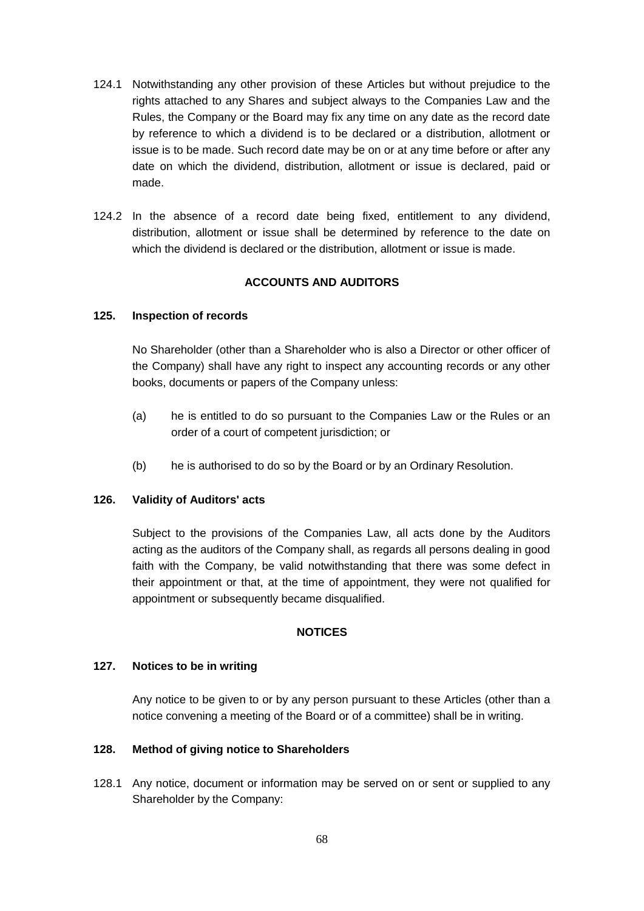124.1 Notwithstanding any other provision of these Articles but without prejudice to the rights attached to any Shares and subject always to the Companies Law and the Rules, the Company or the Board may fix any time on any date as the record date by reference to which a dividend is to be declared or a distribution, allotment or issue is to be made. Such record date may be on or at any time before or after any date on which the dividend, distribution, allotment or issue is declared, paid or made.

124.2 In the absence of a record date being fixed, entitlement to any dividend, distribution, allotment or issue shall be determined by reference to the date on which the dividend is declared or the distribution, allotment or issue is made.

## ACCOUNTS AND AUDITORS

### 125. Inspection of records

No Shareholder (other than a Shareholder who is also a Director or other officer of the Company) shall have any right to inspect any accounting records or any other books, documents or papers of the Company unless:

(a) he is entitled to do so pursuant to the Companies Law or the Rules or an order of a court of competent jurisdiction; or

(b) he is authorised to do so by the Board or by an Ordinary Resolution.

### 126. Validity of Auditors' acts

Subject to the provisions of the Companies Law, all acts done by the Auditors acting as the auditors of the Company shall, as regards all persons dealing in good faith with the Company, be valid notwithstanding that there was some defect in their appointment or that, at the time of appointment, they were not qualified for appointment or subsequently became disqualified.

## NOTICES

### 127. Notices to be in writing

Any notice to be given to or by any person pursuant to these Articles (other than a notice convening a meeting of the Board or of a committee) shall be in writing.

### 128. Method of giving notice to Shareholders

128.1 Any notice, document or information may be served on or sent or supplied to any Shareholder by the Company: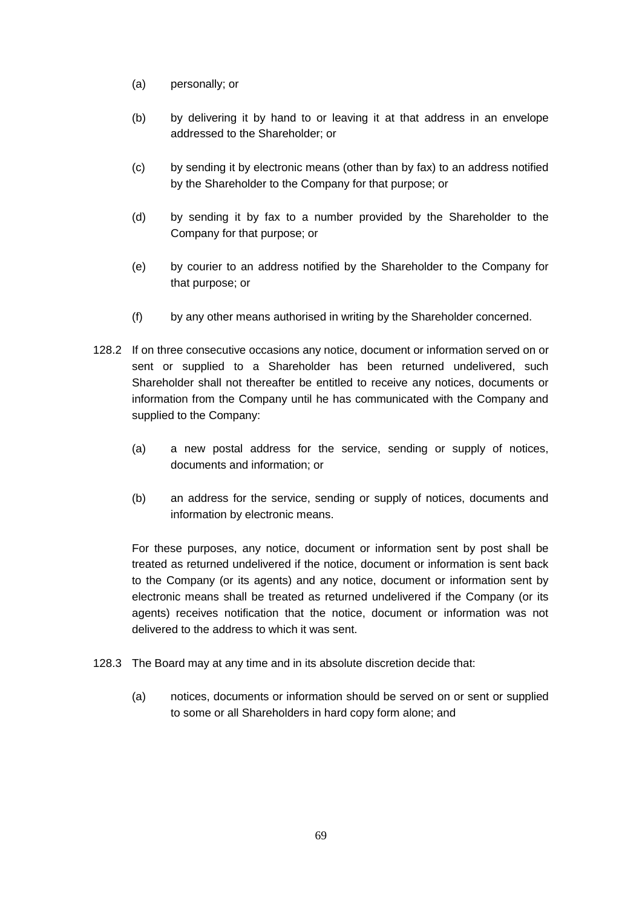(a) personally; or

(b) by delivering it by hand to or leaving it at that address in an envelope addressed to the Shareholder; or

(c) by sending it by electronic means (other than by fax) to an address notified by the Shareholder to the Company for that purpose; or

(d) by sending it by fax to a number provided by the Shareholder to the Company for that purpose; or

(e) by courier to an address notified by the Shareholder to the Company for that purpose; or

(f) by any other means authorised in writing by the Shareholder concerned.

128.2 If on three consecutive occasions any notice, document or information served on or sent or supplied to a Shareholder has been returned undelivered, such Shareholder shall not thereafter be entitled to receive any notices, documents or information from the Company until he has communicated with the Company and supplied to the Company:

(a) a new postal address for the service, sending or supply of notices, documents and information; or

(b) an address for the service, sending or supply of notices, documents and information by electronic means.

For these purposes, any notice, document or information sent by post shall be treated as returned undelivered if the notice, document or information is sent back to the Company (or its agents) and any notice, document or information sent by electronic means shall be treated as returned undelivered if the Company (or its agents) receives notification that the notice, document or information was not delivered to the address to which it was sent.

128.3 The Board may at any time and in its absolute discretion decide that:

(a) notices, documents or information should be served on or sent or supplied to some or all Shareholders in hard copy form alone; and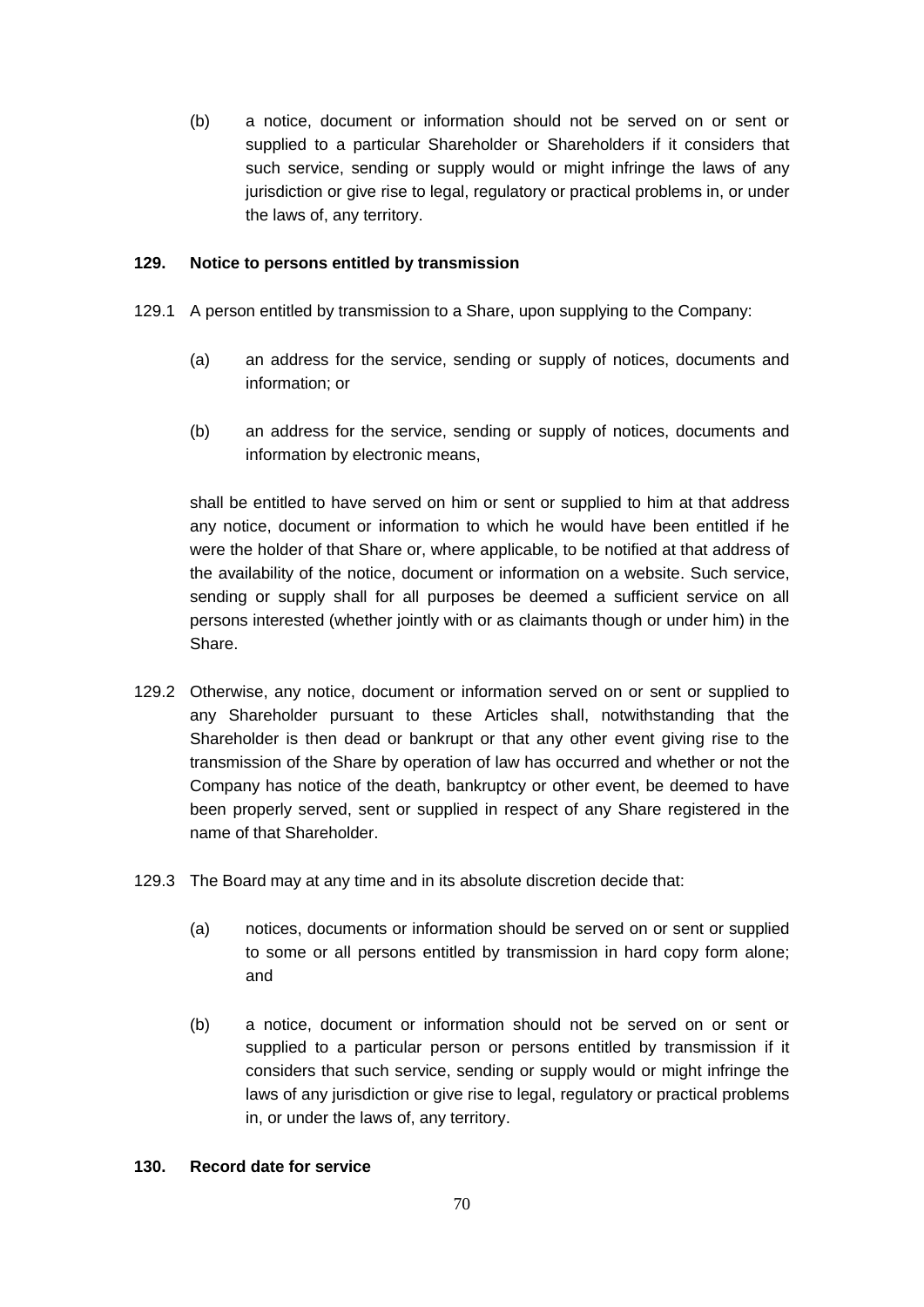(b) a notice, document or information should not be served on or sent or supplied to a particular Shareholder or Shareholders if it considers that such service, sending or supply would or might infringe the laws of any jurisdiction or give rise to legal, regulatory or practical problems in, or under the laws of, any territory.

**129. Notice to persons entitled by transmission**

129.1 A person entitled by transmission to a Share, upon supplying to the Company:

(a) an address for the service, sending or supply of notices, documents and information; or

(b) an address for the service, sending or supply of notices, documents and information by electronic means,

shall be entitled to have served on him or sent or supplied to him at that address any notice, document or information to which he would have been entitled if he were the holder of that Share or, where applicable, to be notified at that address of the availability of the notice, document or information on a website. Such service, sending or supply shall for all purposes be deemed a sufficient service on all persons interested (whether jointly with or as claimants though or under him) in the Share.

129.2 Otherwise, any notice, document or information served on or sent or supplied to any Shareholder pursuant to these Articles shall, notwithstanding that the Shareholder is then dead or bankrupt or that any other event giving rise to the transmission of the Share by operation of law has occurred and whether or not the Company has notice of the death, bankruptcy or other event, be deemed to have been properly served, sent or supplied in respect of any Share registered in the name of that Shareholder.

129.3 The Board may at any time and in its absolute discretion decide that:

(a) notices, documents or information should be served on or sent or supplied to some or all persons entitled by transmission in hard copy form alone; and

(b) a notice, document or information should not be served on or sent or supplied to a particular person or persons entitled by transmission if it considers that such service, sending or supply would or might infringe the laws of any jurisdiction or give rise to legal, regulatory or practical problems in, or under the laws of, any territory.

**130. Record date for service**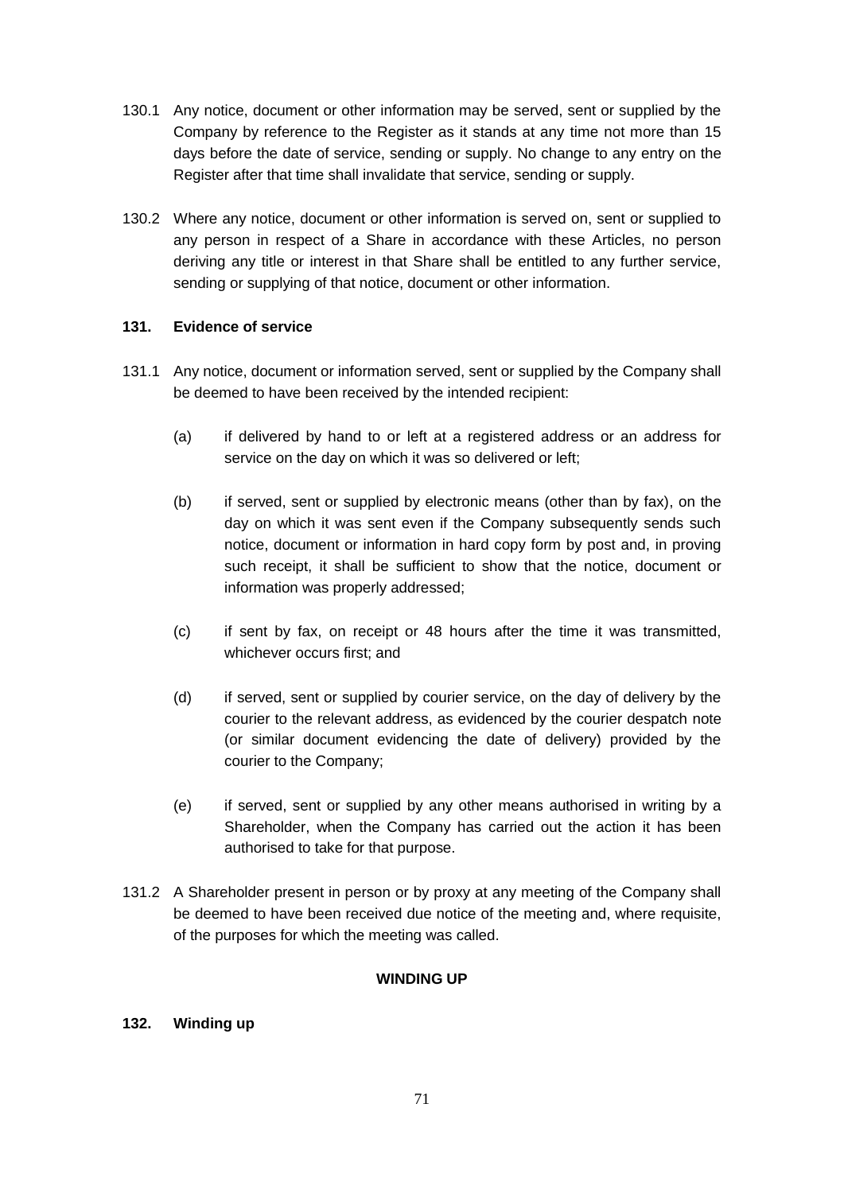130.1 Any notice, document or other information may be served, sent or supplied by the Company by reference to the Register as it stands at any time not more than 15 days before the date of service, sending or supply. No change to any entry on the Register after that time shall invalidate that service, sending or supply.

130.2 Where any notice, document or other information is served on, sent or supplied to any person in respect of a Share in accordance with these Articles, no person deriving any title or interest in that Share shall be entitled to any further service, sending or supplying of that notice, document or other information.

**131. Evidence of service**

131.1 Any notice, document or information served, sent or supplied by the Company shall be deemed to have been received by the intended recipient:

(a) if delivered by hand to or left at a registered address or an address for service on the day on which it was so delivered or left;

(b) if served, sent or supplied by electronic means (other than by fax), on the day on which it was sent even if the Company subsequently sends such notice, document or information in hard copy form by post and, in proving such receipt, it shall be sufficient to show that the notice, document or information was properly addressed;

(c) if sent by fax, on receipt or 48 hours after the time it was transmitted, whichever occurs first; and

(d) if served, sent or supplied by courier service, on the day of delivery by the courier to the relevant address, as evidenced by the courier despatch note (or similar document evidencing the date of delivery) provided by the courier to the Company;

(e) if served, sent or supplied by any other means authorised in writing by a Shareholder, when the Company has carried out the action it has been authorised to take for that purpose.

131.2 A Shareholder present in person or by proxy at any meeting of the Company shall be deemed to have been received due notice of the meeting and, where requisite, of the purposes for which the meeting was called.

**WINDING UP**

**132. Winding up**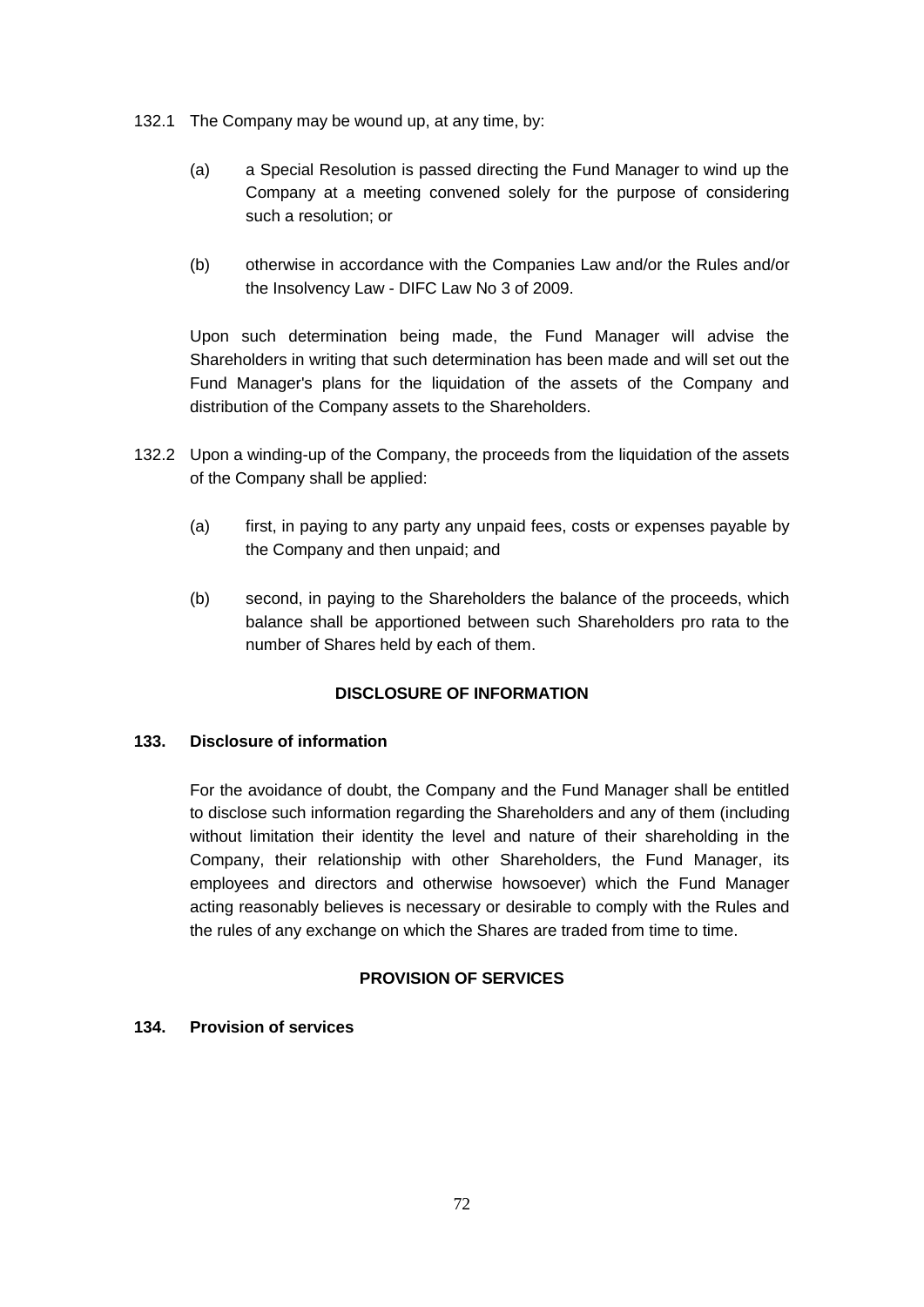132.1 The Company may be wound up, at any time, by:

(a) a Special Resolution is passed directing the Fund Manager to wind up the Company at a meeting convened solely for the purpose of considering such a resolution; or

(b) otherwise in accordance with the Companies Law and/or the Rules and/or the Insolvency Law - DIFC Law No 3 of 2009.

Upon such determination being made, the Fund Manager will advise the Shareholders in writing that such determination has been made and will set out the Fund Manager's plans for the liquidation of the assets of the Company and distribution of the Company assets to the Shareholders.

132.2 Upon a winding-up of the Company, the proceeds from the liquidation of the assets of the Company shall be applied:

(a) first, in paying to any party any unpaid fees, costs or expenses payable by the Company and then unpaid; and

(b) second, in paying to the Shareholders the balance of the proceeds, which balance shall be apportioned between such Shareholders pro rata to the number of Shares held by each of them.

## DISCLOSURE OF INFORMATION

### 133. Disclosure of information

For the avoidance of doubt, the Company and the Fund Manager shall be entitled to disclose such information regarding the Shareholders and any of them (including without limitation their identity the level and nature of their shareholding in the Company, their relationship with other Shareholders, the Fund Manager, its employees and directors and otherwise howsoever) which the Fund Manager acting reasonably believes is necessary or desirable to comply with the Rules and the rules of any exchange on which the Shares are traded from time to time.

## PROVISION OF SERVICES

### 134. Provision of services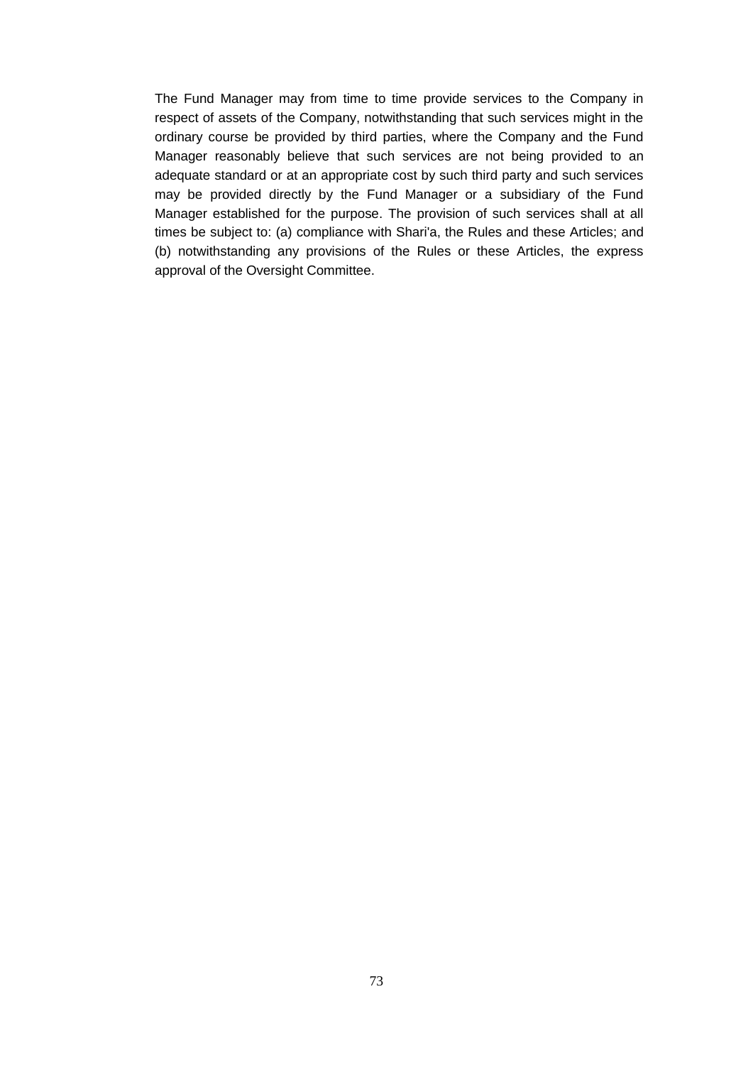The Fund Manager may from time to time provide services to the Company in respect of assets of the Company, notwithstanding that such services might in the ordinary course be provided by third parties, where the Company and the Fund Manager reasonably believe that such services are not being provided to an adequate standard or at an appropriate cost by such third party and such services may be provided directly by the Fund Manager or a subsidiary of the Fund Manager established for the purpose. The provision of such services shall at all times be subject to: (a) compliance with Shari'a, the Rules and these Articles; and (b) notwithstanding any provisions of the Rules or these Articles, the express approval of the Oversight Committee.